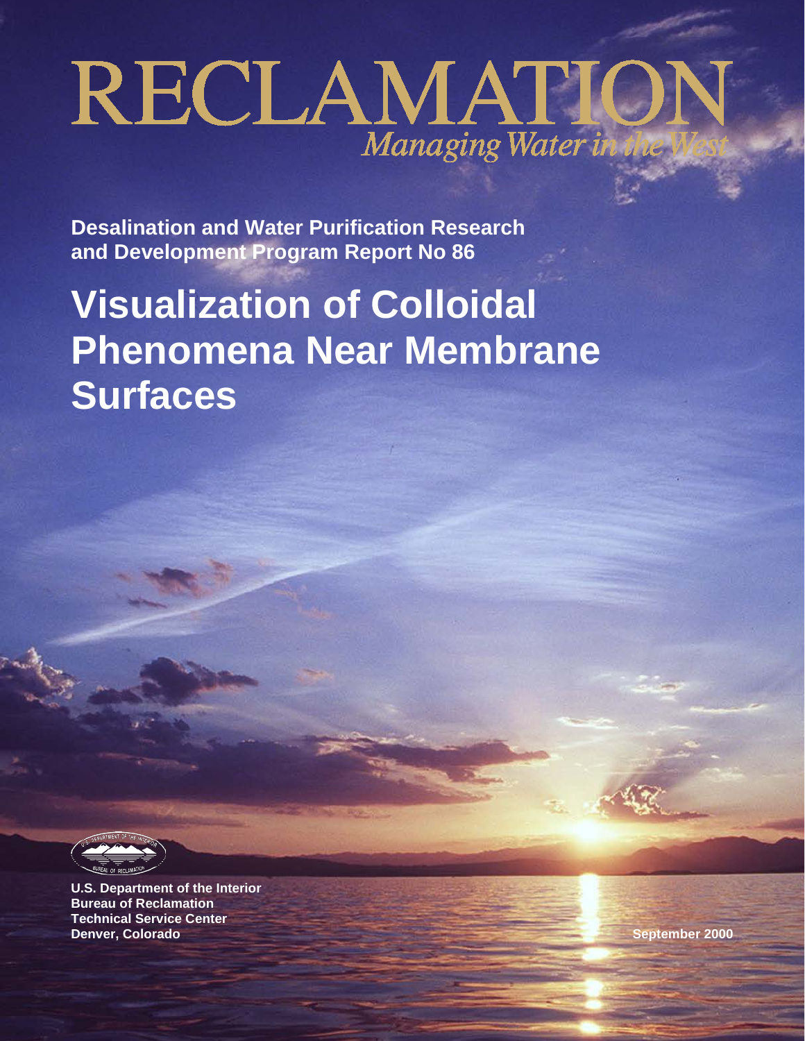# RECLAMATION

*Managing Water in the West*

**Desalination and Water Purification Research and Development Program Report No 86**

# Visualization of Colloidal Phenomena Near Membrane Surfaces

**U.S. Department of the Interior**
**Bureau of Reclamation**
**Technical Service Center**
**Denver, Colorado**

**September 2000**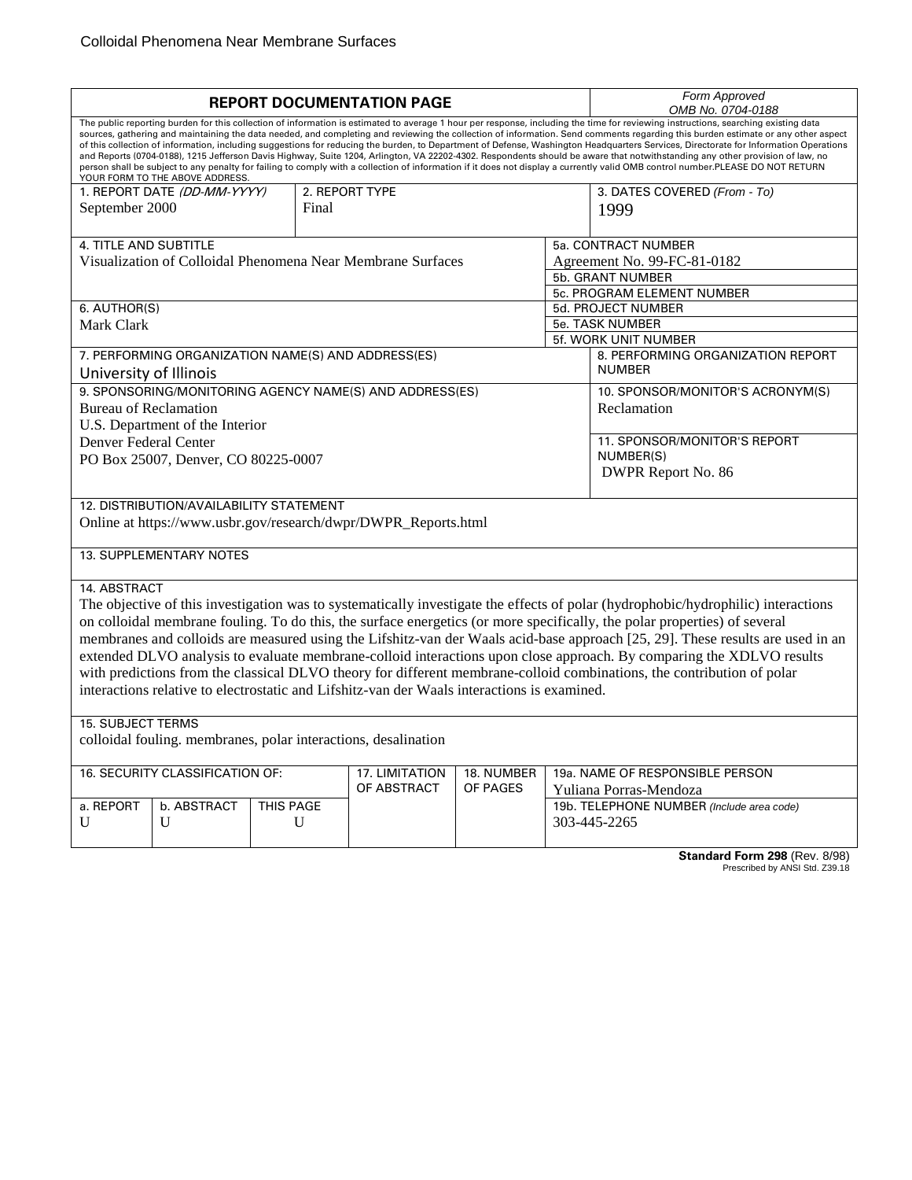| **REPORT DOCUMENTATION PAGE** | | | | | *Form Approved OMB No. 0704-0188* |
|---|---|---|---|---|---|

The public reporting burden for this collection of information is estimated to average 1 hour per response, including the time for reviewing instructions, searching existing data sources, gathering and maintaining the data needed, and completing and reviewing the collection of information. Send comments regarding this burden estimate or any other aspect of this collection of information, including suggestions for reducing the burden, to Department of Defense, Washington Headquarters Services, Directorate for Information Operations and Reports (0704-0188), 1215 Jefferson Davis Highway, Suite 1204, Arlington, VA 22202-4302. Respondents should be aware that notwithstanding any other provision of law, no person shall be subject to any penalty for failing to comply with a collection of information if it does not display a currently valid OMB control number.PLEASE DO NOT RETURN YOUR FORM TO THE ABOVE ADDRESS.

| 1. REPORT DATE *(DD-MM-YYYY)* | 2. REPORT TYPE | 3. DATES COVERED *(From - To)* |
|---|---|---|
| September 2000 | Final | 1999 |

| 4. TITLE AND SUBTITLE | 5a. CONTRACT NUMBER |
|---|---|
| Visualization of Colloidal Phenomena Near Membrane Surfaces | Agreement No. 99-FC-81-0182 |
| | 5b. GRANT NUMBER |
| | 5c. PROGRAM ELEMENT NUMBER |
| 6. AUTHOR(S) | 5d. PROJECT NUMBER |
| Mark Clark | 5e. TASK NUMBER |
| | 5f. WORK UNIT NUMBER |

| 7. PERFORMING ORGANIZATION NAME(S) AND ADDRESS(ES) | 8. PERFORMING ORGANIZATION REPORT NUMBER |
|---|---|
| University of Illinois | |

| 9. SPONSORING/MONITORING AGENCY NAME(S) AND ADDRESS(ES) | 10. SPONSOR/MONITOR'S ACRONYM(S) |
|---|---|
| Bureau of Reclamation<br>U.S. Department of the Interior<br>Denver Federal Center<br>PO Box 25007, Denver, CO 80225-0007 | Reclamation |
| | 11. SPONSOR/MONITOR'S REPORT NUMBER(S)<br>DWPR Report No. 86 |

12. DISTRIBUTION/AVAILABILITY STATEMENT

Online at https://www.usbr.gov/research/dwpr/DWPR_Reports.html

13. SUPPLEMENTARY NOTES

14. ABSTRACT

The objective of this investigation was to systematically investigate the effects of polar (hydrophobic/hydrophilic) interactions on colloidal membrane fouling. To do this, the surface energetics (or more specifically, the polar properties) of several membranes and colloids are measured using the Lifshitz-van der Waals acid-base approach [25, 29]. These results are used in an extended DLVO analysis to evaluate membrane-colloid interactions upon close approach. By comparing the XDLVO results with predictions from the classical DLVO theory for different membrane-colloid combinations, the contribution of polar interactions relative to electrostatic and Lifshitz-van der Waals interactions is examined.

15. SUBJECT TERMS

colloidal fouling. membranes, polar interactions, desalination

| 16. SECURITY CLASSIFICATION OF: | | | 17. LIMITATION OF ABSTRACT | 18. NUMBER OF PAGES | 19a. NAME OF RESPONSIBLE PERSON |
|---|---|---|---|---|---|
| a. REPORT | b. ABSTRACT | THIS PAGE | | | Yuliana Porras-Mendoza |
| U | U | U | | | 19b. TELEPHONE NUMBER *(Include area code)*<br>303-445-2265 |

**Standard Form 298** (Rev. 8/98)
Prescribed by ANSI Std. Z39.18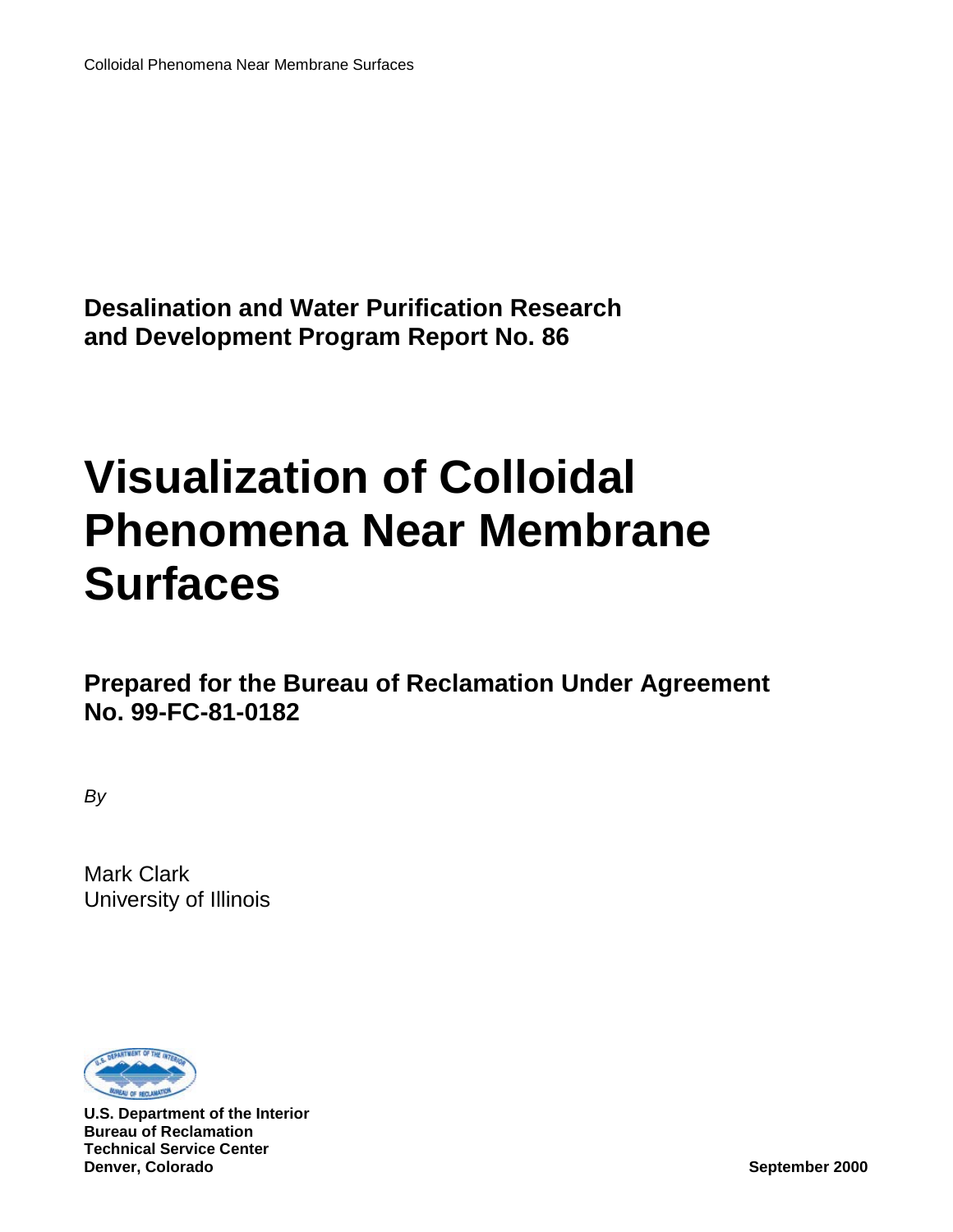**Desalination and Water Purification Research and Development Program Report No. 86**

# Visualization of Colloidal Phenomena Near Membrane Surfaces

**Prepared for the Bureau of Reclamation Under Agreement No. 99-FC-81-0182**

*By*

Mark Clark
University of Illinois

**U.S. Department of the Interior**
**Bureau of Reclamation**
**Technical Service Center**
**Denver, Colorado**

**September 2000**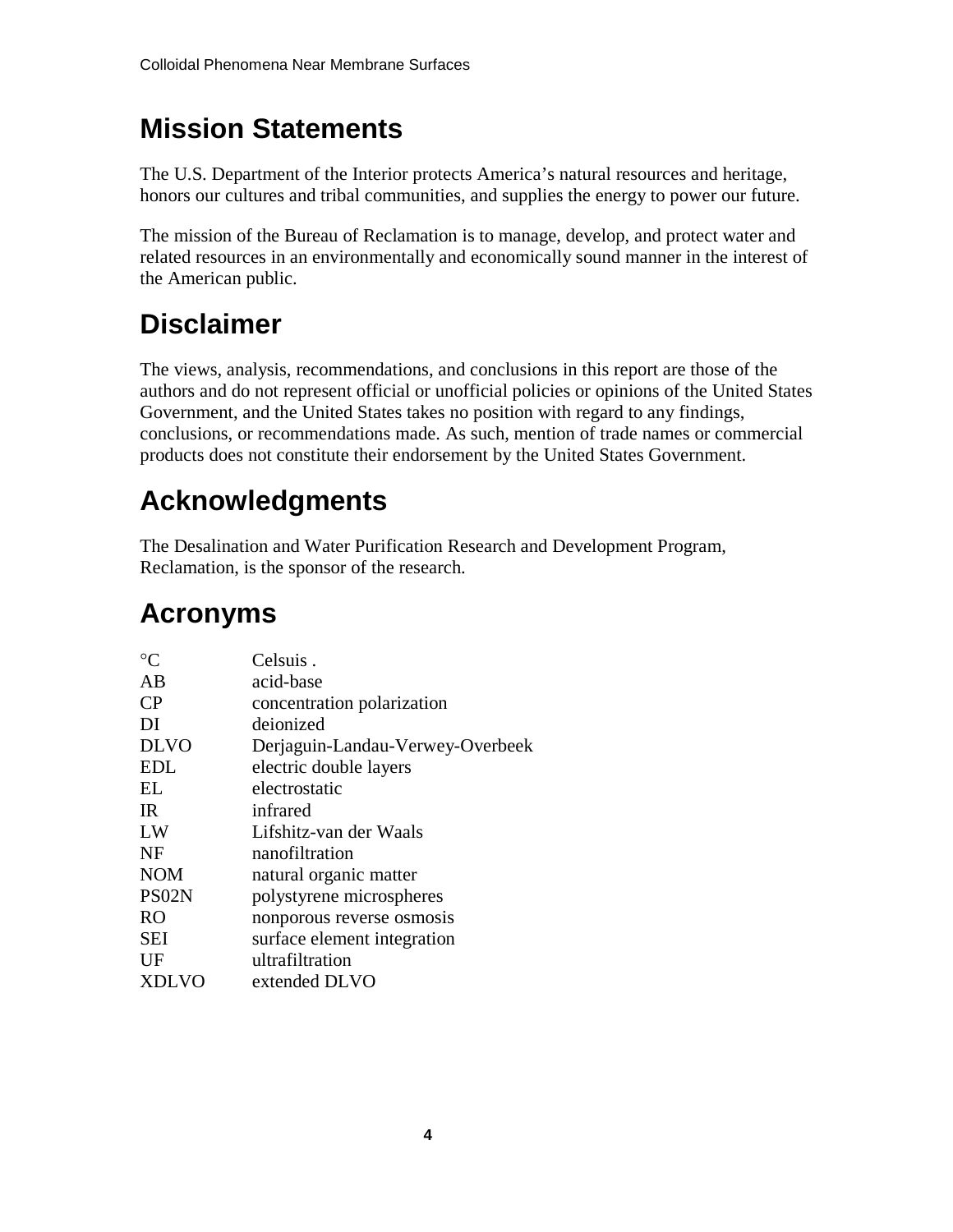# Mission Statements

The U.S. Department of the Interior protects America's natural resources and heritage, honors our cultures and tribal communities, and supplies the energy to power our future.

The mission of the Bureau of Reclamation is to manage, develop, and protect water and related resources in an environmentally and economically sound manner in the interest of the American public.

# Disclaimer

The views, analysis, recommendations, and conclusions in this report are those of the authors and do not represent official or unofficial policies or opinions of the United States Government, and the United States takes no position with regard to any findings, conclusions, or recommendations made. As such, mention of trade names or commercial products does not constitute their endorsement by the United States Government.

# Acknowledgments

The Desalination and Water Purification Research and Development Program, Reclamation, is the sponsor of the research.

# Acronyms

| | |
|---|---|
| °C | Celsuis . |
| AB | acid-base |
| CP | concentration polarization |
| DI | deionized |
| DLVO | Derjaguin-Landau-Verwey-Overbeek |
| EDL | electric double layers |
| EL | electrostatic |
| IR | infrared |
| LW | Lifshitz-van der Waals |
| NF | nanofiltration |
| NOM | natural organic matter |
| PS02N | polystyrene microspheres |
| RO | nonporous reverse osmosis |
| SEI | surface element integration |
| UF | ultrafiltration |
| XDLVO | extended DLVO |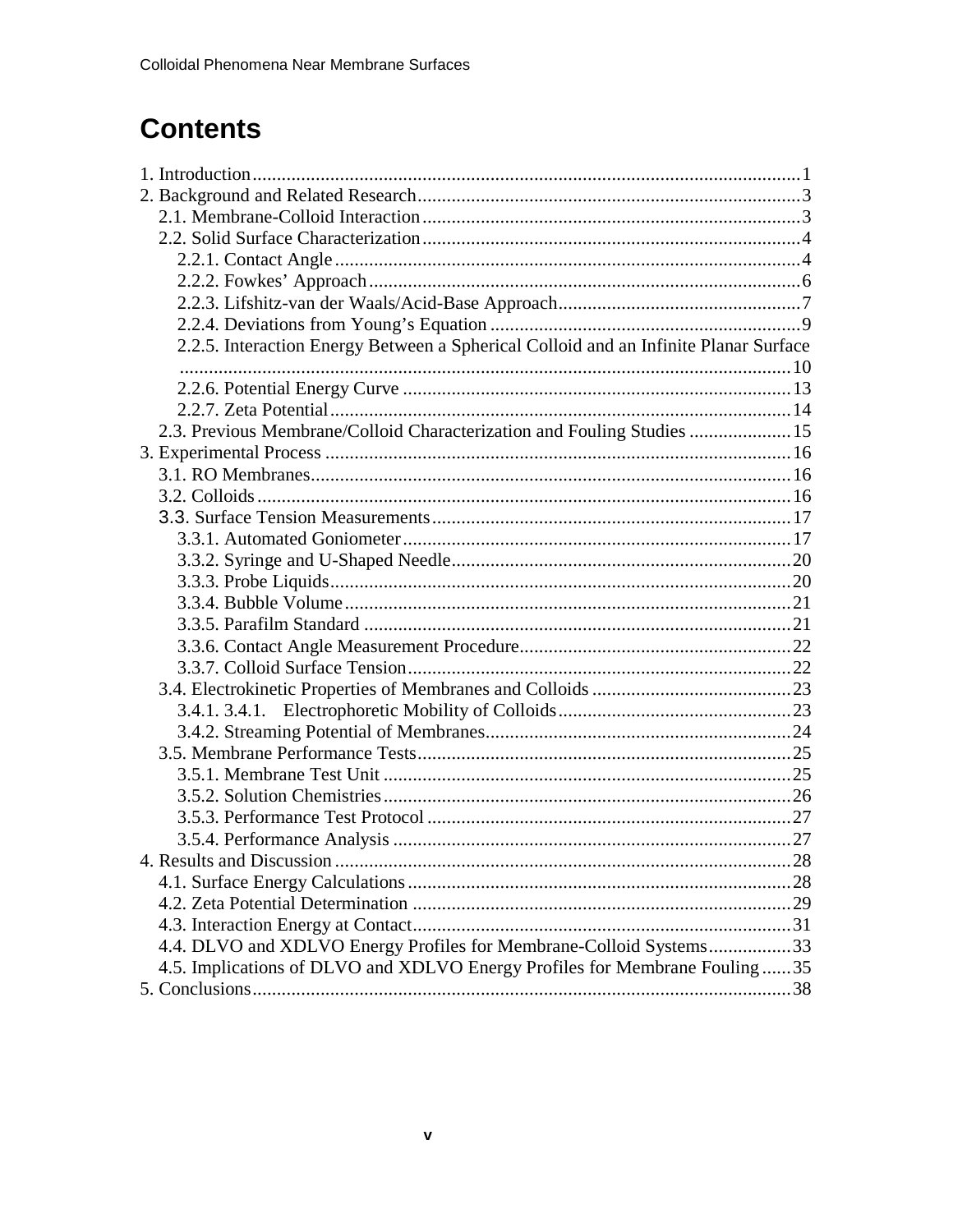# Contents

1. Introduction ........................................................................................................ 1
2. Background and Related Research ..................................................................... 3
   - 2.1. Membrane-Colloid Interaction ..................................................................... 3
   - 2.2. Solid Surface Characterization .................................................................... 4
     - 2.2.1. Contact Angle ....................................................................................... 4
     - 2.2.2. Fowkes' Approach ................................................................................. 6
     - 2.2.3. Lifshitz-van der Waals/Acid-Base Approach .......................................... 7
     - 2.2.4. Deviations from Young's Equation ........................................................ 9
     - 2.2.5. Interaction Energy Between a Spherical Colloid and an Infinite Planar Surface ........................................................................................................ 10
     - 2.2.6. Potential Energy Curve ........................................................................ 13
     - 2.2.7. Zeta Potential ....................................................................................... 14
   - 2.3. Previous Membrane/Colloid Characterization and Fouling Studies ............... 15
3. Experimental Process ........................................................................................ 16
   - 3.1. RO Membranes ........................................................................................... 16
   - 3.2. Colloids ...................................................................................................... 16
   - 3.3. Surface Tension Measurements .................................................................. 17
     - 3.3.1. Automated Goniometer ........................................................................ 17
     - 3.3.2. Syringe and U-Shaped Needle .............................................................. 20
     - 3.3.3. Probe Liquids ....................................................................................... 20
     - 3.3.4. Bubble Volume ..................................................................................... 21
     - 3.3.5. Parafilm Standard ................................................................................ 21
     - 3.3.6. Contact Angle Measurement Procedure ................................................ 22
     - 3.3.7. Colloid Surface Tension ....................................................................... 22
   - 3.4. Electrokinetic Properties of Membranes and Colloids .................................. 23
     - 3.4.1. 3.4.1. Electrophoretic Mobility of Colloids ............................................ 23
     - 3.4.2. Streaming Potential of Membranes ....................................................... 24
   - 3.5. Membrane Performance Tests ..................................................................... 25
     - 3.5.1. Membrane Test Unit ............................................................................. 25
     - 3.5.2. Solution Chemistries ............................................................................ 26
     - 3.5.3. Performance Test Protocol ................................................................... 27
     - 3.5.4. Performance Analysis .......................................................................... 27
4. Results and Discussion ...................................................................................... 28
   - 4.1. Surface Energy Calculations ....................................................................... 28
   - 4.2. Zeta Potential Determination ...................................................................... 29
   - 4.3. Interaction Energy at Contact ...................................................................... 31
   - 4.4. DLVO and XDLVO Energy Profiles for Membrane-Colloid Systems ............ 33
   - 4.5. Implications of DLVO and XDLVO Energy Profiles for Membrane Fouling ...... 35
5. Conclusions ....................................................................................................... 38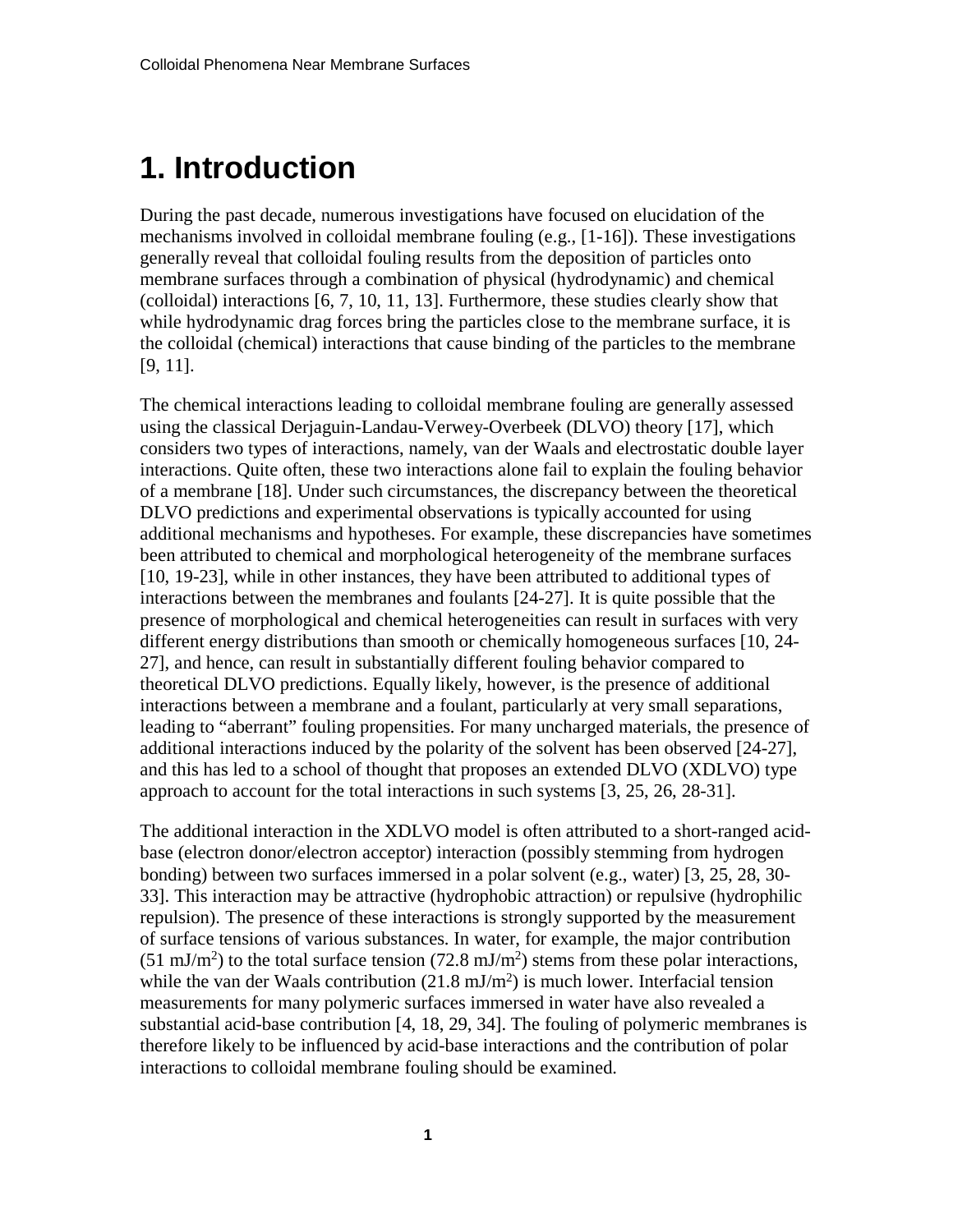# 1. Introduction

During the past decade, numerous investigations have focused on elucidation of the mechanisms involved in colloidal membrane fouling (e.g., [1-16]). These investigations generally reveal that colloidal fouling results from the deposition of particles onto membrane surfaces through a combination of physical (hydrodynamic) and chemical (colloidal) interactions [6, 7, 10, 11, 13]. Furthermore, these studies clearly show that while hydrodynamic drag forces bring the particles close to the membrane surface, it is the colloidal (chemical) interactions that cause binding of the particles to the membrane [9, 11].

The chemical interactions leading to colloidal membrane fouling are generally assessed using the classical Derjaguin-Landau-Verwey-Overbeek (DLVO) theory [17], which considers two types of interactions, namely, van der Waals and electrostatic double layer interactions. Quite often, these two interactions alone fail to explain the fouling behavior of a membrane [18]. Under such circumstances, the discrepancy between the theoretical DLVO predictions and experimental observations is typically accounted for using additional mechanisms and hypotheses. For example, these discrepancies have sometimes been attributed to chemical and morphological heterogeneity of the membrane surfaces [10, 19-23], while in other instances, they have been attributed to additional types of interactions between the membranes and foulants [24-27]. It is quite possible that the presence of morphological and chemical heterogeneities can result in surfaces with very different energy distributions than smooth or chemically homogeneous surfaces [10, 24-27], and hence, can result in substantially different fouling behavior compared to theoretical DLVO predictions. Equally likely, however, is the presence of additional interactions between a membrane and a foulant, particularly at very small separations, leading to "aberrant" fouling propensities. For many uncharged materials, the presence of additional interactions induced by the polarity of the solvent has been observed [24-27], and this has led to a school of thought that proposes an extended DLVO (XDLVO) type approach to account for the total interactions in such systems [3, 25, 26, 28-31].

The additional interaction in the XDLVO model is often attributed to a short-ranged acid-base (electron donor/electron acceptor) interaction (possibly stemming from hydrogen bonding) between two surfaces immersed in a polar solvent (e.g., water) [3, 25, 28, 30-33]. This interaction may be attractive (hydrophobic attraction) or repulsive (hydrophilic repulsion). The presence of these interactions is strongly supported by the measurement of surface tensions of various substances. In water, for example, the major contribution (51 $mJ/m^2$) to the total surface tension (72.8 $mJ/m^2$) stems from these polar interactions, while the van der Waals contribution (21.8 $mJ/m^2$) is much lower. Interfacial tension measurements for many polymeric surfaces immersed in water have also revealed a substantial acid-base contribution [4, 18, 29, 34]. The fouling of polymeric membranes is therefore likely to be influenced by acid-base interactions and the contribution of polar interactions to colloidal membrane fouling should be examined.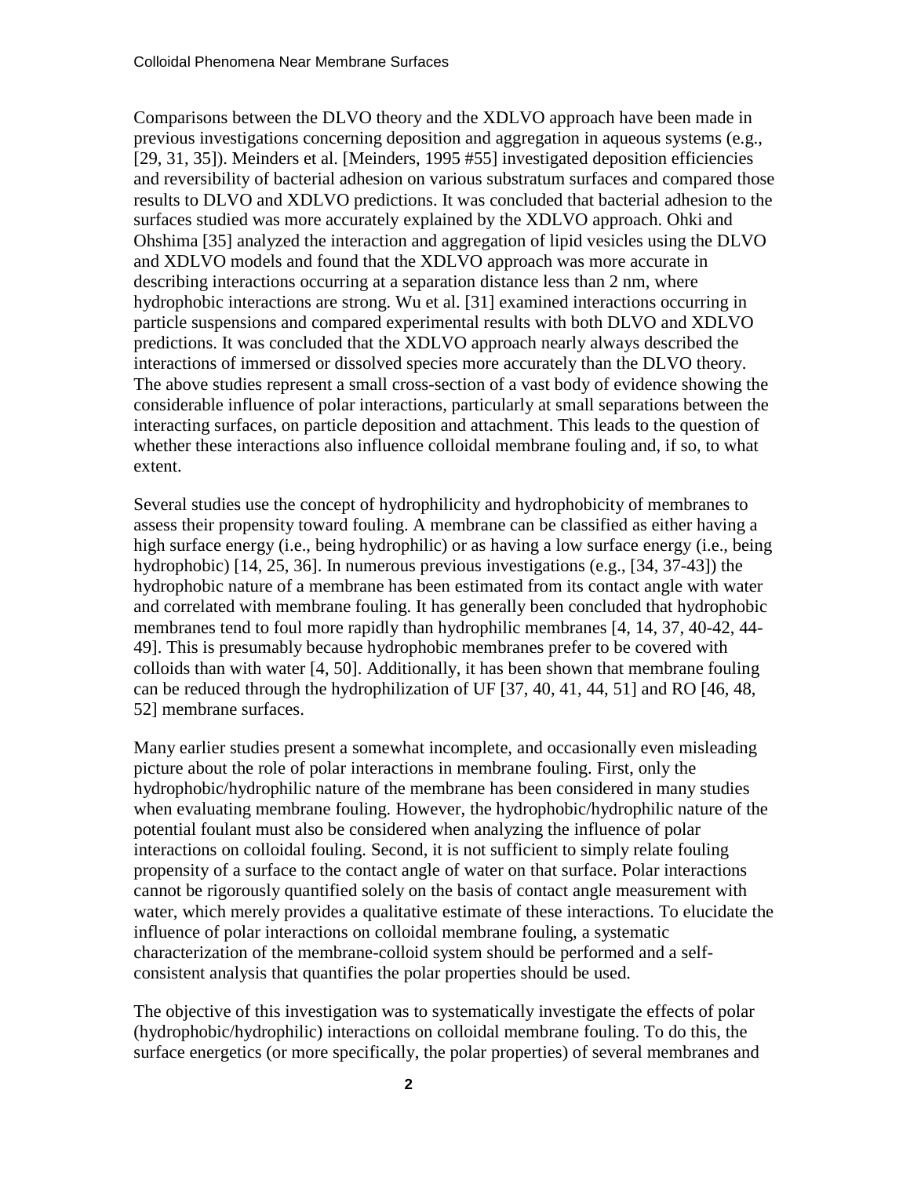Comparisons between the DLVO theory and the XDLVO approach have been made in previous investigations concerning deposition and aggregation in aqueous systems (e.g., [29, 31, 35]). Meinders et al. [Meinders, 1995 #55] investigated deposition efficiencies and reversibility of bacterial adhesion on various substratum surfaces and compared those results to DLVO and XDLVO predictions. It was concluded that bacterial adhesion to the surfaces studied was more accurately explained by the XDLVO approach. Ohki and Ohshima [35] analyzed the interaction and aggregation of lipid vesicles using the DLVO and XDLVO models and found that the XDLVO approach was more accurate in describing interactions occurring at a separation distance less than 2 nm, where hydrophobic interactions are strong. Wu et al. [31] examined interactions occurring in particle suspensions and compared experimental results with both DLVO and XDLVO predictions. It was concluded that the XDLVO approach nearly always described the interactions of immersed or dissolved species more accurately than the DLVO theory. The above studies represent a small cross-section of a vast body of evidence showing the considerable influence of polar interactions, particularly at small separations between the interacting surfaces, on particle deposition and attachment. This leads to the question of whether these interactions also influence colloidal membrane fouling and, if so, to what extent.

Several studies use the concept of hydrophilicity and hydrophobicity of membranes to assess their propensity toward fouling. A membrane can be classified as either having a high surface energy (i.e., being hydrophilic) or as having a low surface energy (i.e., being hydrophobic) [14, 25, 36]. In numerous previous investigations (e.g., [34, 37-43]) the hydrophobic nature of a membrane has been estimated from its contact angle with water and correlated with membrane fouling. It has generally been concluded that hydrophobic membranes tend to foul more rapidly than hydrophilic membranes [4, 14, 37, 40-42, 44-49]. This is presumably because hydrophobic membranes prefer to be covered with colloids than with water [4, 50]. Additionally, it has been shown that membrane fouling can be reduced through the hydrophilization of UF [37, 40, 41, 44, 51] and RO [46, 48, 52] membrane surfaces.

Many earlier studies present a somewhat incomplete, and occasionally even misleading picture about the role of polar interactions in membrane fouling. First, only the hydrophobic/hydrophilic nature of the membrane has been considered in many studies when evaluating membrane fouling. However, the hydrophobic/hydrophilic nature of the potential foulant must also be considered when analyzing the influence of polar interactions on colloidal fouling. Second, it is not sufficient to simply relate fouling propensity of a surface to the contact angle of water on that surface. Polar interactions cannot be rigorously quantified solely on the basis of contact angle measurement with water, which merely provides a qualitative estimate of these interactions. To elucidate the influence of polar interactions on colloidal membrane fouling, a systematic characterization of the membrane-colloid system should be performed and a self-consistent analysis that quantifies the polar properties should be used.

The objective of this investigation was to systematically investigate the effects of polar (hydrophobic/hydrophilic) interactions on colloidal membrane fouling. To do this, the surface energetics (or more specifically, the polar properties) of several membranes and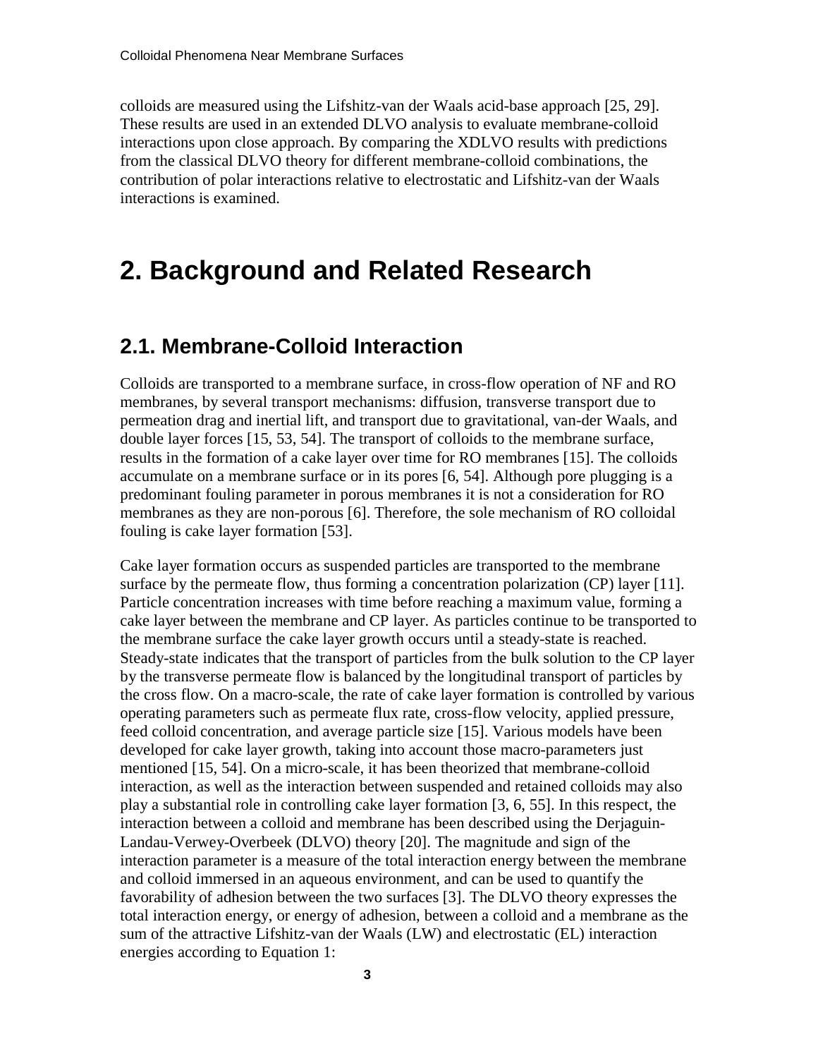colloids are measured using the Lifshitz-van der Waals acid-base approach [25, 29]. These results are used in an extended DLVO analysis to evaluate membrane-colloid interactions upon close approach. By comparing the XDLVO results with predictions from the classical DLVO theory for different membrane-colloid combinations, the contribution of polar interactions relative to electrostatic and Lifshitz-van der Waals interactions is examined.

# 2. Background and Related Research

## 2.1. Membrane-Colloid Interaction

Colloids are transported to a membrane surface, in cross-flow operation of NF and RO membranes, by several transport mechanisms: diffusion, transverse transport due to permeation drag and inertial lift, and transport due to gravitational, van-der Waals, and double layer forces [15, 53, 54]. The transport of colloids to the membrane surface, results in the formation of a cake layer over time for RO membranes [15]. The colloids accumulate on a membrane surface or in its pores [6, 54]. Although pore plugging is a predominant fouling parameter in porous membranes it is not a consideration for RO membranes as they are non-porous [6]. Therefore, the sole mechanism of RO colloidal fouling is cake layer formation [53].

Cake layer formation occurs as suspended particles are transported to the membrane surface by the permeate flow, thus forming a concentration polarization (CP) layer [11]. Particle concentration increases with time before reaching a maximum value, forming a cake layer between the membrane and CP layer. As particles continue to be transported to the membrane surface the cake layer growth occurs until a steady-state is reached. Steady-state indicates that the transport of particles from the bulk solution to the CP layer by the transverse permeate flow is balanced by the longitudinal transport of particles by the cross flow. On a macro-scale, the rate of cake layer formation is controlled by various operating parameters such as permeate flux rate, cross-flow velocity, applied pressure, feed colloid concentration, and average particle size [15]. Various models have been developed for cake layer growth, taking into account those macro-parameters just mentioned [15, 54]. On a micro-scale, it has been theorized that membrane-colloid interaction, as well as the interaction between suspended and retained colloids may also play a substantial role in controlling cake layer formation [3, 6, 55]. In this respect, the interaction between a colloid and membrane has been described using the Derjaguin-Landau-Verwey-Overbeek (DLVO) theory [20]. The magnitude and sign of the interaction parameter is a measure of the total interaction energy between the membrane and colloid immersed in an aqueous environment, and can be used to quantify the favorability of adhesion between the two surfaces [3]. The DLVO theory expresses the total interaction energy, or energy of adhesion, between a colloid and a membrane as the sum of the attractive Lifshitz-van der Waals (LW) and electrostatic (EL) interaction energies according to Equation 1: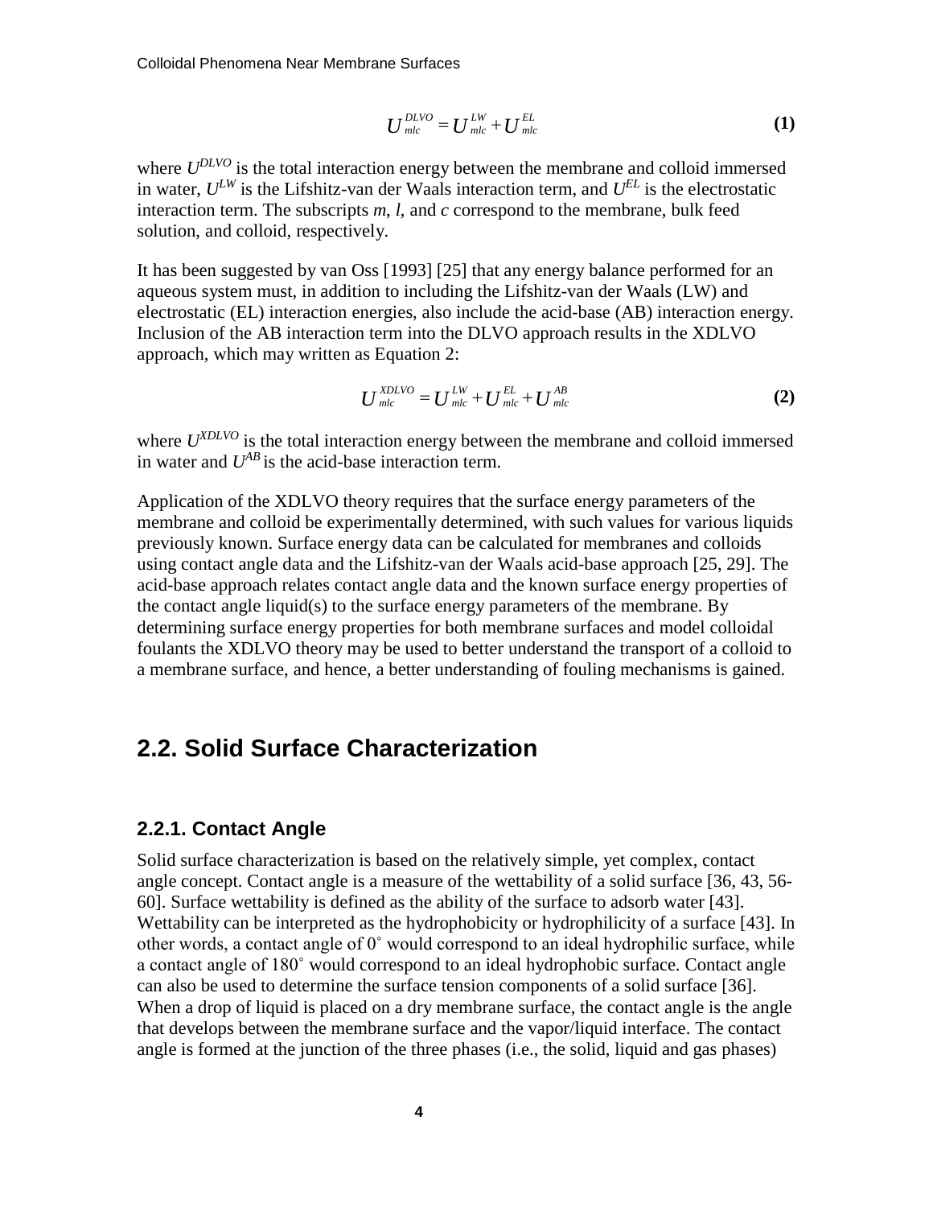$$U_{mlc}^{DLVO} = U_{mlc}^{LW} + U_{mlc}^{EL} \quad \textbf{(1)}$$

where $U^{DLVO}$ is the total interaction energy between the membrane and colloid immersed in water, $U^{LW}$ is the Lifshitz-van der Waals interaction term, and $U^{EL}$ is the electrostatic interaction term. The subscripts *m*, *l*, and *c* correspond to the membrane, bulk feed solution, and colloid, respectively.

It has been suggested by van Oss [1993] [25] that any energy balance performed for an aqueous system must, in addition to including the Lifshitz-van der Waals (LW) and electrostatic (EL) interaction energies, also include the acid-base (AB) interaction energy. Inclusion of the AB interaction term into the DLVO approach results in the XDLVO approach, which may written as Equation 2:

$$U_{mlc}^{XDLVO} = U_{mlc}^{LW} + U_{mlc}^{EL} + U_{mlc}^{AB} \quad \textbf{(2)}$$

where $U^{XDLVO}$ is the total interaction energy between the membrane and colloid immersed in water and $U^{AB}$ is the acid-base interaction term.

Application of the XDLVO theory requires that the surface energy parameters of the membrane and colloid be experimentally determined, with such values for various liquids previously known. Surface energy data can be calculated for membranes and colloids using contact angle data and the Lifshitz-van der Waals acid-base approach [25, 29]. The acid-base approach relates contact angle data and the known surface energy properties of the contact angle liquid(s) to the surface energy parameters of the membrane. By determining surface energy properties for both membrane surfaces and model colloidal foulants the XDLVO theory may be used to better understand the transport of a colloid to a membrane surface, and hence, a better understanding of fouling mechanisms is gained.

## 2.2. Solid Surface Characterization

### 2.2.1. Contact Angle

Solid surface characterization is based on the relatively simple, yet complex, contact angle concept. Contact angle is a measure of the wettability of a solid surface [36, 43, 56-60]. Surface wettability is defined as the ability of the surface to adsorb water [43]. Wettability can be interpreted as the hydrophobicity or hydrophilicity of a surface [43]. In other words, a contact angle of 0˚ would correspond to an ideal hydrophilic surface, while a contact angle of 180˚ would correspond to an ideal hydrophobic surface. Contact angle can also be used to determine the surface tension components of a solid surface [36]. When a drop of liquid is placed on a dry membrane surface, the contact angle is the angle that develops between the membrane surface and the vapor/liquid interface. The contact angle is formed at the junction of the three phases (i.e., the solid, liquid and gas phases)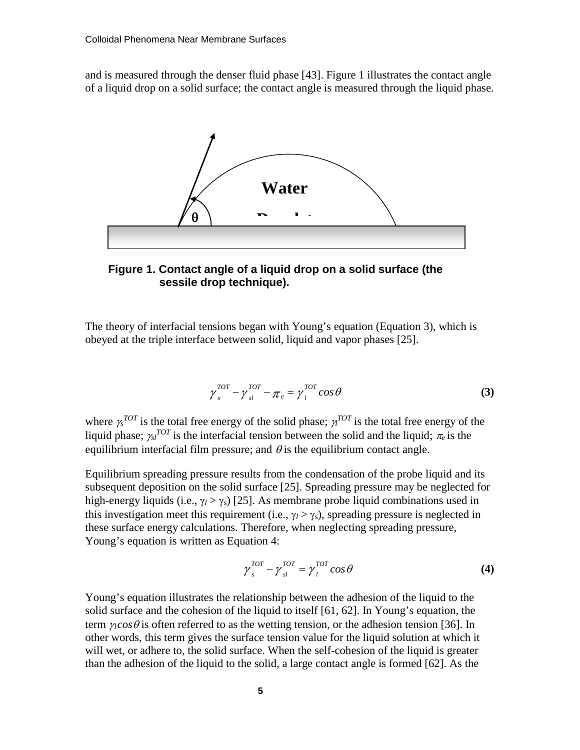and is measured through the denser fluid phase [43]. Figure 1 illustrates the contact angle of a liquid drop on a solid surface; the contact angle is measured through the liquid phase.

**Figure 1. Contact angle of a liquid drop on a solid surface (the sessile drop technique).**

The theory of interfacial tensions began with Young's equation (Equation 3), which is obeyed at the triple interface between solid, liquid and vapor phases [25].

$$\gamma_s^{TOT} - \gamma_{sl}^{TOT} - \pi_e = \gamma_l^{TOT} \cos\theta \quad \textbf{(3)}$$

where $\gamma_s^{TOT}$ is the total free energy of the solid phase; $\gamma_l^{TOT}$ is the total free energy of the liquid phase; $\gamma_{sl}^{TOT}$ is the interfacial tension between the solid and the liquid; $\pi_e$ is the equilibrium interfacial film pressure; and $\theta$ is the equilibrium contact angle.

Equilibrium spreading pressure results from the condensation of the probe liquid and its subsequent deposition on the solid surface [25]. Spreading pressure may be neglected for high-energy liquids (i.e., $\gamma_l > \gamma_s$) [25]. As membrane probe liquid combinations used in this investigation meet this requirement (i.e., $\gamma_l > \gamma_s$), spreading pressure is neglected in these surface energy calculations. Therefore, when neglecting spreading pressure, Young's equation is written as Equation 4:

$$\gamma_s^{TOT} - \gamma_{sl}^{TOT} = \gamma_l^{TOT} \cos\theta \quad \textbf{(4)}$$

Young's equation illustrates the relationship between the adhesion of the liquid to the solid surface and the cohesion of the liquid to itself [61, 62]. In Young's equation, the term $\gamma_l \cos\theta$ is often referred to as the wetting tension, or the adhesion tension [36]. In other words, this term gives the surface tension value for the liquid solution at which it will wet, or adhere to, the solid surface. When the self-cohesion of the liquid is greater than the adhesion of the liquid to the solid, a large contact angle is formed [62]. As the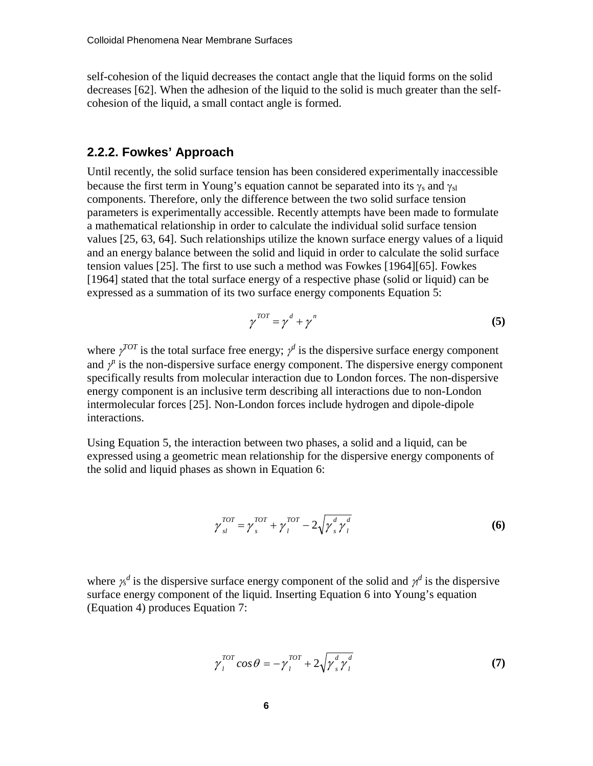self-cohesion of the liquid decreases the contact angle that the liquid forms on the solid decreases [62]. When the adhesion of the liquid to the solid is much greater than the self-cohesion of the liquid, a small contact angle is formed.

### 2.2.2. Fowkes' Approach

Until recently, the solid surface tension has been considered experimentally inaccessible because the first term in Young's equation cannot be separated into its $\gamma_s$ and $\gamma_{sl}$ components. Therefore, only the difference between the two solid surface tension parameters is experimentally accessible. Recently attempts have been made to formulate a mathematical relationship in order to calculate the individual solid surface tension values [25, 63, 64]. Such relationships utilize the known surface energy values of a liquid and an energy balance between the solid and liquid in order to calculate the solid surface tension values [25]. The first to use such a method was Fowkes [1964][65]. Fowkes [1964] stated that the total surface energy of a respective phase (solid or liquid) can be expressed as a summation of its two surface energy components Equation 5:

$$\gamma^{TOT} = \gamma^{d} + \gamma^{n} \tag{5}$$

where $\gamma^{TOT}$ is the total surface free energy; $\gamma^{d}$ is the dispersive surface energy component and $\gamma^{n}$ is the non-dispersive surface energy component. The dispersive energy component specifically results from molecular interaction due to London forces. The non-dispersive energy component is an inclusive term describing all interactions due to non-London intermolecular forces [25]. Non-London forces include hydrogen and dipole-dipole interactions.

Using Equation 5, the interaction between two phases, a solid and a liquid, can be expressed using a geometric mean relationship for the dispersive energy components of the solid and liquid phases as shown in Equation 6:

$$\gamma_{sl}^{TOT} = \gamma_{s}^{TOT} + \gamma_{l}^{TOT} - 2\sqrt{\gamma_{s}^{d}\gamma_{l}^{d}} \tag{6}$$

where $\gamma_s^d$ is the dispersive surface energy component of the solid and $\gamma_l^d$ is the dispersive surface energy component of the liquid. Inserting Equation 6 into Young's equation (Equation 4) produces Equation 7:

$$\gamma_{l}^{TOT} \cos\theta = -\gamma_{l}^{TOT} + 2\sqrt{\gamma_{s}^{d}\gamma_{l}^{d}} \tag{7}$$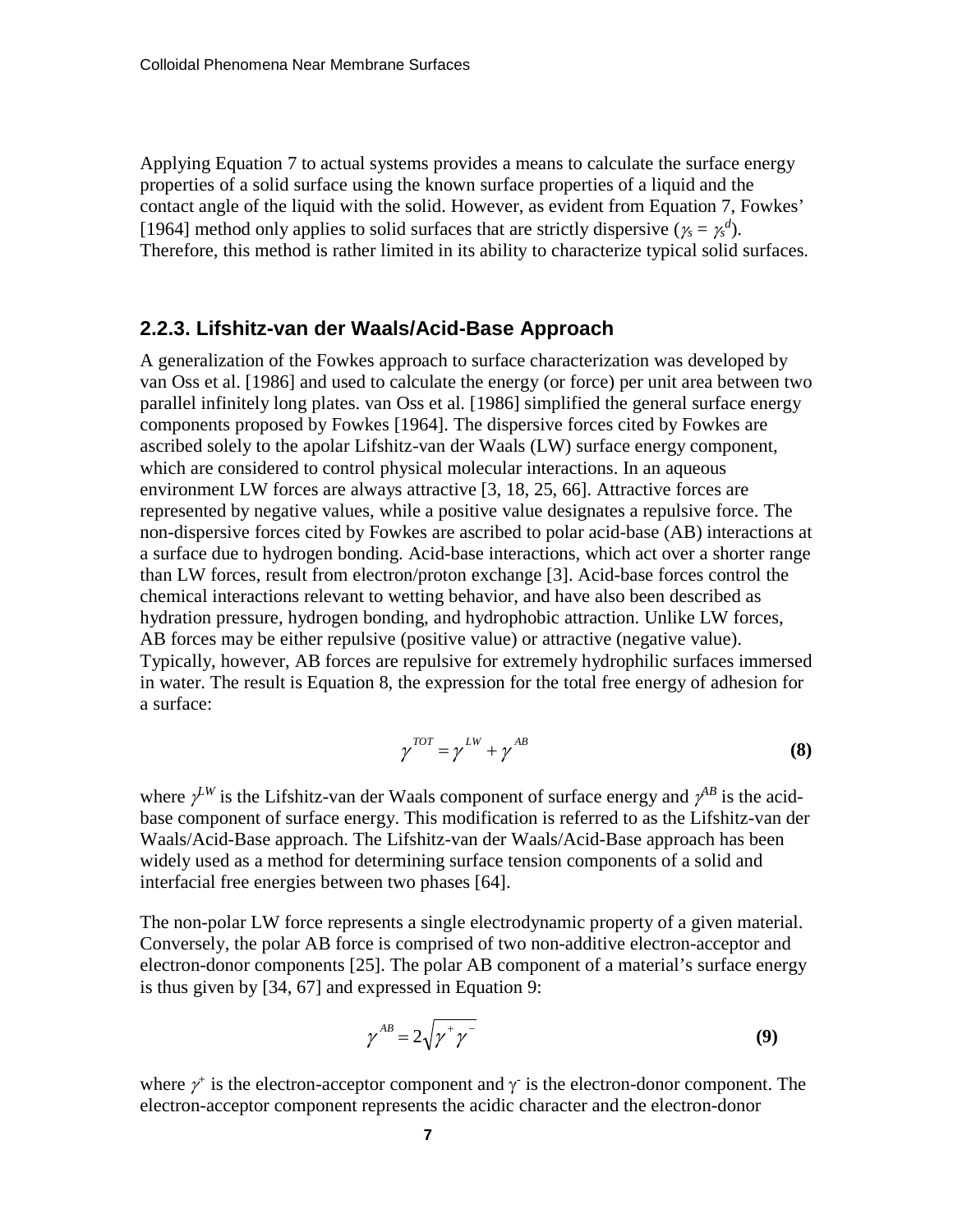Applying Equation 7 to actual systems provides a means to calculate the surface energy properties of a solid surface using the known surface properties of a liquid and the contact angle of the liquid with the solid. However, as evident from Equation 7, Fowkes' [1964] method only applies to solid surfaces that are strictly dispersive ($\gamma_S = \gamma_S^d$). Therefore, this method is rather limited in its ability to characterize typical solid surfaces.

### 2.2.3. Lifshitz-van der Waals/Acid-Base Approach

A generalization of the Fowkes approach to surface characterization was developed by van Oss et al. [1986] and used to calculate the energy (or force) per unit area between two parallel infinitely long plates. van Oss et al. [1986] simplified the general surface energy components proposed by Fowkes [1964]. The dispersive forces cited by Fowkes are ascribed solely to the apolar Lifshitz-van der Waals (LW) surface energy component, which are considered to control physical molecular interactions. In an aqueous environment LW forces are always attractive [3, 18, 25, 66]. Attractive forces are represented by negative values, while a positive value designates a repulsive force. The non-dispersive forces cited by Fowkes are ascribed to polar acid-base (AB) interactions at a surface due to hydrogen bonding. Acid-base interactions, which act over a shorter range than LW forces, result from electron/proton exchange [3]. Acid-base forces control the chemical interactions relevant to wetting behavior, and have also been described as hydration pressure, hydrogen bonding, and hydrophobic attraction. Unlike LW forces, AB forces may be either repulsive (positive value) or attractive (negative value). Typically, however, AB forces are repulsive for extremely hydrophilic surfaces immersed in water. The result is Equation 8, the expression for the total free energy of adhesion for a surface:

$$\gamma^{TOT} = \gamma^{LW} + \gamma^{AB} \tag{8}$$

where $\gamma^{LW}$ is the Lifshitz-van der Waals component of surface energy and $\gamma^{AB}$ is the acid-base component of surface energy. This modification is referred to as the Lifshitz-van der Waals/Acid-Base approach. The Lifshitz-van der Waals/Acid-Base approach has been widely used as a method for determining surface tension components of a solid and interfacial free energies between two phases [64].

The non-polar LW force represents a single electrodynamic property of a given material. Conversely, the polar AB force is comprised of two non-additive electron-acceptor and electron-donor components [25]. The polar AB component of a material's surface energy is thus given by [34, 67] and expressed in Equation 9:

$$\gamma^{AB} = 2\sqrt{\gamma^{+}\gamma^{-}} \tag{9}$$

where $\gamma^{+}$ is the electron-acceptor component and $\gamma^{-}$ is the electron-donor component. The electron-acceptor component represents the acidic character and the electron-donor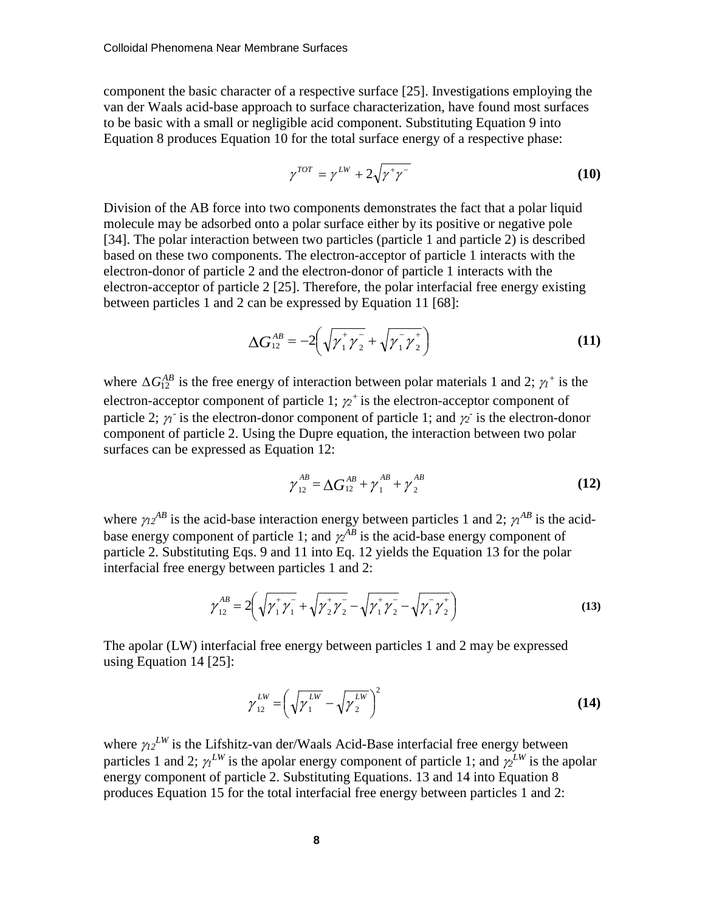component the basic character of a respective surface [25]. Investigations employing the van der Waals acid-base approach to surface characterization, have found most surfaces to be basic with a small or negligible acid component. Substituting Equation 9 into Equation 8 produces Equation 10 for the total surface energy of a respective phase:

$$\gamma^{TOT} = \gamma^{LW} + 2\sqrt{\gamma^{+}\gamma^{-}} \tag{10}$$

Division of the AB force into two components demonstrates the fact that a polar liquid molecule may be adsorbed onto a polar surface either by its positive or negative pole [34]. The polar interaction between two particles (particle 1 and particle 2) is described based on these two components. The electron-acceptor of particle 1 interacts with the electron-donor of particle 2 and the electron-donor of particle 1 interacts with the electron-acceptor of particle 2 [25]. Therefore, the polar interfacial free energy existing between particles 1 and 2 can be expressed by Equation 11 [68]:

$$\Delta G_{12}^{AB} = -2\left(\sqrt{\gamma_1^{+}\gamma_2^{-}} + \sqrt{\gamma_1^{-}\gamma_2^{+}}\right) \tag{11}$$

where $\Delta G_{12}^{AB}$ is the free energy of interaction between polar materials 1 and 2; $\gamma_1^{+}$ is the electron-acceptor component of particle 1; $\gamma_2^{+}$ is the electron-acceptor component of particle 2; $\gamma_1^{-}$ is the electron-donor component of particle 1; and $\gamma_2^{-}$ is the electron-donor component of particle 2. Using the Dupre equation, the interaction between two polar surfaces can be expressed as Equation 12:

$$\gamma_{12}^{AB} = \Delta G_{12}^{AB} + \gamma_1^{AB} + \gamma_2^{AB} \tag{12}$$

where $\gamma_{12}^{AB}$ is the acid-base interaction energy between particles 1 and 2; $\gamma_1^{AB}$ is the acid-base energy component of particle 1; and $\gamma_2^{AB}$ is the acid-base energy component of particle 2. Substituting Eqs. 9 and 11 into Eq. 12 yields the Equation 13 for the polar interfacial free energy between particles 1 and 2:

$$\gamma_{12}^{AB} = 2\left(\sqrt{\gamma_1^{+}\gamma_1^{-}} + \sqrt{\gamma_2^{+}\gamma_2^{-}} - \sqrt{\gamma_1^{+}\gamma_2^{-}} - \sqrt{\gamma_1^{-}\gamma_2^{+}}\right) \tag{13}$$

The apolar (LW) interfacial free energy between particles 1 and 2 may be expressed using Equation 14 [25]:

$$\gamma_{12}^{LW} = \left(\sqrt{\gamma_1^{LW}} - \sqrt{\gamma_2^{LW}}\right)^2 \tag{14}$$

where $\gamma_{12}^{LW}$ is the Lifshitz-van der/Waals Acid-Base interfacial free energy between particles 1 and 2; $\gamma_1^{LW}$ is the apolar energy component of particle 1; and $\gamma_2^{LW}$ is the apolar energy component of particle 2. Substituting Equations. 13 and 14 into Equation 8 produces Equation 15 for the total interfacial free energy between particles 1 and 2: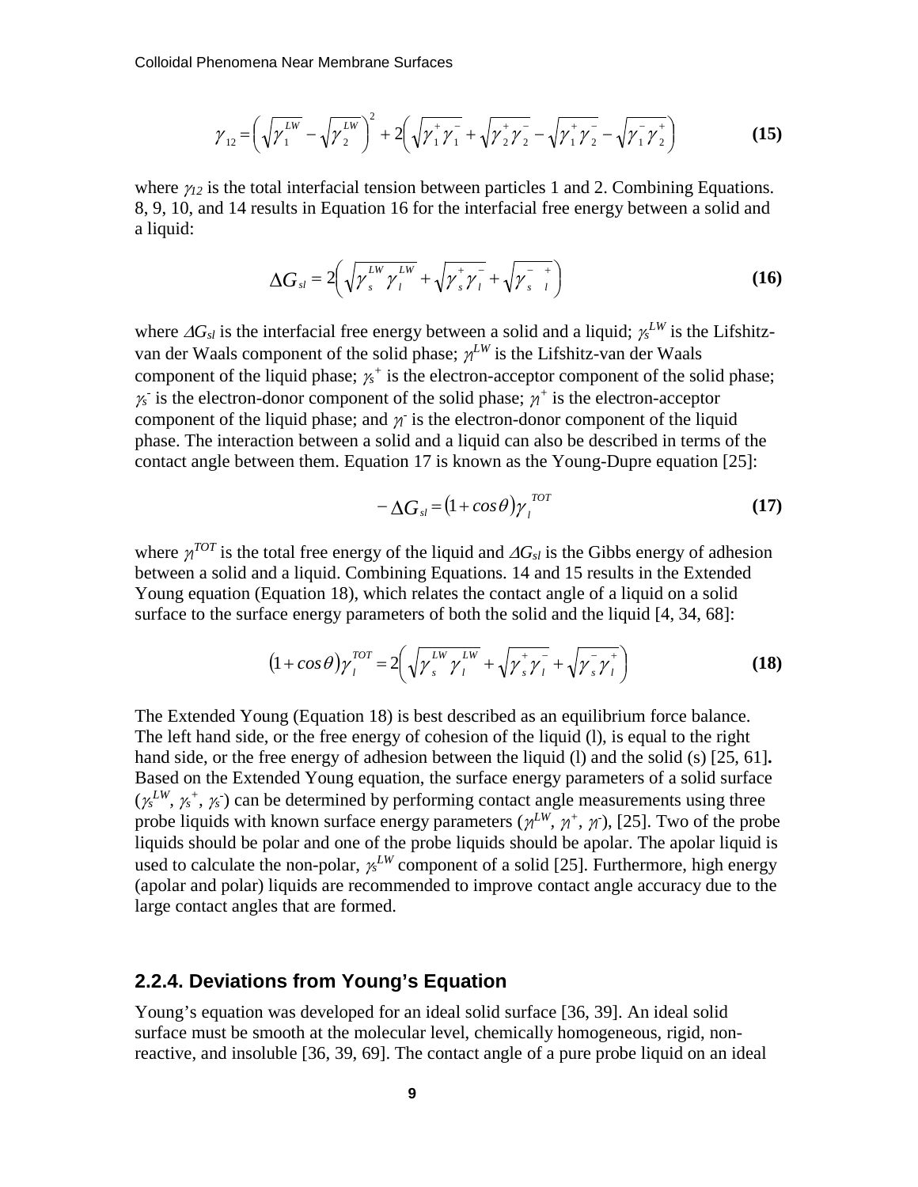$$\gamma_{12} = \left(\sqrt{\gamma_1^{LW}} - \sqrt{\gamma_2^{LW}}\right)^2 + 2\left(\sqrt{\gamma_1^+ \gamma_1^-} + \sqrt{\gamma_2^+ \gamma_2^-} - \sqrt{\gamma_1^+ \gamma_2^-} - \sqrt{\gamma_1^- \gamma_2^+}\right) \tag{15}$$

where $\gamma_{12}$ is the total interfacial tension between particles 1 and 2. Combining Equations. 8, 9, 10, and 14 results in Equation 16 for the interfacial free energy between a solid and a liquid:

$$\Delta G_{sl} = 2\left(\sqrt{\gamma_s^{LW} \gamma_l^{LW}} + \sqrt{\gamma_s^+ \gamma_l^-} + \sqrt{\gamma_s^- \gamma_l^+}\right) \tag{16}$$

where $\Delta G_{sl}$ is the interfacial free energy between a solid and a liquid; $\gamma_s^{LW}$ is the Lifshitz-van der Waals component of the solid phase; $\gamma_l^{LW}$ is the Lifshitz-van der Waals component of the liquid phase; $\gamma_s^+$ is the electron-acceptor component of the solid phase; $\gamma_s^-$ is the electron-donor component of the solid phase; $\gamma_l^+$ is the electron-acceptor component of the liquid phase; and $\gamma_l^-$ is the electron-donor component of the liquid phase. The interaction between a solid and a liquid can also be described in terms of the contact angle between them. Equation 17 is known as the Young-Dupre equation [25]:

$$-\Delta G_{sl} = (1 + cos\theta)\gamma_l^{TOT} \tag{17}$$

where $\gamma_l^{TOT}$ is the total free energy of the liquid and $\Delta G_{sl}$ is the Gibbs energy of adhesion between a solid and a liquid. Combining Equations. 14 and 15 results in the Extended Young equation (Equation 18), which relates the contact angle of a liquid on a solid surface to the surface energy parameters of both the solid and the liquid [4, 34, 68]:

$$(1 + cos\theta)\gamma_l^{TOT} = 2\left(\sqrt{\gamma_s^{LW} \gamma_l^{LW}} + \sqrt{\gamma_s^+ \gamma_l^-} + \sqrt{\gamma_s^- \gamma_l^+}\right) \tag{18}$$

The Extended Young (Equation 18) is best described as an equilibrium force balance. The left hand side, or the free energy of cohesion of the liquid (l), is equal to the right hand side, or the free energy of adhesion between the liquid (l) and the solid (s) [25, 61]**.** Based on the Extended Young equation, the surface energy parameters of a solid surface ($\gamma_s^{LW}$, $\gamma_s^+$, $\gamma_s^-$) can be determined by performing contact angle measurements using three probe liquids with known surface energy parameters ($\gamma_l^{LW}$, $\gamma_l^+$, $\gamma_l^-$), [25]. Two of the probe liquids should be polar and one of the probe liquids should be apolar. The apolar liquid is used to calculate the non-polar, $\gamma_s^{LW}$ component of a solid [25]. Furthermore, high energy (apolar and polar) liquids are recommended to improve contact angle accuracy due to the large contact angles that are formed.

### 2.2.4. Deviations from Young's Equation

Young's equation was developed for an ideal solid surface [36, 39]. An ideal solid surface must be smooth at the molecular level, chemically homogeneous, rigid, non-reactive, and insoluble [36, 39, 69]. The contact angle of a pure probe liquid on an ideal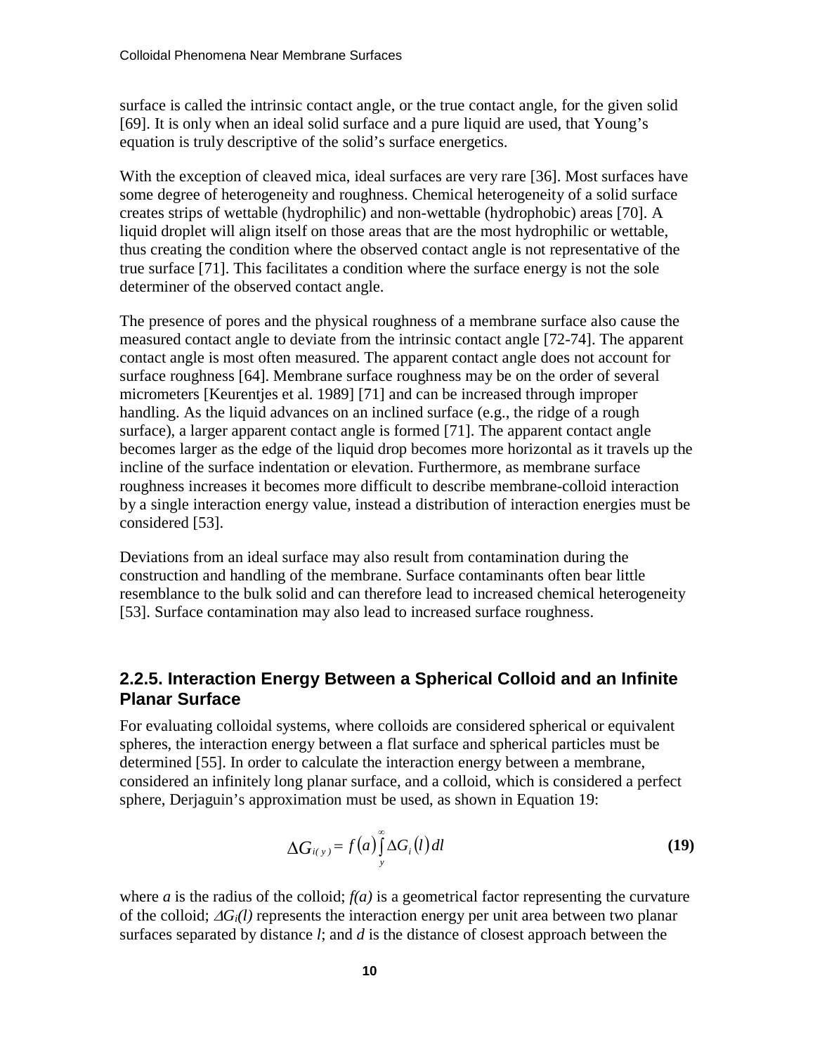surface is called the intrinsic contact angle, or the true contact angle, for the given solid [69]. It is only when an ideal solid surface and a pure liquid are used, that Young's equation is truly descriptive of the solid's surface energetics.

With the exception of cleaved mica, ideal surfaces are very rare [36]. Most surfaces have some degree of heterogeneity and roughness. Chemical heterogeneity of a solid surface creates strips of wettable (hydrophilic) and non-wettable (hydrophobic) areas [70]. A liquid droplet will align itself on those areas that are the most hydrophilic or wettable, thus creating the condition where the observed contact angle is not representative of the true surface [71]. This facilitates a condition where the surface energy is not the sole determiner of the observed contact angle.

The presence of pores and the physical roughness of a membrane surface also cause the measured contact angle to deviate from the intrinsic contact angle [72-74]. The apparent contact angle is most often measured. The apparent contact angle does not account for surface roughness [64]. Membrane surface roughness may be on the order of several micrometers [Keurentjes et al. 1989] [71] and can be increased through improper handling. As the liquid advances on an inclined surface (e.g., the ridge of a rough surface), a larger apparent contact angle is formed [71]. The apparent contact angle becomes larger as the edge of the liquid drop becomes more horizontal as it travels up the incline of the surface indentation or elevation. Furthermore, as membrane surface roughness increases it becomes more difficult to describe membrane-colloid interaction by a single interaction energy value, instead a distribution of interaction energies must be considered [53].

Deviations from an ideal surface may also result from contamination during the construction and handling of the membrane. Surface contaminants often bear little resemblance to the bulk solid and can therefore lead to increased chemical heterogeneity [53]. Surface contamination may also lead to increased surface roughness.

## 2.2.5. Interaction Energy Between a Spherical Colloid and an Infinite Planar Surface

For evaluating colloidal systems, where colloids are considered spherical or equivalent spheres, the interaction energy between a flat surface and spherical particles must be determined [55]. In order to calculate the interaction energy between a membrane, considered an infinitely long planar surface, and a colloid, which is considered a perfect sphere, Derjaguin's approximation must be used, as shown in Equation 19:

$$\Delta G_{i(y)} = f(a) \int_{y}^{\infty} \Delta G_i(l)\, dl \qquad \textbf{(19)}$$

where $a$ is the radius of the colloid; $f(a)$ is a geometrical factor representing the curvature of the colloid; $\Delta G_i(l)$ represents the interaction energy per unit area between two planar surfaces separated by distance $l$; and $d$ is the distance of closest approach between the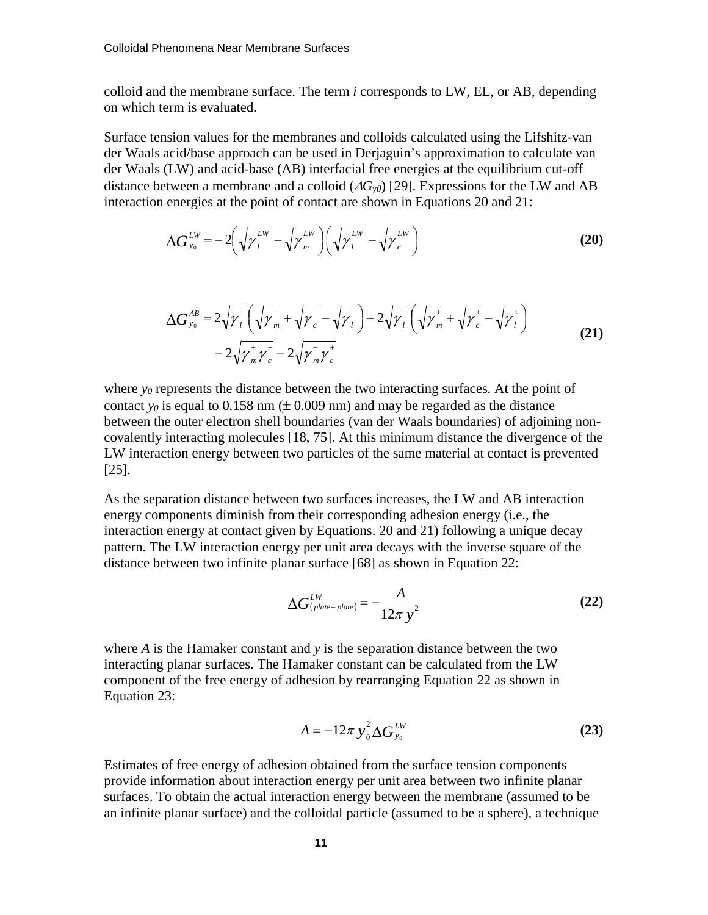colloid and the membrane surface. The term *i* corresponds to LW, EL, or AB, depending on which term is evaluated.

Surface tension values for the membranes and colloids calculated using the Lifshitz-van der Waals acid/base approach can be used in Derjaguin's approximation to calculate van der Waals (LW) and acid-base (AB) interfacial free energies at the equilibrium cut-off distance between a membrane and a colloid ($\Delta G_{y0}$) [29]. Expressions for the LW and AB interaction energies at the point of contact are shown in Equations 20 and 21:

$$\Delta G_{y_0}^{LW} = -2\left(\sqrt{\gamma_l^{LW}} - \sqrt{\gamma_m^{LW}}\right)\left(\sqrt{\gamma_l^{LW}} - \sqrt{\gamma_c^{LW}}\right) \tag{20}$$

$$\Delta G_{y_0}^{AB} = 2\sqrt{\gamma_l^{+}}\left(\sqrt{\gamma_m^{-}} + \sqrt{\gamma_c^{-}} - \sqrt{\gamma_l^{-}}\right) + 2\sqrt{\gamma_l^{-}}\left(\sqrt{\gamma_m^{+}} + \sqrt{\gamma_c^{+}} - \sqrt{\gamma_l^{+}}\right) - 2\sqrt{\gamma_m^{+}\gamma_c^{-}} - 2\sqrt{\gamma_m^{-}\gamma_c^{+}} \tag{21}$$

where $y_0$ represents the distance between the two interacting surfaces. At the point of contact $y_0$ is equal to 0.158 nm (± 0.009 nm) and may be regarded as the distance between the outer electron shell boundaries (van der Waals boundaries) of adjoining non-covalently interacting molecules [18, 75]. At this minimum distance the divergence of the LW interaction energy between two particles of the same material at contact is prevented [25].

As the separation distance between two surfaces increases, the LW and AB interaction energy components diminish from their corresponding adhesion energy (i.e., the interaction energy at contact given by Equations. 20 and 21) following a unique decay pattern. The LW interaction energy per unit area decays with the inverse square of the distance between two infinite planar surface [68] as shown in Equation 22:

$$\Delta G_{(plate-plate)}^{LW} = -\frac{A}{12\pi y^2} \tag{22}$$

where *A* is the Hamaker constant and *y* is the separation distance between the two interacting planar surfaces. The Hamaker constant can be calculated from the LW component of the free energy of adhesion by rearranging Equation 22 as shown in Equation 23:

$$A = -12\pi y_0^2 \Delta G_{y_0}^{LW} \tag{23}$$

Estimates of free energy of adhesion obtained from the surface tension components provide information about interaction energy per unit area between two infinite planar surfaces. To obtain the actual interaction energy between the membrane (assumed to be an infinite planar surface) and the colloidal particle (assumed to be a sphere), a technique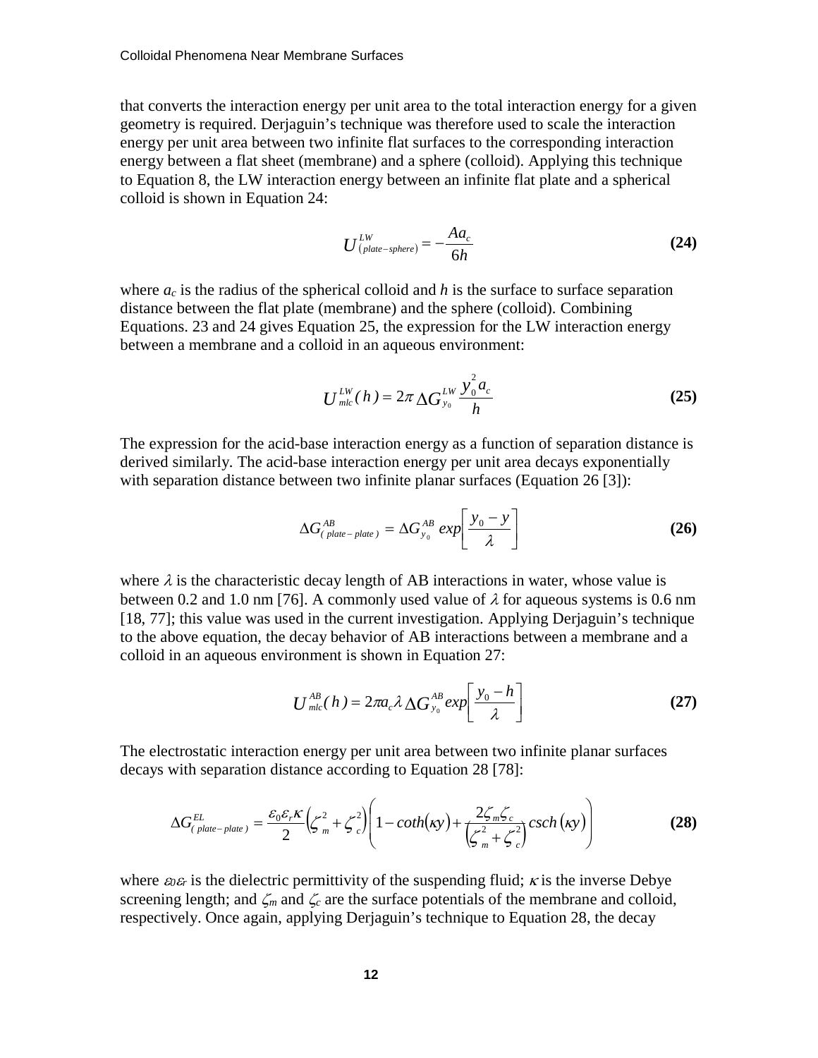that converts the interaction energy per unit area to the total interaction energy for a given geometry is required. Derjaguin's technique was therefore used to scale the interaction energy per unit area between two infinite flat surfaces to the corresponding interaction energy between a flat sheet (membrane) and a sphere (colloid). Applying this technique to Equation 8, the LW interaction energy between an infinite flat plate and a spherical colloid is shown in Equation 24:

$$U^{LW}_{(plate-sphere)} = -\frac{Aa_c}{6h} \tag{24}$$

where $a_c$ is the radius of the spherical colloid and $h$ is the surface to surface separation distance between the flat plate (membrane) and the sphere (colloid). Combining Equations. 23 and 24 gives Equation 25, the expression for the LW interaction energy between a membrane and a colloid in an aqueous environment:

$$U^{LW}_{mlc}(h) = 2\pi \Delta G^{LW}_{y_0} \frac{y_0^2 a_c}{h} \tag{25}$$

The expression for the acid-base interaction energy as a function of separation distance is derived similarly. The acid-base interaction energy per unit area decays exponentially with separation distance between two infinite planar surfaces (Equation 26 [3]):

$$\Delta G^{AB}_{(plate-plate)} = \Delta G^{AB}_{y_0} \, exp\left[\frac{y_0 - y}{\lambda}\right] \tag{26}$$

where $\lambda$ is the characteristic decay length of AB interactions in water, whose value is between 0.2 and 1.0 nm [76]. A commonly used value of $\lambda$ for aqueous systems is 0.6 nm [18, 77]; this value was used in the current investigation. Applying Derjaguin's technique to the above equation, the decay behavior of AB interactions between a membrane and a colloid in an aqueous environment is shown in Equation 27:

$$U^{AB}_{mlc}(h) = 2\pi a_c \lambda \Delta G^{AB}_{y_0} \, exp\left[\frac{y_0 - h}{\lambda}\right] \tag{27}$$

The electrostatic interaction energy per unit area between two infinite planar surfaces decays with separation distance according to Equation 28 [78]:

$$\Delta G^{EL}_{(plate-plate)} = \frac{\varepsilon_0 \varepsilon_r \kappa}{2}\left(\zeta_m^2 + \zeta_c^2\right)\left(1 - coth(\kappa y) + \frac{2\zeta_m \zeta_c}{\left(\zeta_m^2 + \zeta_c^2\right)} csch(\kappa y)\right) \tag{28}$$

where $\varepsilon_0 \varepsilon_r$ is the dielectric permittivity of the suspending fluid; $\kappa$ is the inverse Debye screening length; and $\zeta_m$ and $\zeta_c$ are the surface potentials of the membrane and colloid, respectively. Once again, applying Derjaguin's technique to Equation 28, the decay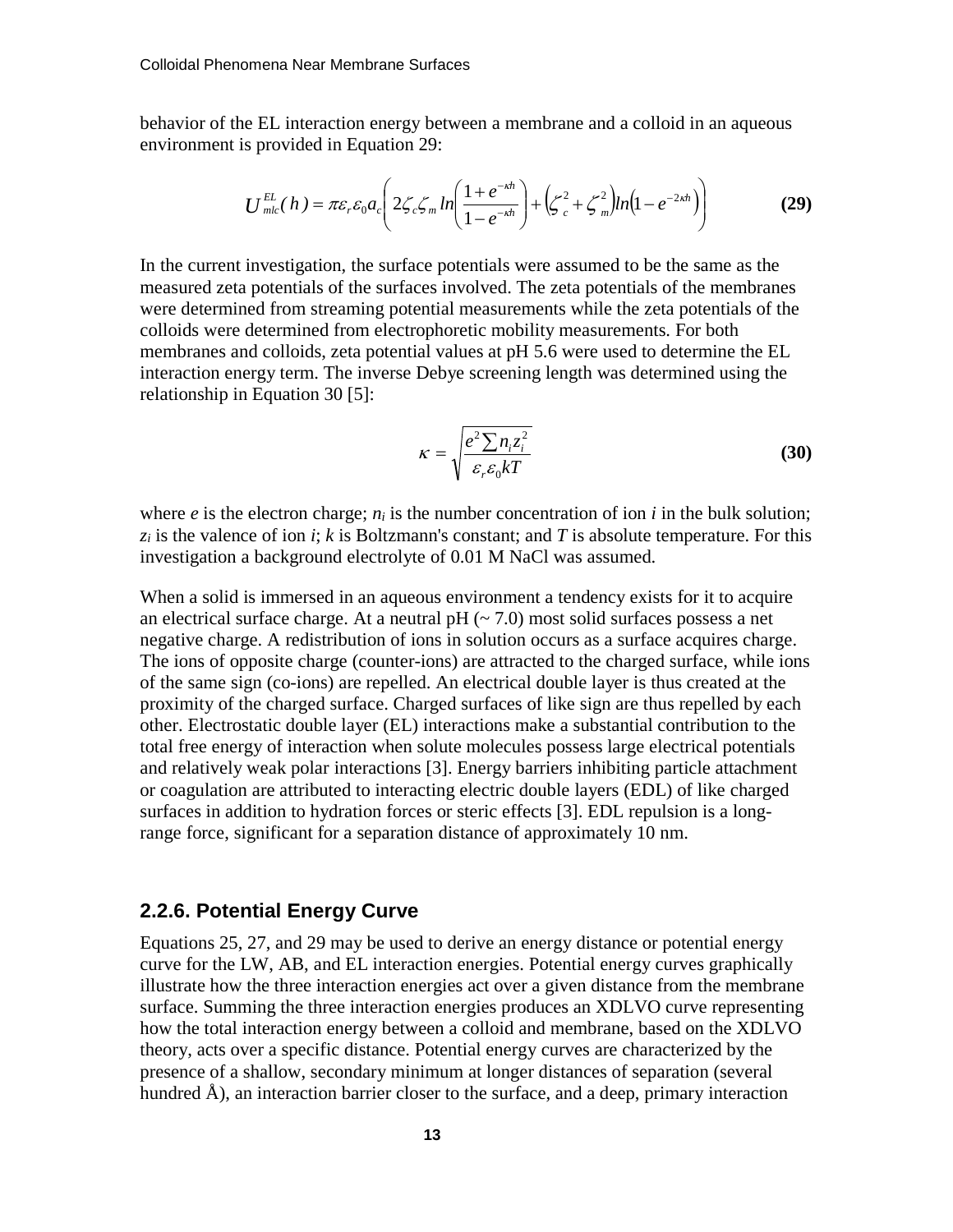behavior of the EL interaction energy between a membrane and a colloid in an aqueous environment is provided in Equation 29:

$$U_{mlc}^{EL}(h) = \pi \varepsilon_r \varepsilon_0 a_c \left( 2\zeta_c \zeta_m \ln\left( \frac{1+e^{-\kappa h}}{1-e^{-\kappa h}} \right) + \left( \zeta_c^2 + \zeta_m^2 \right) \ln\left(1-e^{-2\kappa h}\right) \right) \tag{29}$$

In the current investigation, the surface potentials were assumed to be the same as the measured zeta potentials of the surfaces involved. The zeta potentials of the membranes were determined from streaming potential measurements while the zeta potentials of the colloids were determined from electrophoretic mobility measurements. For both membranes and colloids, zeta potential values at pH 5.6 were used to determine the EL interaction energy term. The inverse Debye screening length was determined using the relationship in Equation 30 [5]:

$$\kappa = \sqrt{\frac{e^2 \sum n_i z_i^2}{\varepsilon_r \varepsilon_0 kT}} \tag{30}$$

where $e$ is the electron charge; $n_i$ is the number concentration of ion $i$ in the bulk solution; $z_i$ is the valence of ion $i$; $k$ is Boltzmann's constant; and $T$ is absolute temperature. For this investigation a background electrolyte of 0.01 M NaCl was assumed.

When a solid is immersed in an aqueous environment a tendency exists for it to acquire an electrical surface charge. At a neutral pH (~ 7.0) most solid surfaces possess a net negative charge. A redistribution of ions in solution occurs as a surface acquires charge. The ions of opposite charge (counter-ions) are attracted to the charged surface, while ions of the same sign (co-ions) are repelled. An electrical double layer is thus created at the proximity of the charged surface. Charged surfaces of like sign are thus repelled by each other. Electrostatic double layer (EL) interactions make a substantial contribution to the total free energy of interaction when solute molecules possess large electrical potentials and relatively weak polar interactions [3]. Energy barriers inhibiting particle attachment or coagulation are attributed to interacting electric double layers (EDL) of like charged surfaces in addition to hydration forces or steric effects [3]. EDL repulsion is a long-range force, significant for a separation distance of approximately 10 nm.

### 2.2.6. Potential Energy Curve

Equations 25, 27, and 29 may be used to derive an energy distance or potential energy curve for the LW, AB, and EL interaction energies. Potential energy curves graphically illustrate how the three interaction energies act over a given distance from the membrane surface. Summing the three interaction energies produces an XDLVO curve representing how the total interaction energy between a colloid and membrane, based on the XDLVO theory, acts over a specific distance. Potential energy curves are characterized by the presence of a shallow, secondary minimum at longer distances of separation (several hundred Å), an interaction barrier closer to the surface, and a deep, primary interaction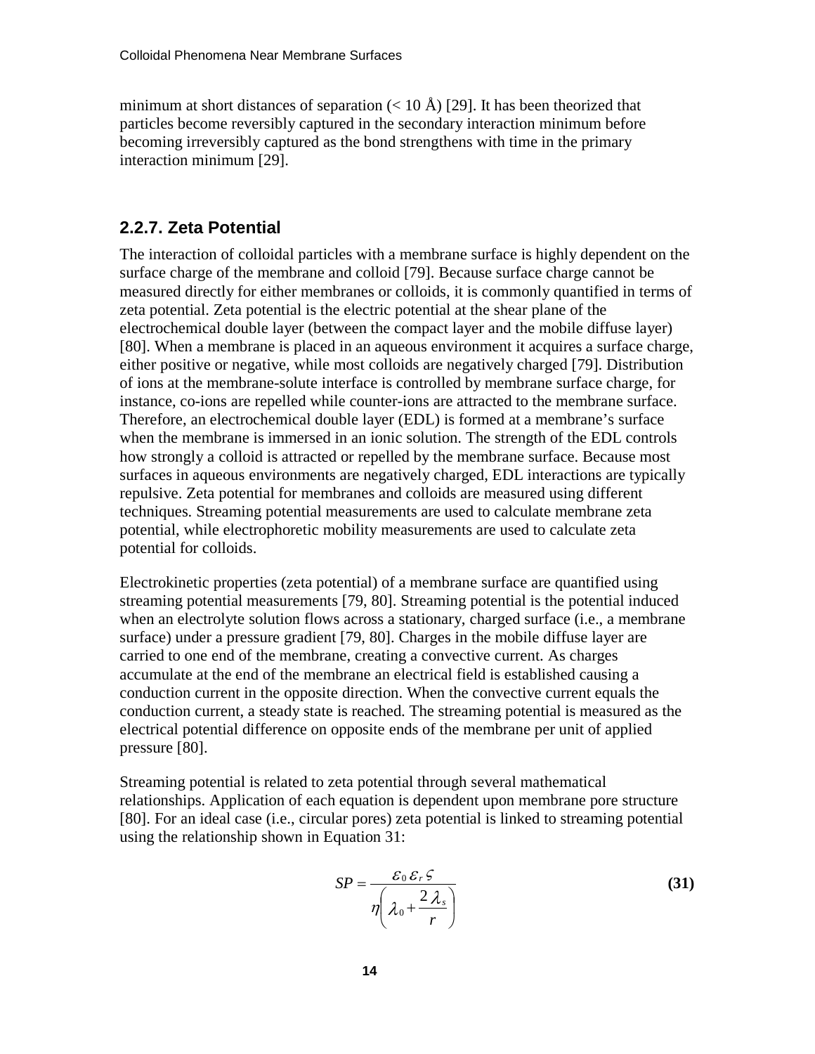minimum at short distances of separation (< 10 Å) [29]. It has been theorized that particles become reversibly captured in the secondary interaction minimum before becoming irreversibly captured as the bond strengthens with time in the primary interaction minimum [29].

### 2.2.7. Zeta Potential

The interaction of colloidal particles with a membrane surface is highly dependent on the surface charge of the membrane and colloid [79]. Because surface charge cannot be measured directly for either membranes or colloids, it is commonly quantified in terms of zeta potential. Zeta potential is the electric potential at the shear plane of the electrochemical double layer (between the compact layer and the mobile diffuse layer) [80]. When a membrane is placed in an aqueous environment it acquires a surface charge, either positive or negative, while most colloids are negatively charged [79]. Distribution of ions at the membrane-solute interface is controlled by membrane surface charge, for instance, co-ions are repelled while counter-ions are attracted to the membrane surface. Therefore, an electrochemical double layer (EDL) is formed at a membrane's surface when the membrane is immersed in an ionic solution. The strength of the EDL controls how strongly a colloid is attracted or repelled by the membrane surface. Because most surfaces in aqueous environments are negatively charged, EDL interactions are typically repulsive. Zeta potential for membranes and colloids are measured using different techniques. Streaming potential measurements are used to calculate membrane zeta potential, while electrophoretic mobility measurements are used to calculate zeta potential for colloids.

Electrokinetic properties (zeta potential) of a membrane surface are quantified using streaming potential measurements [79, 80]. Streaming potential is the potential induced when an electrolyte solution flows across a stationary, charged surface (i.e., a membrane surface) under a pressure gradient [79, 80]. Charges in the mobile diffuse layer are carried to one end of the membrane, creating a convective current. As charges accumulate at the end of the membrane an electrical field is established causing a conduction current in the opposite direction. When the convective current equals the conduction current, a steady state is reached. The streaming potential is measured as the electrical potential difference on opposite ends of the membrane per unit of applied pressure [80].

Streaming potential is related to zeta potential through several mathematical relationships. Application of each equation is dependent upon membrane pore structure [80]. For an ideal case (i.e., circular pores) zeta potential is linked to streaming potential using the relationship shown in Equation 31:

$$SP = \frac{\varepsilon_0 \varepsilon_r \varsigma}{\eta \left( \lambda_0 + \frac{2\lambda_s}{r} \right)} \tag{31}$$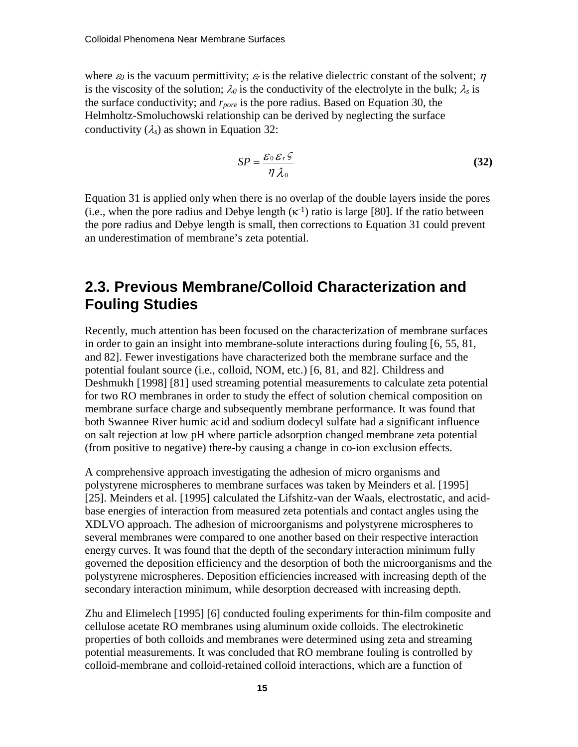where $\varepsilon_0$ is the vacuum permittivity; $\varepsilon_r$ is the relative dielectric constant of the solvent; $\eta$ is the viscosity of the solution; $\lambda_0$ is the conductivity of the electrolyte in the bulk; $\lambda_s$ is the surface conductivity; and $r_{pore}$ is the pore radius. Based on Equation 30, the Helmholtz-Smoluchowski relationship can be derived by neglecting the surface conductivity ($\lambda_s$) as shown in Equation 32:

$$SP = \frac{\varepsilon_0 \varepsilon_r \varsigma}{\eta \lambda_0} \quad \textbf{(32)}$$

Equation 31 is applied only when there is no overlap of the double layers inside the pores (i.e., when the pore radius and Debye length ($\kappa^{-1}$) ratio is large [80]. If the ratio between the pore radius and Debye length is small, then corrections to Equation 31 could prevent an underestimation of membrane's zeta potential.

## 2.3. Previous Membrane/Colloid Characterization and Fouling Studies

Recently, much attention has been focused on the characterization of membrane surfaces in order to gain an insight into membrane-solute interactions during fouling [6, 55, 81, and 82]. Fewer investigations have characterized both the membrane surface and the potential foulant source (i.e., colloid, NOM, etc.) [6, 81, and 82]. Childress and Deshmukh [1998] [81] used streaming potential measurements to calculate zeta potential for two RO membranes in order to study the effect of solution chemical composition on membrane surface charge and subsequently membrane performance. It was found that both Swannee River humic acid and sodium dodecyl sulfate had a significant influence on salt rejection at low pH where particle adsorption changed membrane zeta potential (from positive to negative) there-by causing a change in co-ion exclusion effects.

A comprehensive approach investigating the adhesion of micro organisms and polystyrene microspheres to membrane surfaces was taken by Meinders et al. [1995] [25]. Meinders et al. [1995] calculated the Lifshitz-van der Waals, electrostatic, and acid-base energies of interaction from measured zeta potentials and contact angles using the XDLVO approach. The adhesion of microorganisms and polystyrene microspheres to several membranes were compared to one another based on their respective interaction energy curves. It was found that the depth of the secondary interaction minimum fully governed the deposition efficiency and the desorption of both the microorganisms and the polystyrene microspheres. Deposition efficiencies increased with increasing depth of the secondary interaction minimum, while desorption decreased with increasing depth.

Zhu and Elimelech [1995] [6] conducted fouling experiments for thin-film composite and cellulose acetate RO membranes using aluminum oxide colloids. The electrokinetic properties of both colloids and membranes were determined using zeta and streaming potential measurements. It was concluded that RO membrane fouling is controlled by colloid-membrane and colloid-retained colloid interactions, which are a function of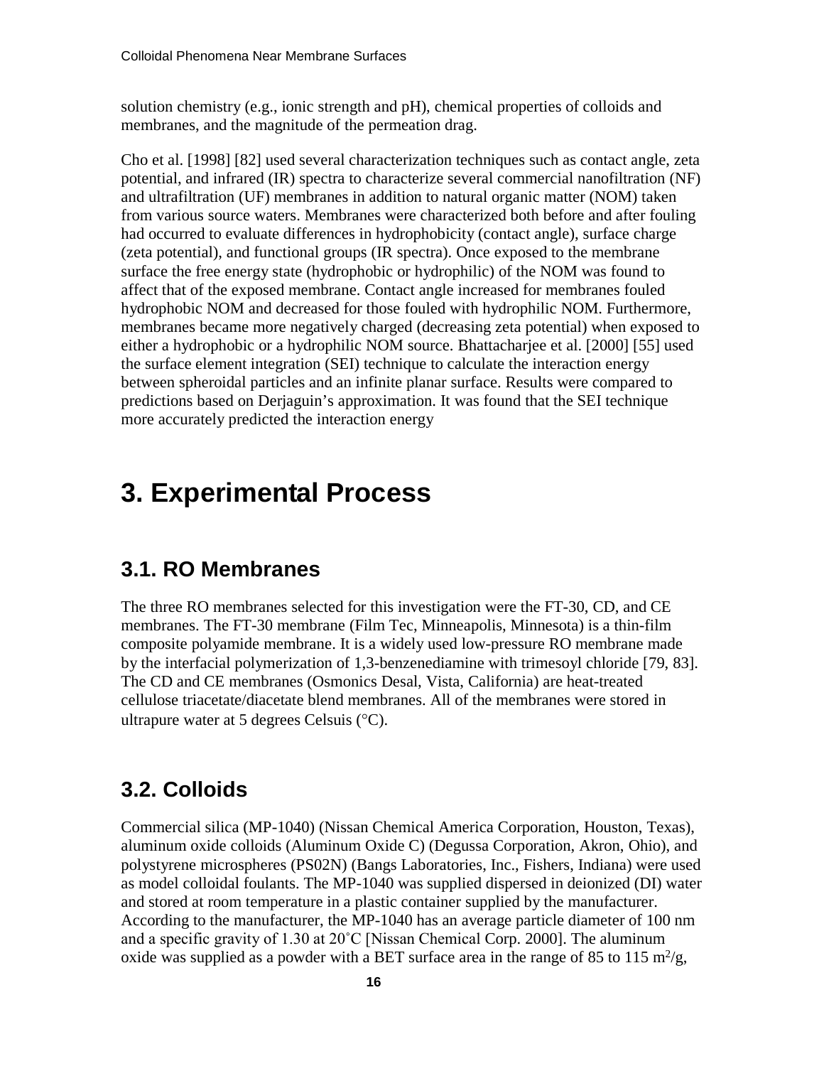solution chemistry (e.g., ionic strength and pH), chemical properties of colloids and membranes, and the magnitude of the permeation drag.

Cho et al. [1998] [82] used several characterization techniques such as contact angle, zeta potential, and infrared (IR) spectra to characterize several commercial nanofiltration (NF) and ultrafiltration (UF) membranes in addition to natural organic matter (NOM) taken from various source waters. Membranes were characterized both before and after fouling had occurred to evaluate differences in hydrophobicity (contact angle), surface charge (zeta potential), and functional groups (IR spectra). Once exposed to the membrane surface the free energy state (hydrophobic or hydrophilic) of the NOM was found to affect that of the exposed membrane. Contact angle increased for membranes fouled hydrophobic NOM and decreased for those fouled with hydrophilic NOM. Furthermore, membranes became more negatively charged (decreasing zeta potential) when exposed to either a hydrophobic or a hydrophilic NOM source. Bhattacharjee et al. [2000] [55] used the surface element integration (SEI) technique to calculate the interaction energy between spheroidal particles and an infinite planar surface. Results were compared to predictions based on Derjaguin's approximation. It was found that the SEI technique more accurately predicted the interaction energy

# 3. Experimental Process

## 3.1. RO Membranes

The three RO membranes selected for this investigation were the FT-30, CD, and CE membranes. The FT-30 membrane (Film Tec, Minneapolis, Minnesota) is a thin-film composite polyamide membrane. It is a widely used low-pressure RO membrane made by the interfacial polymerization of 1,3-benzenediamine with trimesoyl chloride [79, 83]. The CD and CE membranes (Osmonics Desal, Vista, California) are heat-treated cellulose triacetate/diacetate blend membranes. All of the membranes were stored in ultrapure water at 5 degrees Celsuis (°C).

## 3.2. Colloids

Commercial silica (MP-1040) (Nissan Chemical America Corporation, Houston, Texas), aluminum oxide colloids (Aluminum Oxide C) (Degussa Corporation, Akron, Ohio), and polystyrene microspheres (PS02N) (Bangs Laboratories, Inc., Fishers, Indiana) were used as model colloidal foulants. The MP-1040 was supplied dispersed in deionized (DI) water and stored at room temperature in a plastic container supplied by the manufacturer. According to the manufacturer, the MP-1040 has an average particle diameter of 100 nm and a specific gravity of 1.30 at 20˚C [Nissan Chemical Corp. 2000]. The aluminum oxide was supplied as a powder with a BET surface area in the range of 85 to 115 $m^2/g$,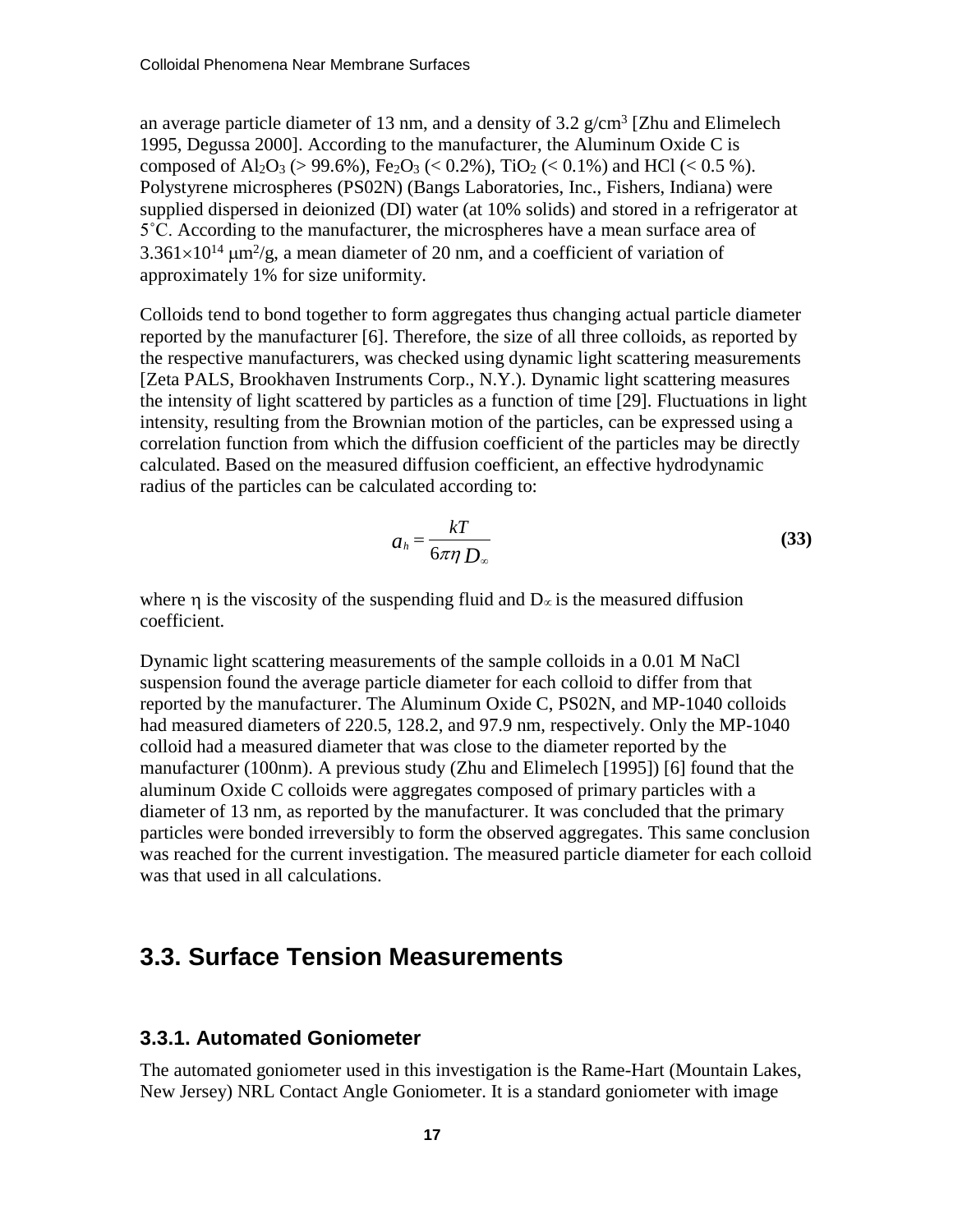an average particle diameter of 13 nm, and a density of 3.2 g/cm$^3$ [Zhu and Elimelech 1995, Degussa 2000]. According to the manufacturer, the Aluminum Oxide C is composed of $Al_2O_3$ (> 99.6%), $Fe_2O_3$ (< 0.2%), $TiO_2$ (< 0.1%) and HCl (< 0.5 %). Polystyrene microspheres (PS02N) (Bangs Laboratories, Inc., Fishers, Indiana) were supplied dispersed in deionized (DI) water (at 10% solids) and stored in a refrigerator at 5˚C. According to the manufacturer, the microspheres have a mean surface area of $3.361\times10^{14}$ μm$^2$/g, a mean diameter of 20 nm, and a coefficient of variation of approximately 1% for size uniformity.

Colloids tend to bond together to form aggregates thus changing actual particle diameter reported by the manufacturer [6]. Therefore, the size of all three colloids, as reported by the respective manufacturers, was checked using dynamic light scattering measurements [Zeta PALS, Brookhaven Instruments Corp., N.Y.). Dynamic light scattering measures the intensity of light scattered by particles as a function of time [29]. Fluctuations in light intensity, resulting from the Brownian motion of the particles, can be expressed using a correlation function from which the diffusion coefficient of the particles may be directly calculated. Based on the measured diffusion coefficient, an effective hydrodynamic radius of the particles can be calculated according to:

$$a_h = \frac{kT}{6\pi\eta D_\infty} \tag{33}$$

where $\eta$ is the viscosity of the suspending fluid and $D_\infty$ is the measured diffusion coefficient.

Dynamic light scattering measurements of the sample colloids in a 0.01 M NaCl suspension found the average particle diameter for each colloid to differ from that reported by the manufacturer. The Aluminum Oxide C, PS02N, and MP-1040 colloids had measured diameters of 220.5, 128.2, and 97.9 nm, respectively. Only the MP-1040 colloid had a measured diameter that was close to the diameter reported by the manufacturer (100nm). A previous study (Zhu and Elimelech [1995]) [6] found that the aluminum Oxide C colloids were aggregates composed of primary particles with a diameter of 13 nm, as reported by the manufacturer. It was concluded that the primary particles were bonded irreversibly to form the observed aggregates. This same conclusion was reached for the current investigation. The measured particle diameter for each colloid was that used in all calculations.

## 3.3. Surface Tension Measurements

### 3.3.1. Automated Goniometer

The automated goniometer used in this investigation is the Rame-Hart (Mountain Lakes, New Jersey) NRL Contact Angle Goniometer. It is a standard goniometer with image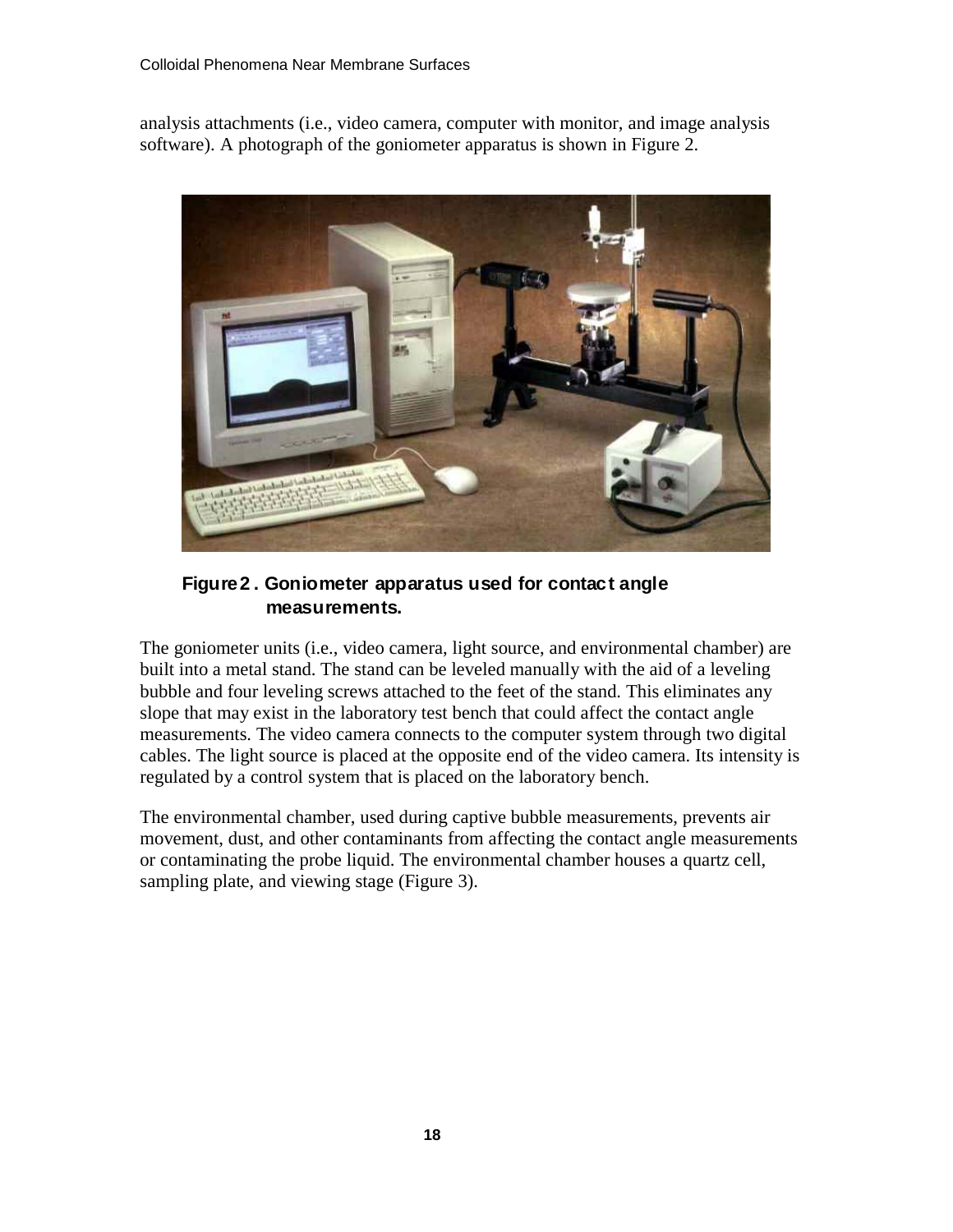analysis attachments (i.e., video camera, computer with monitor, and image analysis software). A photograph of the goniometer apparatus is shown in Figure 2.

**Figure 2. Goniometer apparatus used for contact angle measurements.**

The goniometer units (i.e., video camera, light source, and environmental chamber) are built into a metal stand. The stand can be leveled manually with the aid of a leveling bubble and four leveling screws attached to the feet of the stand. This eliminates any slope that may exist in the laboratory test bench that could affect the contact angle measurements. The video camera connects to the computer system through two digital cables. The light source is placed at the opposite end of the video camera. Its intensity is regulated by a control system that is placed on the laboratory bench.

The environmental chamber, used during captive bubble measurements, prevents air movement, dust, and other contaminants from affecting the contact angle measurements or contaminating the probe liquid. The environmental chamber houses a quartz cell, sampling plate, and viewing stage (Figure 3).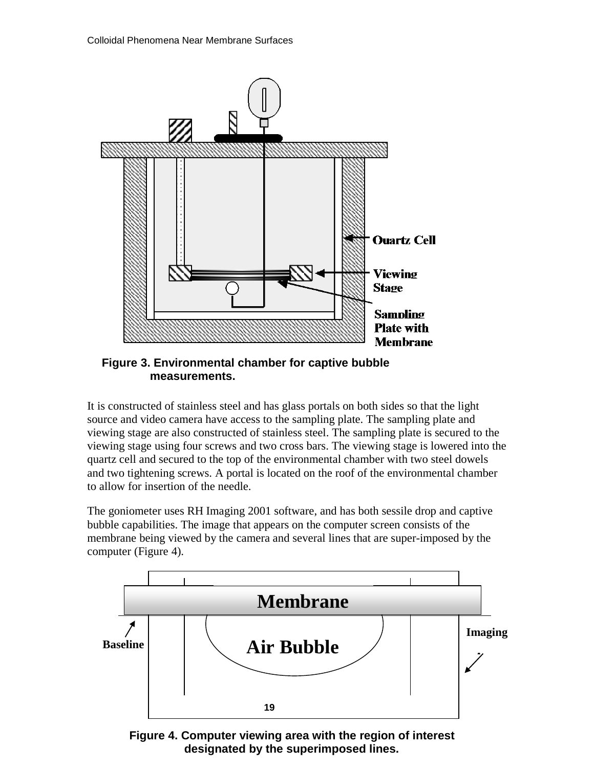Figure 3. Environmental chamber for captive bubble measurements.

It is constructed of stainless steel and has glass portals on both sides so that the light source and video camera have access to the sampling plate. The sampling plate and viewing stage are also constructed of stainless steel. The sampling plate is secured to the viewing stage using four screws and two cross bars. The viewing stage is lowered into the quartz cell and secured to the top of the environmental chamber with two steel dowels and two tightening screws. A portal is located on the roof of the environmental chamber to allow for insertion of the needle.

The goniometer uses RH Imaging 2001 software, and has both sessile drop and captive bubble capabilities. The image that appears on the computer screen consists of the membrane being viewed by the camera and several lines that are super-imposed by the computer (Figure 4).

Figure 4. Computer viewing area with the region of interest designated by the superimposed lines.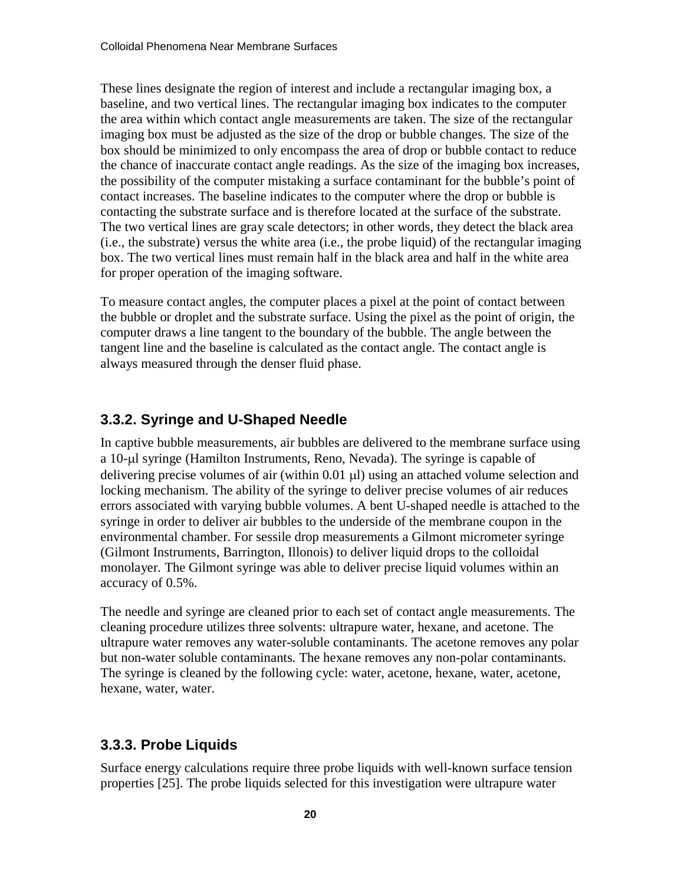These lines designate the region of interest and include a rectangular imaging box, a baseline, and two vertical lines. The rectangular imaging box indicates to the computer the area within which contact angle measurements are taken. The size of the rectangular imaging box must be adjusted as the size of the drop or bubble changes. The size of the box should be minimized to only encompass the area of drop or bubble contact to reduce the chance of inaccurate contact angle readings. As the size of the imaging box increases, the possibility of the computer mistaking a surface contaminant for the bubble's point of contact increases. The baseline indicates to the computer where the drop or bubble is contacting the substrate surface and is therefore located at the surface of the substrate. The two vertical lines are gray scale detectors; in other words, they detect the black area (i.e., the substrate) versus the white area (i.e., the probe liquid) of the rectangular imaging box. The two vertical lines must remain half in the black area and half in the white area for proper operation of the imaging software.

To measure contact angles, the computer places a pixel at the point of contact between the bubble or droplet and the substrate surface. Using the pixel as the point of origin, the computer draws a line tangent to the boundary of the bubble. The angle between the tangent line and the baseline is calculated as the contact angle. The contact angle is always measured through the denser fluid phase.

### 3.3.2. Syringe and U-Shaped Needle

In captive bubble measurements, air bubbles are delivered to the membrane surface using a 10-μl syringe (Hamilton Instruments, Reno, Nevada). The syringe is capable of delivering precise volumes of air (within 0.01 μl) using an attached volume selection and locking mechanism. The ability of the syringe to deliver precise volumes of air reduces errors associated with varying bubble volumes. A bent U-shaped needle is attached to the syringe in order to deliver air bubbles to the underside of the membrane coupon in the environmental chamber. For sessile drop measurements a Gilmont micrometer syringe (Gilmont Instruments, Barrington, Illonois) to deliver liquid drops to the colloidal monolayer. The Gilmont syringe was able to deliver precise liquid volumes within an accuracy of 0.5%.

The needle and syringe are cleaned prior to each set of contact angle measurements. The cleaning procedure utilizes three solvents: ultrapure water, hexane, and acetone. The ultrapure water removes any water-soluble contaminants. The acetone removes any polar but non-water soluble contaminants. The hexane removes any non-polar contaminants. The syringe is cleaned by the following cycle: water, acetone, hexane, water, acetone, hexane, water, water.

### 3.3.3. Probe Liquids

Surface energy calculations require three probe liquids with well-known surface tension properties [25]. The probe liquids selected for this investigation were ultrapure water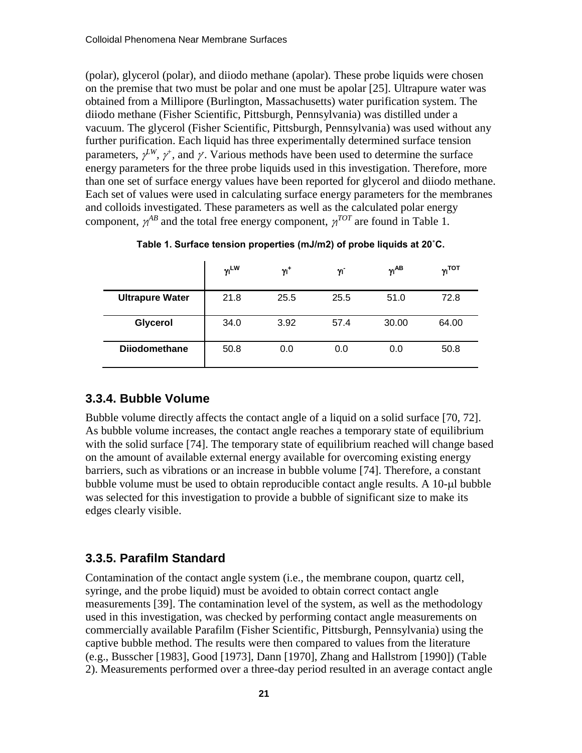(polar), glycerol (polar), and diiodo methane (apolar). These probe liquids were chosen on the premise that two must be polar and one must be apolar [25]. Ultrapure water was obtained from a Millipore (Burlington, Massachusetts) water purification system. The diiodo methane (Fisher Scientific, Pittsburgh, Pennsylvania) was distilled under a vacuum. The glycerol (Fisher Scientific, Pittsburgh, Pennsylvania) was used without any further purification. Each liquid has three experimentally determined surface tension parameters, $\gamma^{LW}$, $\gamma^{+}$, and $\gamma^{-}$. Various methods have been used to determine the surface energy parameters for the three probe liquids used in this investigation. Therefore, more than one set of surface energy values have been reported for glycerol and diiodo methane. Each set of values were used in calculating surface energy parameters for the membranes and colloids investigated. These parameters as well as the calculated polar energy component, $\gamma_l^{AB}$ and the total free energy component, $\gamma_l^{TOT}$ are found in Table 1.

**Table 1. Surface tension properties (mJ/m2) of probe liquids at 20˚C.**

| | $\gamma_l^{LW}$ | $\gamma_l^{+}$ | $\gamma_l^{-}$ | $\gamma_l^{AB}$ | $\gamma_l^{TOT}$ |
|---|---|---|---|---|---|
| **Ultrapure Water** | 21.8 | 25.5 | 25.5 | 51.0 | 72.8 |
| **Glycerol** | 34.0 | 3.92 | 57.4 | 30.00 | 64.00 |
| **Diiodomethane** | 50.8 | 0.0 | 0.0 | 0.0 | 50.8 |

### 3.3.4. Bubble Volume

Bubble volume directly affects the contact angle of a liquid on a solid surface [70, 72]. As bubble volume increases, the contact angle reaches a temporary state of equilibrium with the solid surface [74]. The temporary state of equilibrium reached will change based on the amount of available external energy available for overcoming existing energy barriers, such as vibrations or an increase in bubble volume [74]. Therefore, a constant bubble volume must be used to obtain reproducible contact angle results. A 10-μl bubble was selected for this investigation to provide a bubble of significant size to make its edges clearly visible.

### 3.3.5. Parafilm Standard

Contamination of the contact angle system (i.e., the membrane coupon, quartz cell, syringe, and the probe liquid) must be avoided to obtain correct contact angle measurements [39]. The contamination level of the system, as well as the methodology used in this investigation, was checked by performing contact angle measurements on commercially available Parafilm (Fisher Scientific, Pittsburgh, Pennsylvania) using the captive bubble method. The results were then compared to values from the literature (e.g., Busscher [1983], Good [1973], Dann [1970], Zhang and Hallstrom [1990]) (Table 2). Measurements performed over a three-day period resulted in an average contact angle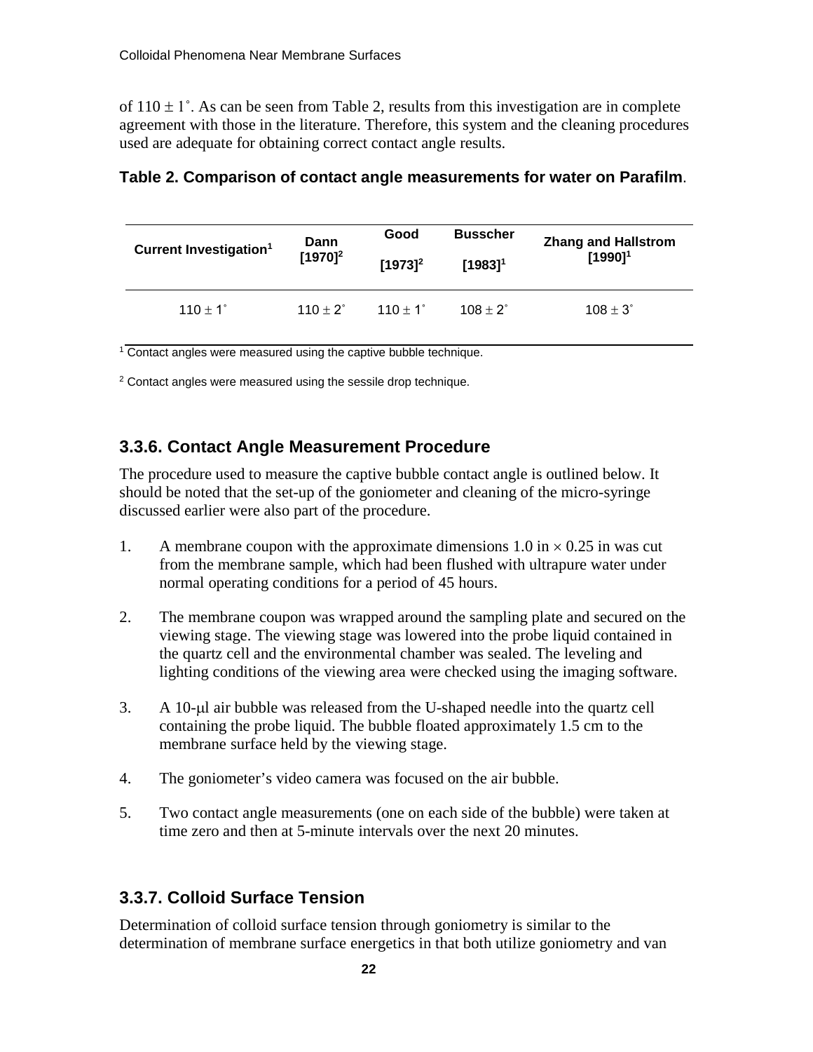of 110 ± 1˚. As can be seen from Table 2, results from this investigation are in complete agreement with those in the literature. Therefore, this system and the cleaning procedures used are adequate for obtaining correct contact angle results.

**Table 2. Comparison of contact angle measurements for water on Parafilm**.

| Current Investigation[1] | Dann [1970][2] | Good [1973][2] | Busscher [1983][1] | Zhang and Hallstrom [1990][1] |
|---|---|---|---|---|
| 110 ± 1˚ | 110 ± 2˚ | 110 ± 1˚ | 108 ± 2˚ | 108 ± 3˚ |

[1] Contact angles were measured using the captive bubble technique.

[2] Contact angles were measured using the sessile drop technique.

### 3.3.6. Contact Angle Measurement Procedure

The procedure used to measure the captive bubble contact angle is outlined below. It should be noted that the set-up of the goniometer and cleaning of the micro-syringe discussed earlier were also part of the procedure.

1. A membrane coupon with the approximate dimensions 1.0 in × 0.25 in was cut from the membrane sample, which had been flushed with ultrapure water under normal operating conditions for a period of 45 hours.

2. The membrane coupon was wrapped around the sampling plate and secured on the viewing stage. The viewing stage was lowered into the probe liquid contained in the quartz cell and the environmental chamber was sealed. The leveling and lighting conditions of the viewing area were checked using the imaging software.

3. A 10-μl air bubble was released from the U-shaped needle into the quartz cell containing the probe liquid. The bubble floated approximately 1.5 cm to the membrane surface held by the viewing stage.

4. The goniometer's video camera was focused on the air bubble.

5. Two contact angle measurements (one on each side of the bubble) were taken at time zero and then at 5-minute intervals over the next 20 minutes.

### 3.3.7. Colloid Surface Tension

Determination of colloid surface tension through goniometry is similar to the determination of membrane surface energetics in that both utilize goniometry and van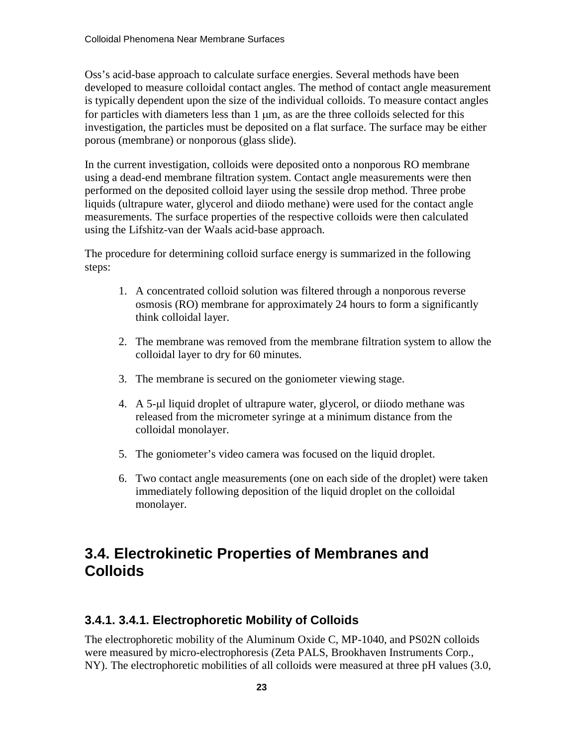Oss's acid-base approach to calculate surface energies. Several methods have been developed to measure colloidal contact angles. The method of contact angle measurement is typically dependent upon the size of the individual colloids. To measure contact angles for particles with diameters less than 1 μm, as are the three colloids selected for this investigation, the particles must be deposited on a flat surface. The surface may be either porous (membrane) or nonporous (glass slide).

In the current investigation, colloids were deposited onto a nonporous RO membrane using a dead-end membrane filtration system. Contact angle measurements were then performed on the deposited colloid layer using the sessile drop method. Three probe liquids (ultrapure water, glycerol and diiodo methane) were used for the contact angle measurements. The surface properties of the respective colloids were then calculated using the Lifshitz-van der Waals acid-base approach.

The procedure for determining colloid surface energy is summarized in the following steps:

1. A concentrated colloid solution was filtered through a nonporous reverse osmosis (RO) membrane for approximately 24 hours to form a significantly think colloidal layer.

2. The membrane was removed from the membrane filtration system to allow the colloidal layer to dry for 60 minutes.

3. The membrane is secured on the goniometer viewing stage.

4. A 5-μl liquid droplet of ultrapure water, glycerol, or diiodo methane was released from the micrometer syringe at a minimum distance from the colloidal monolayer.

5. The goniometer's video camera was focused on the liquid droplet.

6. Two contact angle measurements (one on each side of the droplet) were taken immediately following deposition of the liquid droplet on the colloidal monolayer.

## 3.4. Electrokinetic Properties of Membranes and Colloids

### 3.4.1. 3.4.1. Electrophoretic Mobility of Colloids

The electrophoretic mobility of the Aluminum Oxide C, MP-1040, and PS02N colloids were measured by micro-electrophoresis (Zeta PALS, Brookhaven Instruments Corp., NY). The electrophoretic mobilities of all colloids were measured at three pH values (3.0,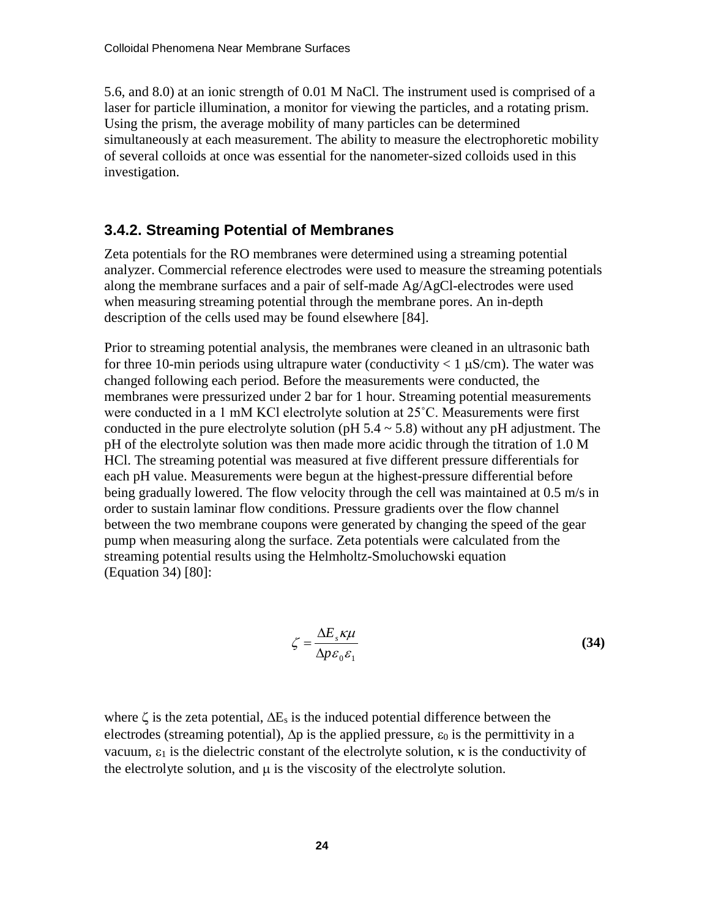5.6, and 8.0) at an ionic strength of 0.01 M NaCl. The instrument used is comprised of a laser for particle illumination, a monitor for viewing the particles, and a rotating prism. Using the prism, the average mobility of many particles can be determined simultaneously at each measurement. The ability to measure the electrophoretic mobility of several colloids at once was essential for the nanometer-sized colloids used in this investigation.

### 3.4.2. Streaming Potential of Membranes

Zeta potentials for the RO membranes were determined using a streaming potential analyzer. Commercial reference electrodes were used to measure the streaming potentials along the membrane surfaces and a pair of self-made Ag/AgCl-electrodes were used when measuring streaming potential through the membrane pores. An in-depth description of the cells used may be found elsewhere [84].

Prior to streaming potential analysis, the membranes were cleaned in an ultrasonic bath for three 10-min periods using ultrapure water (conductivity < 1 μS/cm). The water was changed following each period. Before the measurements were conducted, the membranes were pressurized under 2 bar for 1 hour. Streaming potential measurements were conducted in a 1 mM KCl electrolyte solution at 25˚C. Measurements were first conducted in the pure electrolyte solution (pH 5.4 ~ 5.8) without any pH adjustment. The pH of the electrolyte solution was then made more acidic through the titration of 1.0 M HCl. The streaming potential was measured at five different pressure differentials for each pH value. Measurements were begun at the highest-pressure differential before being gradually lowered. The flow velocity through the cell was maintained at 0.5 m/s in order to sustain laminar flow conditions. Pressure gradients over the flow channel between the two membrane coupons were generated by changing the speed of the gear pump when measuring along the surface. Zeta potentials were calculated from the streaming potential results using the Helmholtz-Smoluchowski equation (Equation 34) [80]:

$$\zeta = \frac{\Delta E_s \kappa \mu}{\Delta p \varepsilon_0 \varepsilon_1} \tag{34}$$

where $\zeta$ is the zeta potential, $\Delta E_s$ is the induced potential difference between the electrodes (streaming potential), $\Delta p$ is the applied pressure, $\varepsilon_0$ is the permittivity in a vacuum, $\varepsilon_1$ is the dielectric constant of the electrolyte solution, $\kappa$ is the conductivity of the electrolyte solution, and $\mu$ is the viscosity of the electrolyte solution.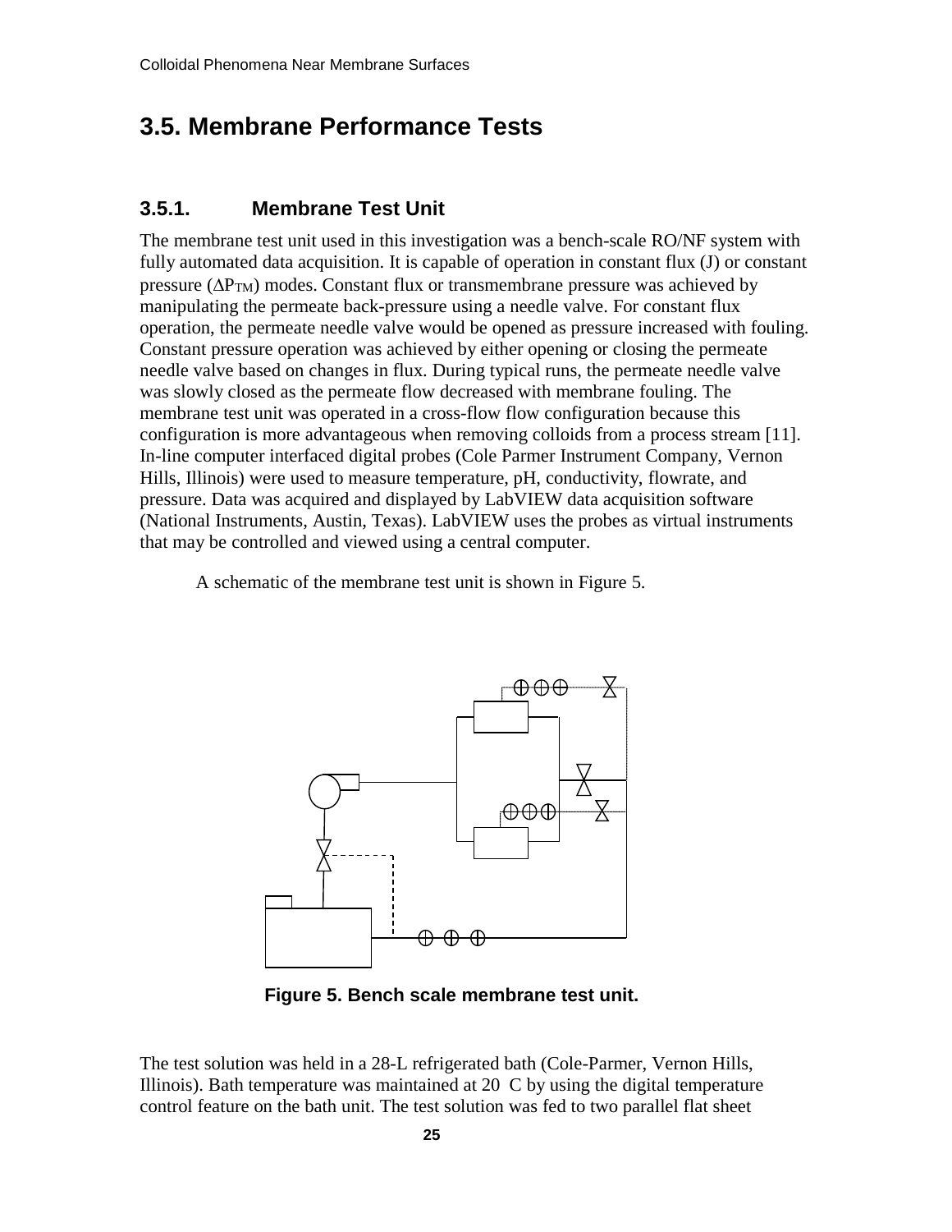## 3.5. Membrane Performance Tests

### 3.5.1. Membrane Test Unit

The membrane test unit used in this investigation was a bench-scale RO/NF system with fully automated data acquisition. It is capable of operation in constant flux (J) or constant pressure ($\Delta P_{TM}$) modes. Constant flux or transmembrane pressure was achieved by manipulating the permeate back-pressure using a needle valve. For constant flux operation, the permeate needle valve would be opened as pressure increased with fouling. Constant pressure operation was achieved by either opening or closing the permeate needle valve based on changes in flux. During typical runs, the permeate needle valve was slowly closed as the permeate flow decreased with membrane fouling. The membrane test unit was operated in a cross-flow flow configuration because this configuration is more advantageous when removing colloids from a process stream [11]. In-line computer interfaced digital probes (Cole Parmer Instrument Company, Vernon Hills, Illinois) were used to measure temperature, pH, conductivity, flowrate, and pressure. Data was acquired and displayed by LabVIEW data acquisition software (National Instruments, Austin, Texas). LabVIEW uses the probes as virtual instruments that may be controlled and viewed using a central computer.

A schematic of the membrane test unit is shown in Figure 5.

**Figure 5. Bench scale membrane test unit.**

The test solution was held in a 28-L refrigerated bath (Cole-Parmer, Vernon Hills, Illinois). Bath temperature was maintained at 20 C by using the digital temperature control feature on the bath unit. The test solution was fed to two parallel flat sheet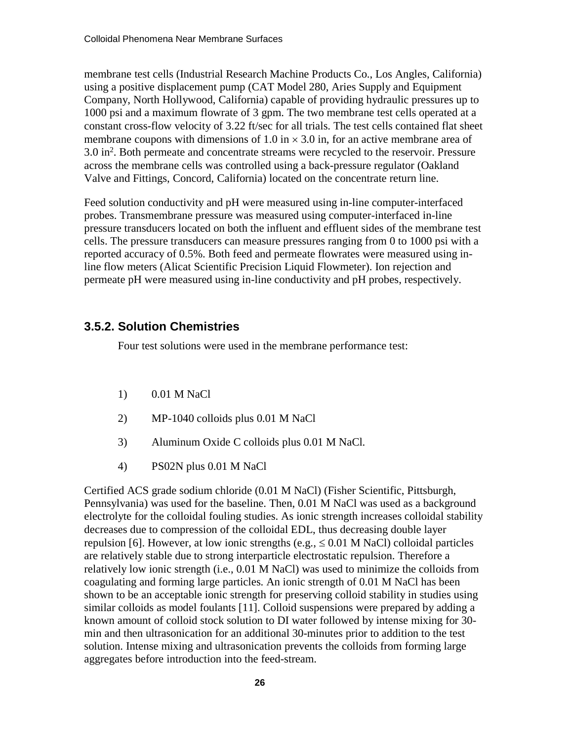membrane test cells (Industrial Research Machine Products Co., Los Angles, California) using a positive displacement pump (CAT Model 280, Aries Supply and Equipment Company, North Hollywood, California) capable of providing hydraulic pressures up to 1000 psi and a maximum flowrate of 3 gpm. The two membrane test cells operated at a constant cross-flow velocity of 3.22 ft/sec for all trials. The test cells contained flat sheet membrane coupons with dimensions of 1.0 in × 3.0 in, for an active membrane area of 3.0 $in^2$. Both permeate and concentrate streams were recycled to the reservoir. Pressure across the membrane cells was controlled using a back-pressure regulator (Oakland Valve and Fittings, Concord, California) located on the concentrate return line.

Feed solution conductivity and pH were measured using in-line computer-interfaced probes. Transmembrane pressure was measured using computer-interfaced in-line pressure transducers located on both the influent and effluent sides of the membrane test cells. The pressure transducers can measure pressures ranging from 0 to 1000 psi with a reported accuracy of 0.5%. Both feed and permeate flowrates were measured using in-line flow meters (Alicat Scientific Precision Liquid Flowmeter). Ion rejection and permeate pH were measured using in-line conductivity and pH probes, respectively.

### 3.5.2. Solution Chemistries

Four test solutions were used in the membrane performance test:

1) 0.01 M NaCl
2) MP-1040 colloids plus 0.01 M NaCl
3) Aluminum Oxide C colloids plus 0.01 M NaCl.
4) PS02N plus 0.01 M NaCl

Certified ACS grade sodium chloride (0.01 M NaCl) (Fisher Scientific, Pittsburgh, Pennsylvania) was used for the baseline. Then, 0.01 M NaCl was used as a background electrolyte for the colloidal fouling studies. As ionic strength increases colloidal stability decreases due to compression of the colloidal EDL, thus decreasing double layer repulsion [6]. However, at low ionic strengths (e.g., ≤ 0.01 M NaCl) colloidal particles are relatively stable due to strong interparticle electrostatic repulsion. Therefore a relatively low ionic strength (i.e., 0.01 M NaCl) was used to minimize the colloids from coagulating and forming large particles. An ionic strength of 0.01 M NaCl has been shown to be an acceptable ionic strength for preserving colloid stability in studies using similar colloids as model foulants [11]. Colloid suspensions were prepared by adding a known amount of colloid stock solution to DI water followed by intense mixing for 30-min and then ultrasonication for an additional 30-minutes prior to addition to the test solution. Intense mixing and ultrasonication prevents the colloids from forming large aggregates before introduction into the feed-stream.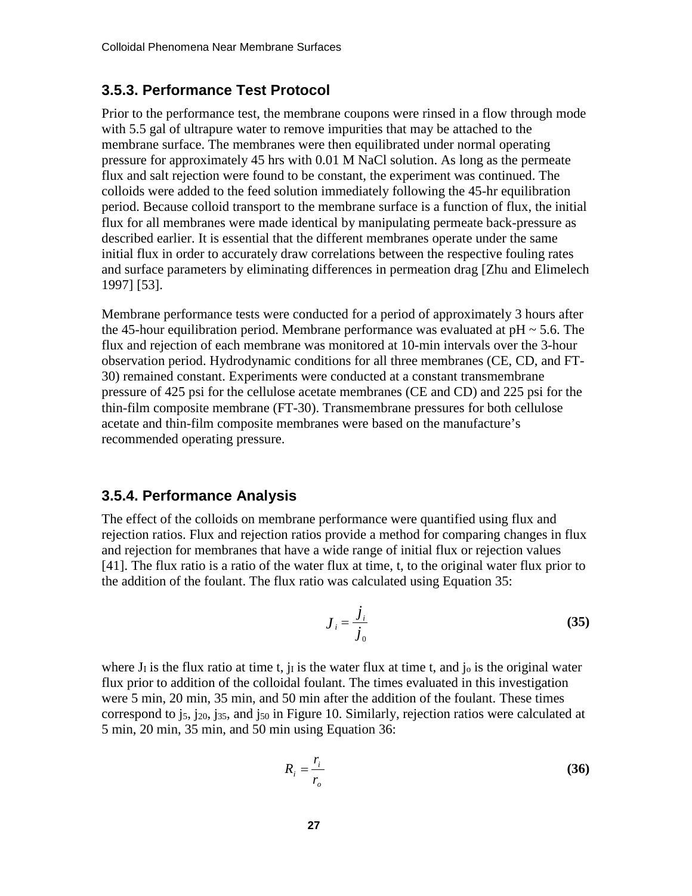### 3.5.3. Performance Test Protocol

Prior to the performance test, the membrane coupons were rinsed in a flow through mode with 5.5 gal of ultrapure water to remove impurities that may be attached to the membrane surface. The membranes were then equilibrated under normal operating pressure for approximately 45 hrs with 0.01 M NaCl solution. As long as the permeate flux and salt rejection were found to be constant, the experiment was continued. The colloids were added to the feed solution immediately following the 45-hr equilibration period. Because colloid transport to the membrane surface is a function of flux, the initial flux for all membranes were made identical by manipulating permeate back-pressure as described earlier. It is essential that the different membranes operate under the same initial flux in order to accurately draw correlations between the respective fouling rates and surface parameters by eliminating differences in permeation drag [Zhu and Elimelech 1997] [53].

Membrane performance tests were conducted for a period of approximately 3 hours after the 45-hour equilibration period. Membrane performance was evaluated at pH ~ 5.6. The flux and rejection of each membrane was monitored at 10-min intervals over the 3-hour observation period. Hydrodynamic conditions for all three membranes (CE, CD, and FT-30) remained constant. Experiments were conducted at a constant transmembrane pressure of 425 psi for the cellulose acetate membranes (CE and CD) and 225 psi for the thin-film composite membrane (FT-30). Transmembrane pressures for both cellulose acetate and thin-film composite membranes were based on the manufacture's recommended operating pressure.

### 3.5.4. Performance Analysis

The effect of the colloids on membrane performance were quantified using flux and rejection ratios. Flux and rejection ratios provide a method for comparing changes in flux and rejection for membranes that have a wide range of initial flux or rejection values [41]. The flux ratio is a ratio of the water flux at time, t, to the original water flux prior to the addition of the foulant. The flux ratio was calculated using Equation 35:

$$J_i = \frac{j_i}{j_0} \tag{35}$$

where $J_I$ is the flux ratio at time t, $j_I$ is the water flux at time t, and $j_o$ is the original water flux prior to addition of the colloidal foulant. The times evaluated in this investigation were 5 min, 20 min, 35 min, and 50 min after the addition of the foulant. These times correspond to $j_5$, $j_{20}$, $j_{35}$, and $j_{50}$ in Figure 10. Similarly, rejection ratios were calculated at 5 min, 20 min, 35 min, and 50 min using Equation 36:

$$R_i = \frac{r_i}{r_o} \tag{36}$$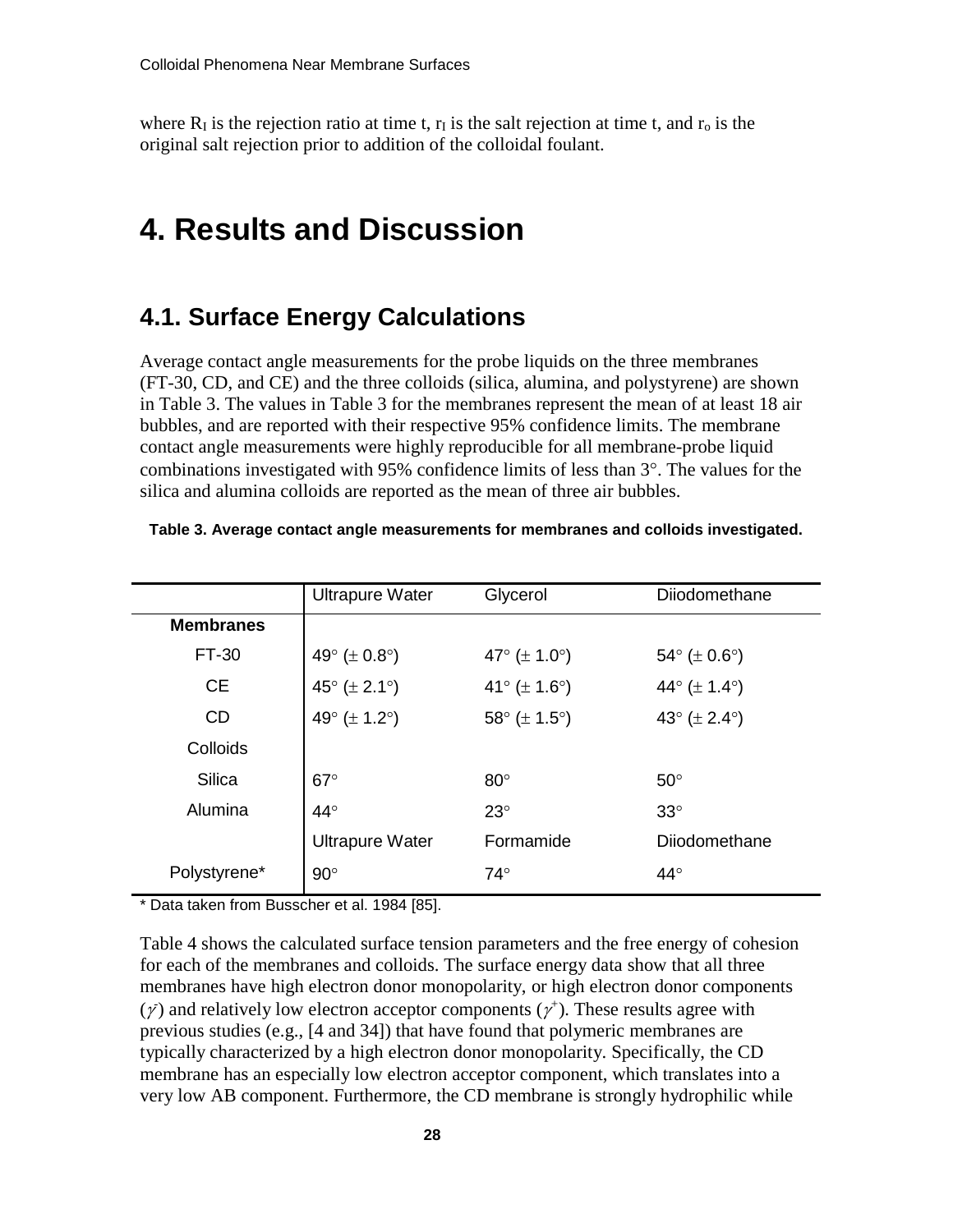where $R_I$ is the rejection ratio at time t, $r_I$ is the salt rejection at time t, and $r_o$ is the original salt rejection prior to addition of the colloidal foulant.

# 4. Results and Discussion

## 4.1. Surface Energy Calculations

Average contact angle measurements for the probe liquids on the three membranes (FT-30, CD, and CE) and the three colloids (silica, alumina, and polystyrene) are shown in Table 3. The values in Table 3 for the membranes represent the mean of at least 18 air bubbles, and are reported with their respective 95% confidence limits. The membrane contact angle measurements were highly reproducible for all membrane-probe liquid combinations investigated with 95% confidence limits of less than 3°. The values for the silica and alumina colloids are reported as the mean of three air bubbles.

**Table 3. Average contact angle measurements for membranes and colloids investigated.**

| | Ultrapure Water | Glycerol | Diiodomethane |
|---|---|---|---|
| **Membranes** | | | |
| FT-30 | 49° (± 0.8°) | 47° (± 1.0°) | 54° (± 0.6°) |
| CE | 45° (± 2.1°) | 41° (± 1.6°) | 44° (± 1.4°) |
| CD | 49° (± 1.2°) | 58° (± 1.5°) | 43° (± 2.4°) |
| Colloids | | | |
| Silica | 67° | 80° | 50° |
| Alumina | 44° | 23° | 33° |
| | Ultrapure Water | Formamide | Diiodomethane |
| Polystyrene* | 90° | 74° | 44° |

\* Data taken from Busscher et al. 1984 [85].

Table 4 shows the calculated surface tension parameters and the free energy of cohesion for each of the membranes and colloids. The surface energy data show that all three membranes have high electron donor monopolarity, or high electron donor components ($\gamma^-$) and relatively low electron acceptor components ($\gamma^+$). These results agree with previous studies (e.g., [4 and 34]) that have found that polymeric membranes are typically characterized by a high electron donor monopolarity. Specifically, the CD membrane has an especially low electron acceptor component, which translates into a very low AB component. Furthermore, the CD membrane is strongly hydrophilic while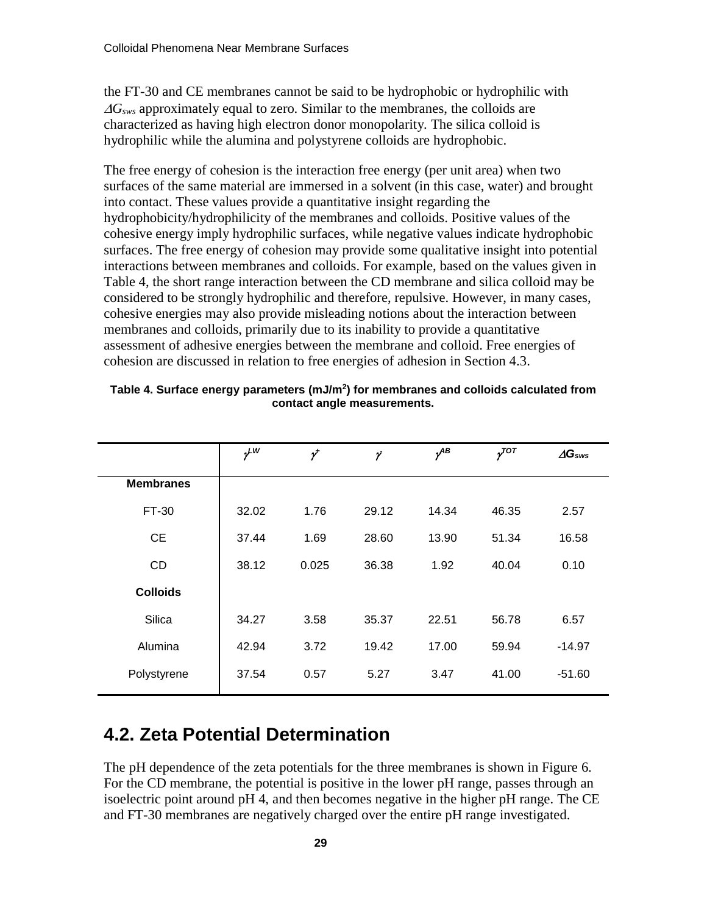the FT-30 and CE membranes cannot be said to be hydrophobic or hydrophilic with $\Delta G_{sws}$ approximately equal to zero. Similar to the membranes, the colloids are characterized as having high electron donor monopolarity. The silica colloid is hydrophilic while the alumina and polystyrene colloids are hydrophobic.

The free energy of cohesion is the interaction free energy (per unit area) when two surfaces of the same material are immersed in a solvent (in this case, water) and brought into contact. These values provide a quantitative insight regarding the hydrophobicity/hydrophilicity of the membranes and colloids. Positive values of the cohesive energy imply hydrophilic surfaces, while negative values indicate hydrophobic surfaces. The free energy of cohesion may provide some qualitative insight into potential interactions between membranes and colloids. For example, based on the values given in Table 4, the short range interaction between the CD membrane and silica colloid may be considered to be strongly hydrophilic and therefore, repulsive. However, in many cases, cohesive energies may also provide misleading notions about the interaction between membranes and colloids, primarily due to its inability to provide a quantitative assessment of adhesive energies between the membrane and colloid. Free energies of cohesion are discussed in relation to free energies of adhesion in Section 4.3.

**Table 4. Surface energy parameters (mJ/m$^2$) for membranes and colloids calculated from contact angle measurements.**

| | $\gamma^{LW}$ | $\gamma^{+}$ | $\gamma^{-}$ | $\gamma^{AB}$ | $\gamma^{TOT}$ | $\Delta G_{sws}$ |
|---|---|---|---|---|---|---|
| **Membranes** | | | | | | |
| FT-30 | 32.02 | 1.76 | 29.12 | 14.34 | 46.35 | 2.57 |
| CE | 37.44 | 1.69 | 28.60 | 13.90 | 51.34 | 16.58 |
| CD | 38.12 | 0.025 | 36.38 | 1.92 | 40.04 | 0.10 |
| **Colloids** | | | | | | |
| Silica | 34.27 | 3.58 | 35.37 | 22.51 | 56.78 | 6.57 |
| Alumina | 42.94 | 3.72 | 19.42 | 17.00 | 59.94 | -14.97 |
| Polystyrene | 37.54 | 0.57 | 5.27 | 3.47 | 41.00 | -51.60 |

## 4.2. Zeta Potential Determination

The pH dependence of the zeta potentials for the three membranes is shown in Figure 6. For the CD membrane, the potential is positive in the lower pH range, passes through an isoelectric point around pH 4, and then becomes negative in the higher pH range. The CE and FT-30 membranes are negatively charged over the entire pH range investigated.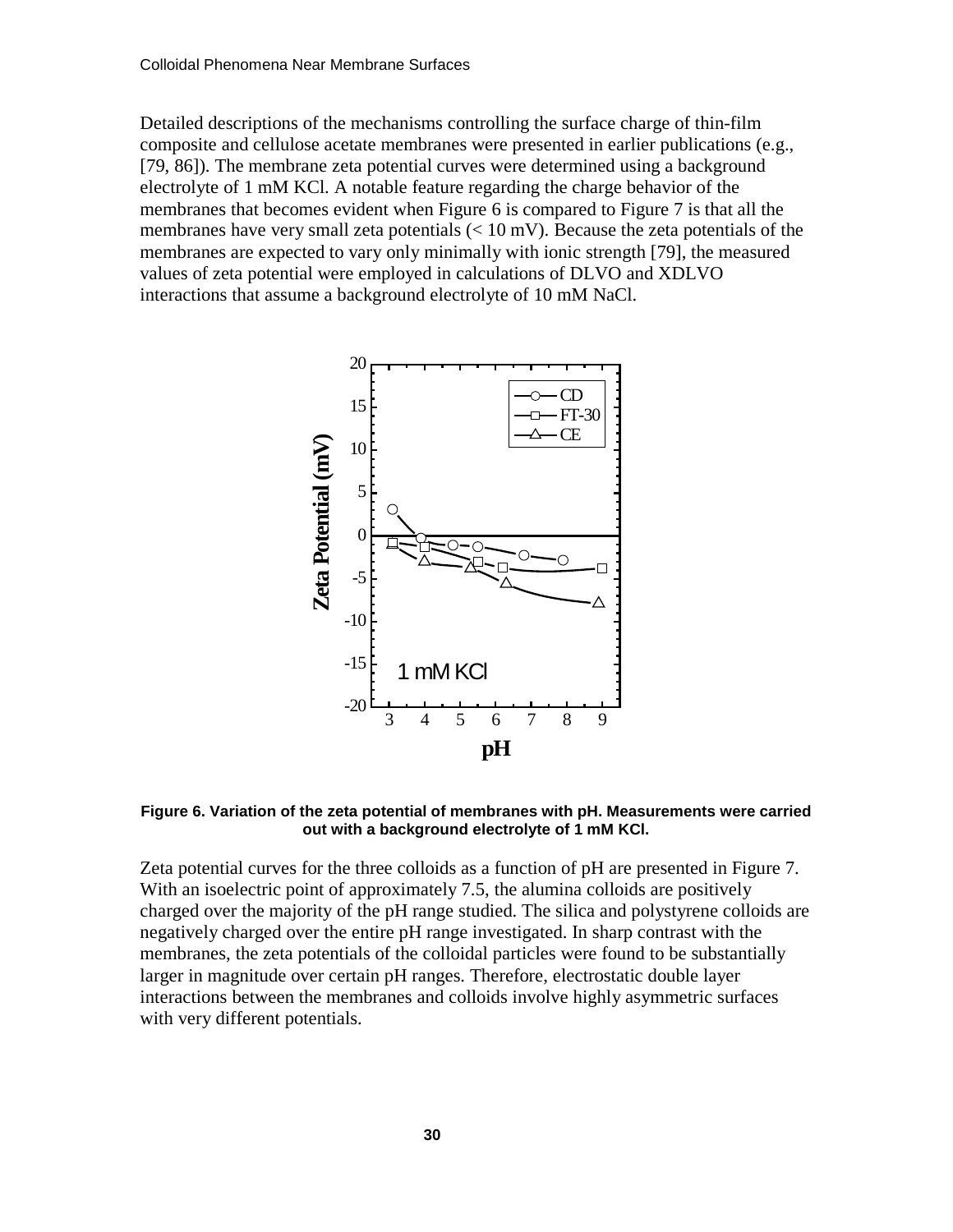Detailed descriptions of the mechanisms controlling the surface charge of thin-film composite and cellulose acetate membranes were presented in earlier publications (e.g., [79, 86]). The membrane zeta potential curves were determined using a background electrolyte of 1 mM KCl. A notable feature regarding the charge behavior of the membranes that becomes evident when Figure 6 is compared to Figure 7 is that all the membranes have very small zeta potentials (< 10 mV). Because the zeta potentials of the membranes are expected to vary only minimally with ionic strength [79], the measured values of zeta potential were employed in calculations of DLVO and XDLVO interactions that assume a background electrolyte of 10 mM NaCl.

**Figure 6. Variation of the zeta potential of membranes with pH. Measurements were carried out with a background electrolyte of 1 mM KCl.**

Zeta potential curves for the three colloids as a function of pH are presented in Figure 7. With an isoelectric point of approximately 7.5, the alumina colloids are positively charged over the majority of the pH range studied. The silica and polystyrene colloids are negatively charged over the entire pH range investigated. In sharp contrast with the membranes, the zeta potentials of the colloidal particles were found to be substantially larger in magnitude over certain pH ranges. Therefore, electrostatic double layer interactions between the membranes and colloids involve highly asymmetric surfaces with very different potentials.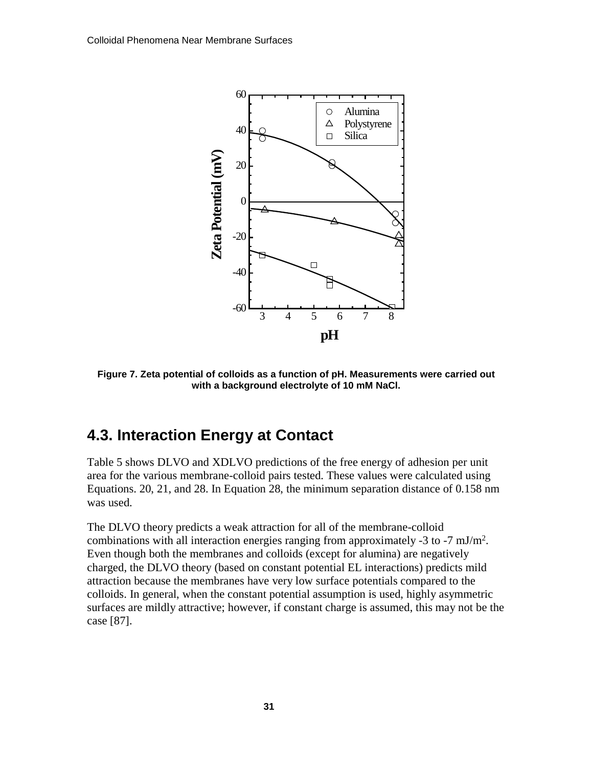Figure 7. Zeta potential of colloids as a function of pH. Measurements were carried out with a background electrolyte of 10 mM NaCl.

## 4.3. Interaction Energy at Contact

Table 5 shows DLVO and XDLVO predictions of the free energy of adhesion per unit area for the various membrane-colloid pairs tested. These values were calculated using Equations. 20, 21, and 28. In Equation 28, the minimum separation distance of 0.158 nm was used.

The DLVO theory predicts a weak attraction for all of the membrane-colloid combinations with all interaction energies ranging from approximately -3 to -7 $mJ/m^2$. Even though both the membranes and colloids (except for alumina) are negatively charged, the DLVO theory (based on constant potential EL interactions) predicts mild attraction because the membranes have very low surface potentials compared to the colloids. In general, when the constant potential assumption is used, highly asymmetric surfaces are mildly attractive; however, if constant charge is assumed, this may not be the case [87].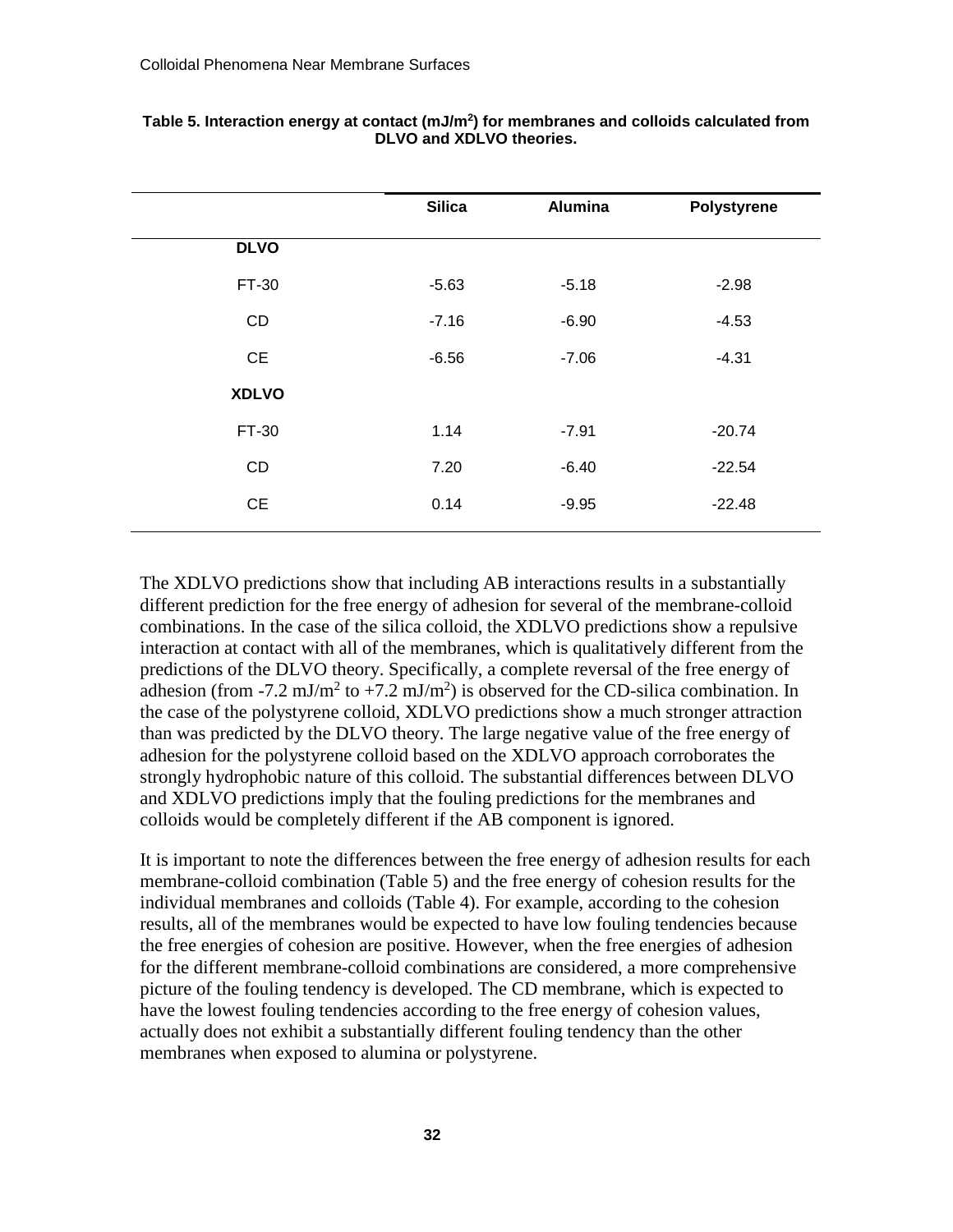**Table 5. Interaction energy at contact (mJ/m$^2$) for membranes and colloids calculated from DLVO and XDLVO theories.**

| | Silica | Alumina | Polystyrene |
|---|---|---|---|
| **DLVO** | | | |
| FT-30 | -5.63 | -5.18 | -2.98 |
| CD | -7.16 | -6.90 | -4.53 |
| CE | -6.56 | -7.06 | -4.31 |
| **XDLVO** | | | |
| FT-30 | 1.14 | -7.91 | -20.74 |
| CD | 7.20 | -6.40 | -22.54 |
| CE | 0.14 | -9.95 | -22.48 |

The XDLVO predictions show that including AB interactions results in a substantially different prediction for the free energy of adhesion for several of the membrane-colloid combinations. In the case of the silica colloid, the XDLVO predictions show a repulsive interaction at contact with all of the membranes, which is qualitatively different from the predictions of the DLVO theory. Specifically, a complete reversal of the free energy of adhesion (from -7.2 mJ/m$^2$ to +7.2 mJ/m$^2$) is observed for the CD-silica combination. In the case of the polystyrene colloid, XDLVO predictions show a much stronger attraction than was predicted by the DLVO theory. The large negative value of the free energy of adhesion for the polystyrene colloid based on the XDLVO approach corroborates the strongly hydrophobic nature of this colloid. The substantial differences between DLVO and XDLVO predictions imply that the fouling predictions for the membranes and colloids would be completely different if the AB component is ignored.

It is important to note the differences between the free energy of adhesion results for each membrane-colloid combination (Table 5) and the free energy of cohesion results for the individual membranes and colloids (Table 4). For example, according to the cohesion results, all of the membranes would be expected to have low fouling tendencies because the free energies of cohesion are positive. However, when the free energies of adhesion for the different membrane-colloid combinations are considered, a more comprehensive picture of the fouling tendency is developed. The CD membrane, which is expected to have the lowest fouling tendencies according to the free energy of cohesion values, actually does not exhibit a substantially different fouling tendency than the other membranes when exposed to alumina or polystyrene.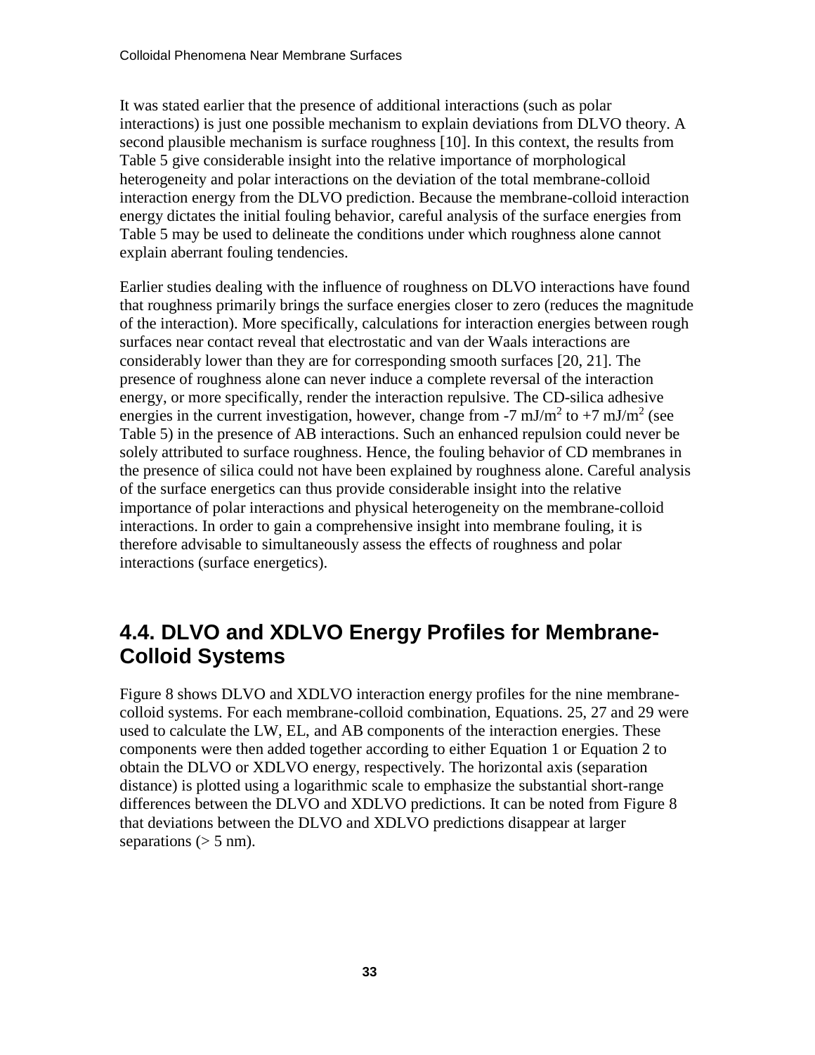It was stated earlier that the presence of additional interactions (such as polar interactions) is just one possible mechanism to explain deviations from DLVO theory. A second plausible mechanism is surface roughness [10]. In this context, the results from Table 5 give considerable insight into the relative importance of morphological heterogeneity and polar interactions on the deviation of the total membrane-colloid interaction energy from the DLVO prediction. Because the membrane-colloid interaction energy dictates the initial fouling behavior, careful analysis of the surface energies from Table 5 may be used to delineate the conditions under which roughness alone cannot explain aberrant fouling tendencies.

Earlier studies dealing with the influence of roughness on DLVO interactions have found that roughness primarily brings the surface energies closer to zero (reduces the magnitude of the interaction). More specifically, calculations for interaction energies between rough surfaces near contact reveal that electrostatic and van der Waals interactions are considerably lower than they are for corresponding smooth surfaces [20, 21]. The presence of roughness alone can never induce a complete reversal of the interaction energy, or more specifically, render the interaction repulsive. The CD-silica adhesive energies in the current investigation, however, change from -7 $mJ/m^2$ to +7 $mJ/m^2$ (see Table 5) in the presence of AB interactions. Such an enhanced repulsion could never be solely attributed to surface roughness. Hence, the fouling behavior of CD membranes in the presence of silica could not have been explained by roughness alone. Careful analysis of the surface energetics can thus provide considerable insight into the relative importance of polar interactions and physical heterogeneity on the membrane-colloid interactions. In order to gain a comprehensive insight into membrane fouling, it is therefore advisable to simultaneously assess the effects of roughness and polar interactions (surface energetics).

## 4.4. DLVO and XDLVO Energy Profiles for Membrane-Colloid Systems

Figure 8 shows DLVO and XDLVO interaction energy profiles for the nine membrane-colloid systems. For each membrane-colloid combination, Equations. 25, 27 and 29 were used to calculate the LW, EL, and AB components of the interaction energies. These components were then added together according to either Equation 1 or Equation 2 to obtain the DLVO or XDLVO energy, respectively. The horizontal axis (separation distance) is plotted using a logarithmic scale to emphasize the substantial short-range differences between the DLVO and XDLVO predictions. It can be noted from Figure 8 that deviations between the DLVO and XDLVO predictions disappear at larger separations (> 5 nm).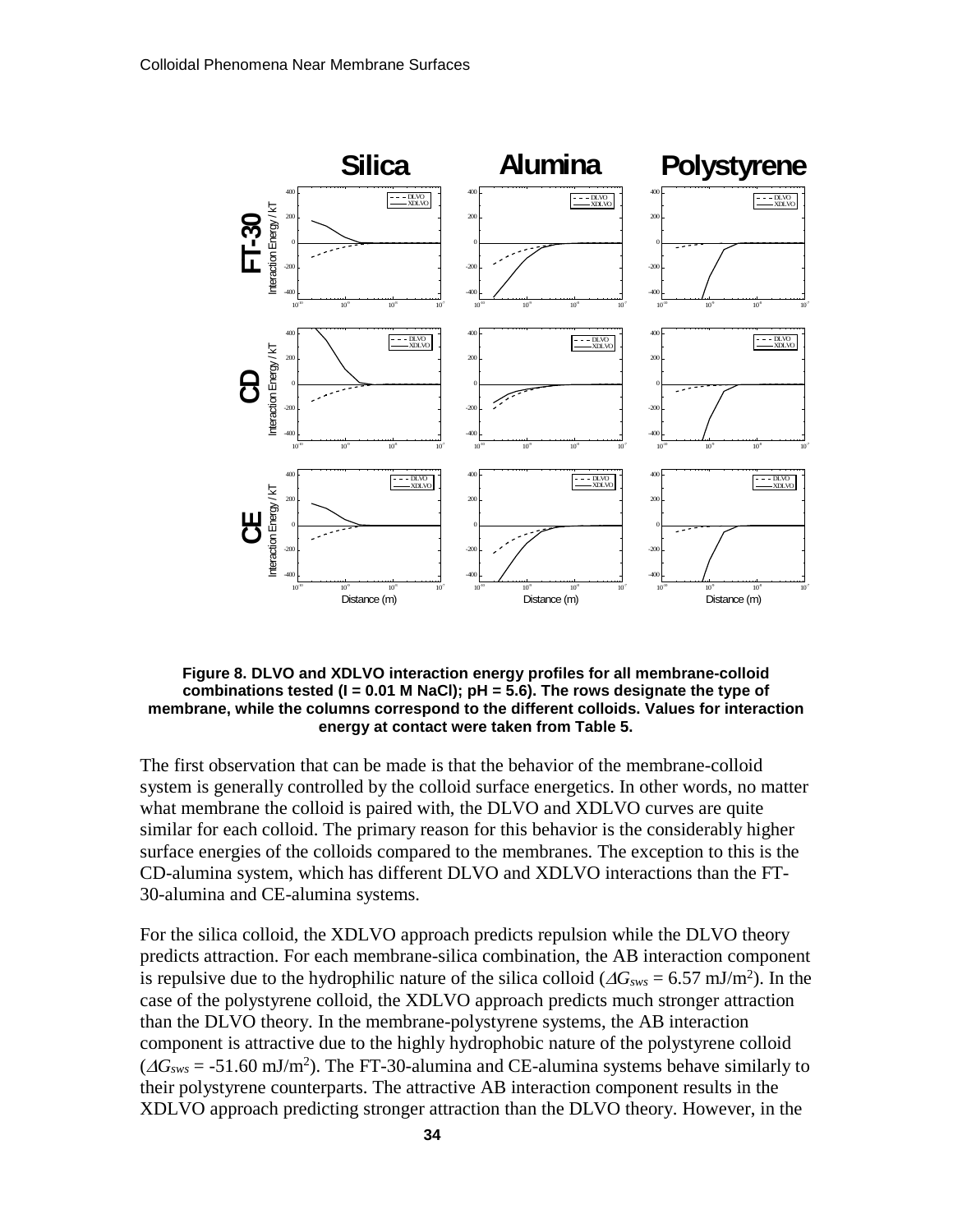**Figure 8. DLVO and XDLVO interaction energy profiles for all membrane-colloid combinations tested (I = 0.01 M NaCl); pH = 5.6). The rows designate the type of membrane, while the columns correspond to the different colloids. Values for interaction energy at contact were taken from Table 5.**

The first observation that can be made is that the behavior of the membrane-colloid system is generally controlled by the colloid surface energetics. In other words, no matter what membrane the colloid is paired with, the DLVO and XDLVO curves are quite similar for each colloid. The primary reason for this behavior is the considerably higher surface energies of the colloids compared to the membranes. The exception to this is the CD-alumina system, which has different DLVO and XDLVO interactions than the FT-30-alumina and CE-alumina systems.

For the silica colloid, the XDLVO approach predicts repulsion while the DLVO theory predicts attraction. For each membrane-silica combination, the AB interaction component is repulsive due to the hydrophilic nature of the silica colloid ($\Delta G_{sws}$ = 6.57 mJ/m$^2$). In the case of the polystyrene colloid, the XDLVO approach predicts much stronger attraction than the DLVO theory. In the membrane-polystyrene systems, the AB interaction component is attractive due to the highly hydrophobic nature of the polystyrene colloid ($\Delta G_{sws}$ = -51.60 mJ/m$^2$). The FT-30-alumina and CE-alumina systems behave similarly to their polystyrene counterparts. The attractive AB interaction component results in the XDLVO approach predicting stronger attraction than the DLVO theory. However, in the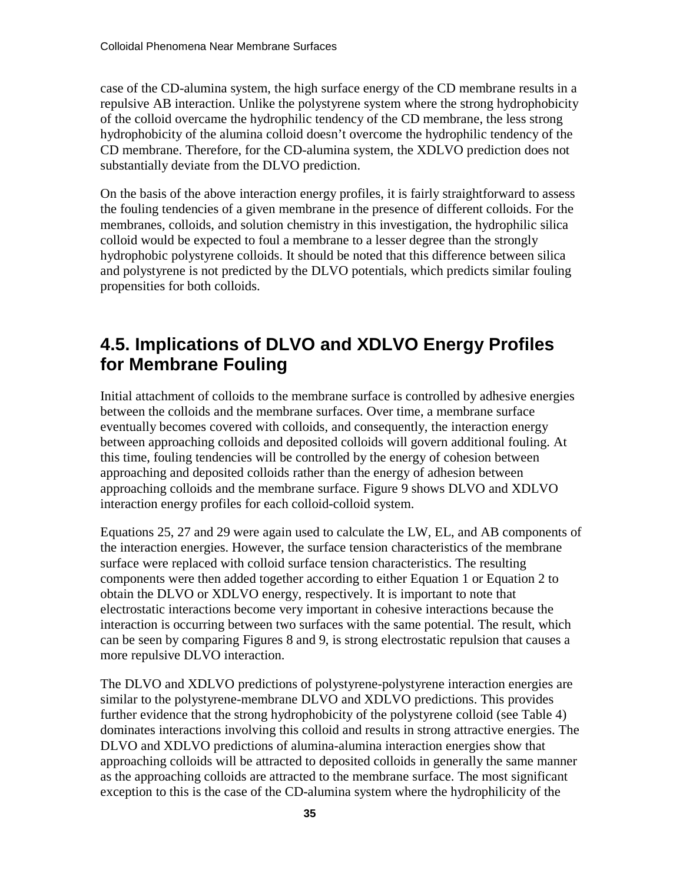case of the CD-alumina system, the high surface energy of the CD membrane results in a repulsive AB interaction. Unlike the polystyrene system where the strong hydrophobicity of the colloid overcame the hydrophilic tendency of the CD membrane, the less strong hydrophobicity of the alumina colloid doesn't overcome the hydrophilic tendency of the CD membrane. Therefore, for the CD-alumina system, the XDLVO prediction does not substantially deviate from the DLVO prediction.

On the basis of the above interaction energy profiles, it is fairly straightforward to assess the fouling tendencies of a given membrane in the presence of different colloids. For the membranes, colloids, and solution chemistry in this investigation, the hydrophilic silica colloid would be expected to foul a membrane to a lesser degree than the strongly hydrophobic polystyrene colloids. It should be noted that this difference between silica and polystyrene is not predicted by the DLVO potentials, which predicts similar fouling propensities for both colloids.

## 4.5. Implications of DLVO and XDLVO Energy Profiles for Membrane Fouling

Initial attachment of colloids to the membrane surface is controlled by adhesive energies between the colloids and the membrane surfaces. Over time, a membrane surface eventually becomes covered with colloids, and consequently, the interaction energy between approaching colloids and deposited colloids will govern additional fouling. At this time, fouling tendencies will be controlled by the energy of cohesion between approaching and deposited colloids rather than the energy of adhesion between approaching colloids and the membrane surface. Figure 9 shows DLVO and XDLVO interaction energy profiles for each colloid-colloid system.

Equations 25, 27 and 29 were again used to calculate the LW, EL, and AB components of the interaction energies. However, the surface tension characteristics of the membrane surface were replaced with colloid surface tension characteristics. The resulting components were then added together according to either Equation 1 or Equation 2 to obtain the DLVO or XDLVO energy, respectively. It is important to note that electrostatic interactions become very important in cohesive interactions because the interaction is occurring between two surfaces with the same potential. The result, which can be seen by comparing Figures 8 and 9, is strong electrostatic repulsion that causes a more repulsive DLVO interaction.

The DLVO and XDLVO predictions of polystyrene-polystyrene interaction energies are similar to the polystyrene-membrane DLVO and XDLVO predictions. This provides further evidence that the strong hydrophobicity of the polystyrene colloid (see Table 4) dominates interactions involving this colloid and results in strong attractive energies. The DLVO and XDLVO predictions of alumina-alumina interaction energies show that approaching colloids will be attracted to deposited colloids in generally the same manner as the approaching colloids are attracted to the membrane surface. The most significant exception to this is the case of the CD-alumina system where the hydrophilicity of the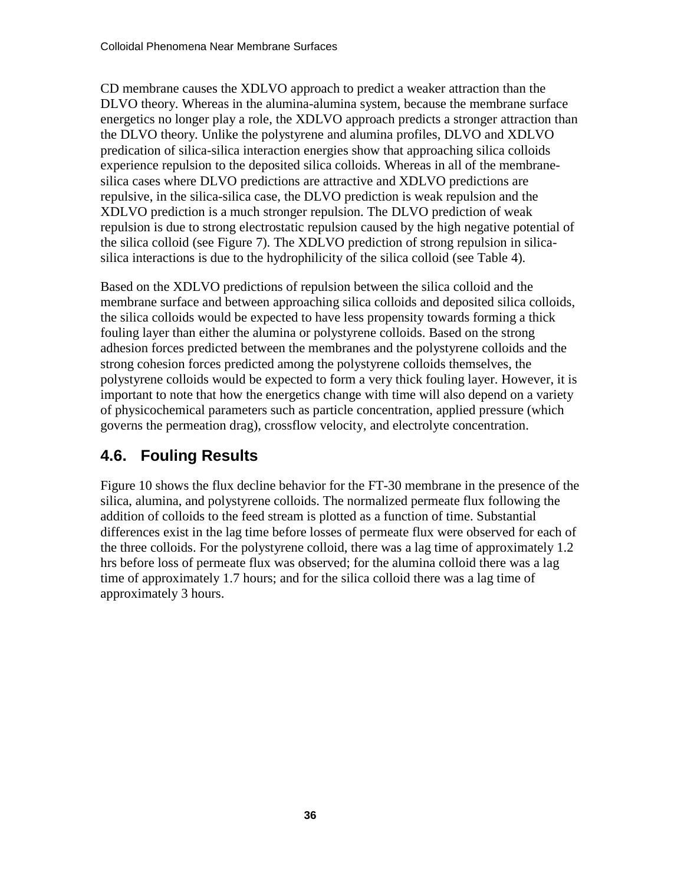CD membrane causes the XDLVO approach to predict a weaker attraction than the DLVO theory. Whereas in the alumina-alumina system, because the membrane surface energetics no longer play a role, the XDLVO approach predicts a stronger attraction than the DLVO theory. Unlike the polystyrene and alumina profiles, DLVO and XDLVO predication of silica-silica interaction energies show that approaching silica colloids experience repulsion to the deposited silica colloids. Whereas in all of the membrane-silica cases where DLVO predictions are attractive and XDLVO predictions are repulsive, in the silica-silica case, the DLVO prediction is weak repulsion and the XDLVO prediction is a much stronger repulsion. The DLVO prediction of weak repulsion is due to strong electrostatic repulsion caused by the high negative potential of the silica colloid (see Figure 7). The XDLVO prediction of strong repulsion in silica-silica interactions is due to the hydrophilicity of the silica colloid (see Table 4).

Based on the XDLVO predictions of repulsion between the silica colloid and the membrane surface and between approaching silica colloids and deposited silica colloids, the silica colloids would be expected to have less propensity towards forming a thick fouling layer than either the alumina or polystyrene colloids. Based on the strong adhesion forces predicted between the membranes and the polystyrene colloids and the strong cohesion forces predicted among the polystyrene colloids themselves, the polystyrene colloids would be expected to form a very thick fouling layer. However, it is important to note that how the energetics change with time will also depend on a variety of physicochemical parameters such as particle concentration, applied pressure (which governs the permeation drag), crossflow velocity, and electrolyte concentration.

## 4.6. Fouling Results

Figure 10 shows the flux decline behavior for the FT-30 membrane in the presence of the silica, alumina, and polystyrene colloids. The normalized permeate flux following the addition of colloids to the feed stream is plotted as a function of time. Substantial differences exist in the lag time before losses of permeate flux were observed for each of the three colloids. For the polystyrene colloid, there was a lag time of approximately 1.2 hrs before loss of permeate flux was observed; for the alumina colloid there was a lag time of approximately 1.7 hours; and for the silica colloid there was a lag time of approximately 3 hours.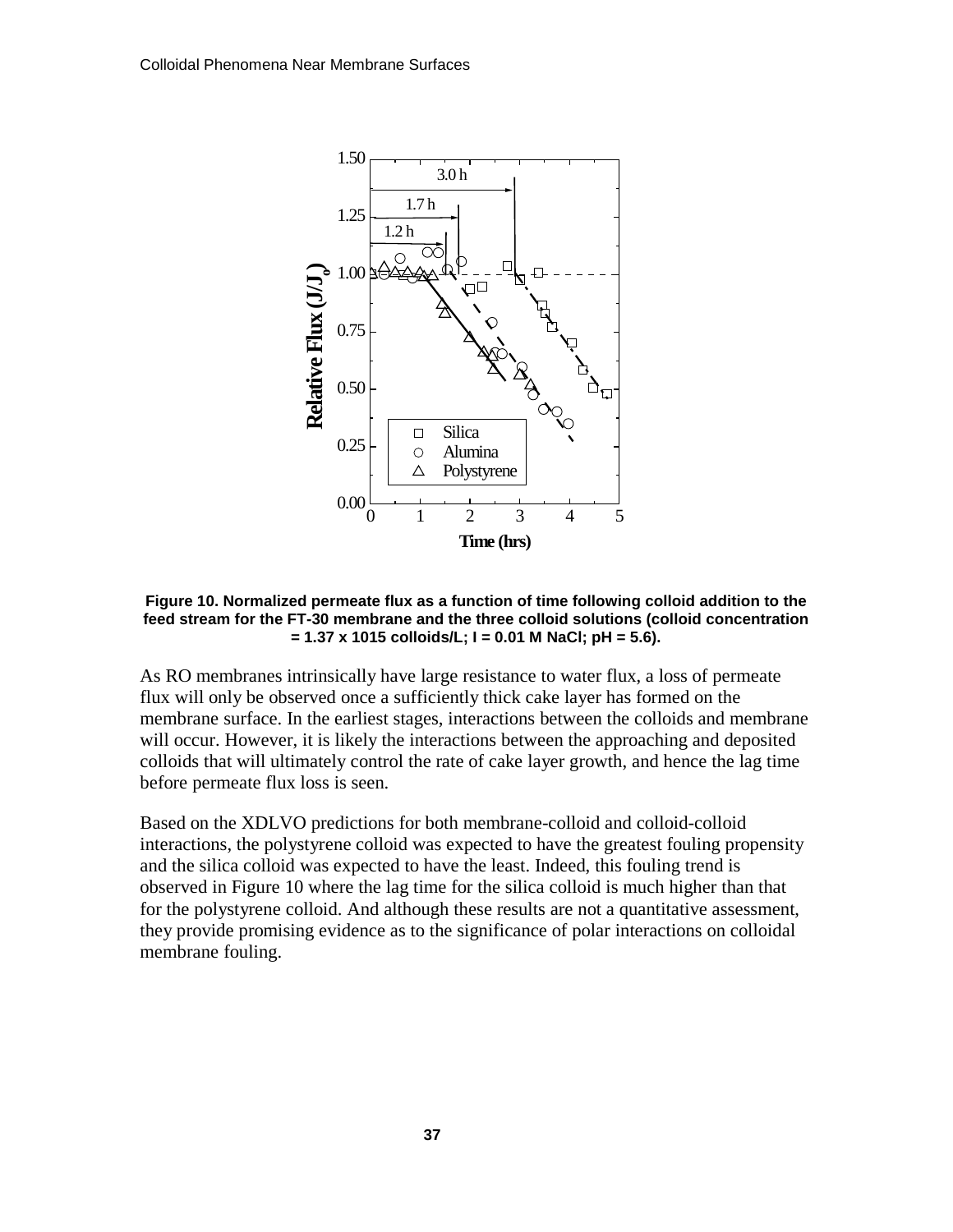Figure 10. Normalized permeate flux as a function of time following colloid addition to the feed stream for the FT-30 membrane and the three colloid solutions (colloid concentration = 1.37 x 1015 colloids/L; I = 0.01 M NaCl; pH = 5.6).

As RO membranes intrinsically have large resistance to water flux, a loss of permeate flux will only be observed once a sufficiently thick cake layer has formed on the membrane surface. In the earliest stages, interactions between the colloids and membrane will occur. However, it is likely the interactions between the approaching and deposited colloids that will ultimately control the rate of cake layer growth, and hence the lag time before permeate flux loss is seen.

Based on the XDLVO predictions for both membrane-colloid and colloid-colloid interactions, the polystyrene colloid was expected to have the greatest fouling propensity and the silica colloid was expected to have the least. Indeed, this fouling trend is observed in Figure 10 where the lag time for the silica colloid is much higher than that for the polystyrene colloid. And although these results are not a quantitative assessment, they provide promising evidence as to the significance of polar interactions on colloidal membrane fouling.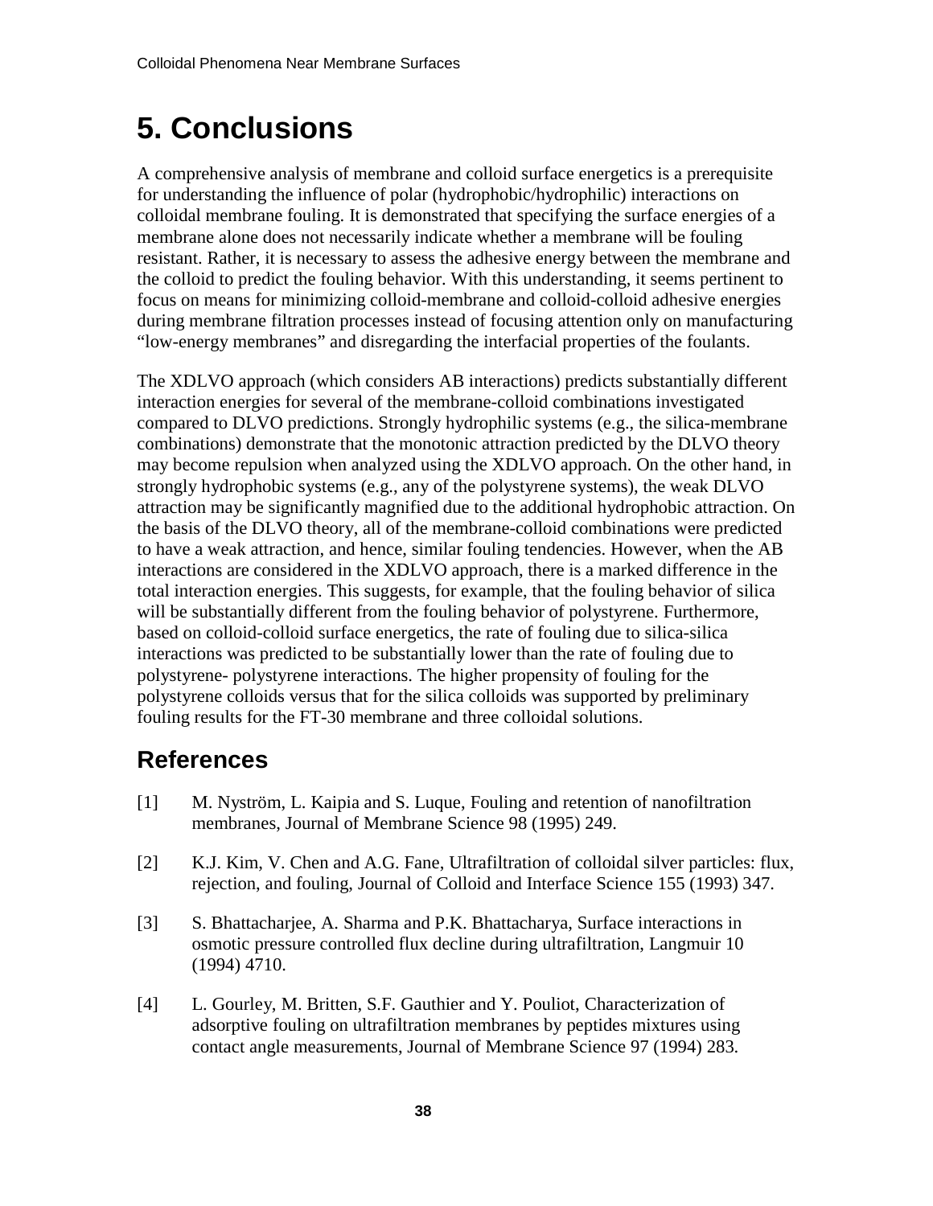# 5. Conclusions

A comprehensive analysis of membrane and colloid surface energetics is a prerequisite for understanding the influence of polar (hydrophobic/hydrophilic) interactions on colloidal membrane fouling. It is demonstrated that specifying the surface energies of a membrane alone does not necessarily indicate whether a membrane will be fouling resistant. Rather, it is necessary to assess the adhesive energy between the membrane and the colloid to predict the fouling behavior. With this understanding, it seems pertinent to focus on means for minimizing colloid-membrane and colloid-colloid adhesive energies during membrane filtration processes instead of focusing attention only on manufacturing "low-energy membranes" and disregarding the interfacial properties of the foulants.

The XDLVO approach (which considers AB interactions) predicts substantially different interaction energies for several of the membrane-colloid combinations investigated compared to DLVO predictions. Strongly hydrophilic systems (e.g., the silica-membrane combinations) demonstrate that the monotonic attraction predicted by the DLVO theory may become repulsion when analyzed using the XDLVO approach. On the other hand, in strongly hydrophobic systems (e.g., any of the polystyrene systems), the weak DLVO attraction may be significantly magnified due to the additional hydrophobic attraction. On the basis of the DLVO theory, all of the membrane-colloid combinations were predicted to have a weak attraction, and hence, similar fouling tendencies. However, when the AB interactions are considered in the XDLVO approach, there is a marked difference in the total interaction energies. This suggests, for example, that the fouling behavior of silica will be substantially different from the fouling behavior of polystyrene. Furthermore, based on colloid-colloid surface energetics, the rate of fouling due to silica-silica interactions was predicted to be substantially lower than the rate of fouling due to polystyrene- polystyrene interactions. The higher propensity of fouling for the polystyrene colloids versus that for the silica colloids was supported by preliminary fouling results for the FT-30 membrane and three colloidal solutions.

## References

[1] M. Nyström, L. Kaipia and S. Luque, Fouling and retention of nanofiltration membranes, Journal of Membrane Science 98 (1995) 249.

[2] K.J. Kim, V. Chen and A.G. Fane, Ultrafiltration of colloidal silver particles: flux, rejection, and fouling, Journal of Colloid and Interface Science 155 (1993) 347.

[3] S. Bhattacharjee, A. Sharma and P.K. Bhattacharya, Surface interactions in osmotic pressure controlled flux decline during ultrafiltration, Langmuir 10 (1994) 4710.

[4] L. Gourley, M. Britten, S.F. Gauthier and Y. Pouliot, Characterization of adsorptive fouling on ultrafiltration membranes by peptides mixtures using contact angle measurements, Journal of Membrane Science 97 (1994) 283.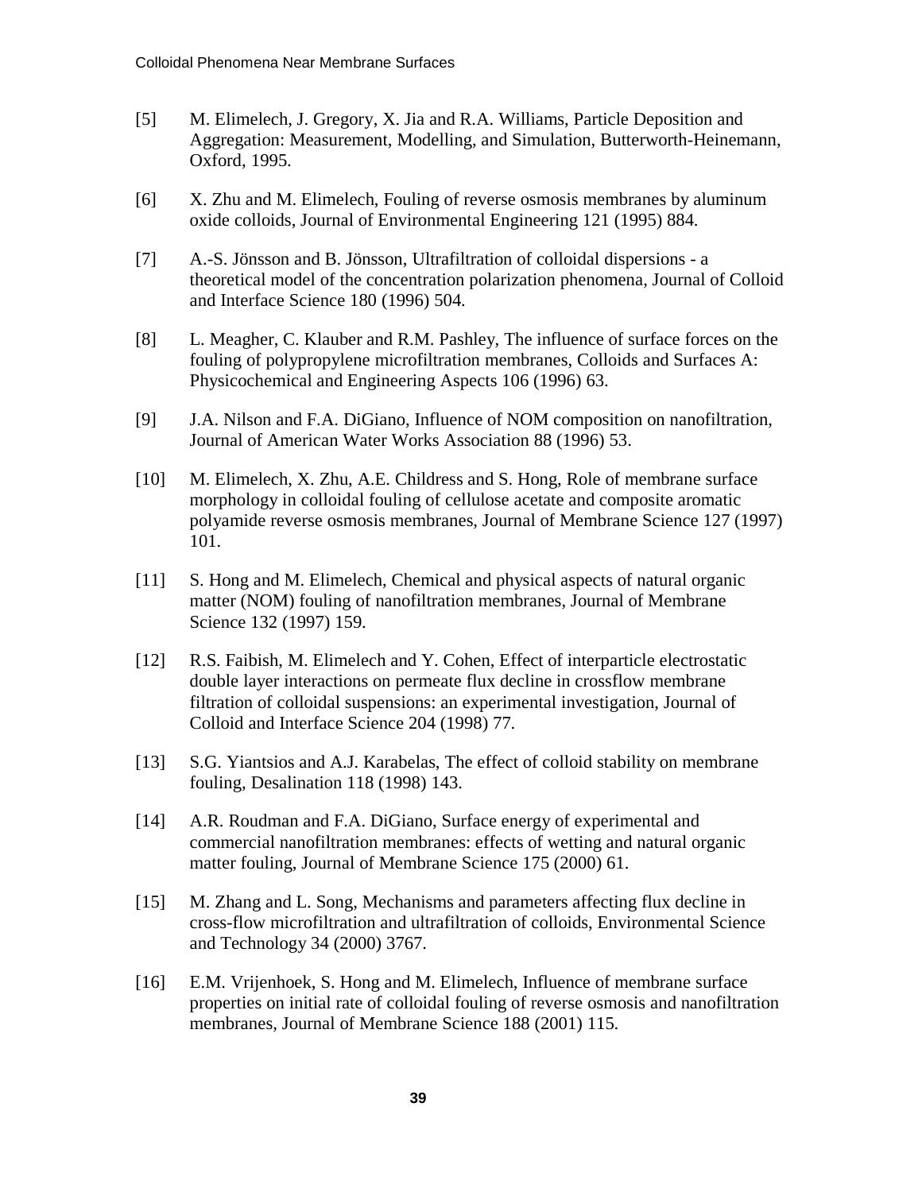[5] M. Elimelech, J. Gregory, X. Jia and R.A. Williams, Particle Deposition and Aggregation: Measurement, Modelling, and Simulation, Butterworth-Heinemann, Oxford, 1995.

[6] X. Zhu and M. Elimelech, Fouling of reverse osmosis membranes by aluminum oxide colloids, Journal of Environmental Engineering 121 (1995) 884.

[7] A.-S. Jönsson and B. Jönsson, Ultrafiltration of colloidal dispersions - a theoretical model of the concentration polarization phenomena, Journal of Colloid and Interface Science 180 (1996) 504.

[8] L. Meagher, C. Klauber and R.M. Pashley, The influence of surface forces on the fouling of polypropylene microfiltration membranes, Colloids and Surfaces A: Physicochemical and Engineering Aspects 106 (1996) 63.

[9] J.A. Nilson and F.A. DiGiano, Influence of NOM composition on nanofiltration, Journal of American Water Works Association 88 (1996) 53.

[10] M. Elimelech, X. Zhu, A.E. Childress and S. Hong, Role of membrane surface morphology in colloidal fouling of cellulose acetate and composite aromatic polyamide reverse osmosis membranes, Journal of Membrane Science 127 (1997) 101.

[11] S. Hong and M. Elimelech, Chemical and physical aspects of natural organic matter (NOM) fouling of nanofiltration membranes, Journal of Membrane Science 132 (1997) 159.

[12] R.S. Faibish, M. Elimelech and Y. Cohen, Effect of interparticle electrostatic double layer interactions on permeate flux decline in crossflow membrane filtration of colloidal suspensions: an experimental investigation, Journal of Colloid and Interface Science 204 (1998) 77.

[13] S.G. Yiantsios and A.J. Karabelas, The effect of colloid stability on membrane fouling, Desalination 118 (1998) 143.

[14] A.R. Roudman and F.A. DiGiano, Surface energy of experimental and commercial nanofiltration membranes: effects of wetting and natural organic matter fouling, Journal of Membrane Science 175 (2000) 61.

[15] M. Zhang and L. Song, Mechanisms and parameters affecting flux decline in cross-flow microfiltration and ultrafiltration of colloids, Environmental Science and Technology 34 (2000) 3767.

[16] E.M. Vrijenhoek, S. Hong and M. Elimelech, Influence of membrane surface properties on initial rate of colloidal fouling of reverse osmosis and nanofiltration membranes, Journal of Membrane Science 188 (2001) 115.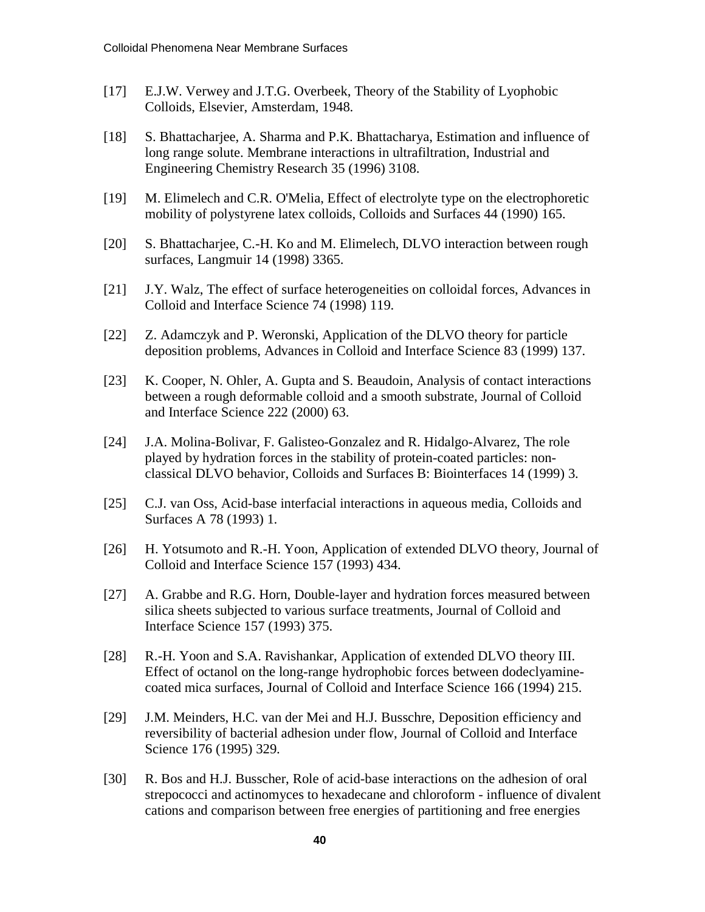[17] E.J.W. Verwey and J.T.G. Overbeek, Theory of the Stability of Lyophobic Colloids, Elsevier, Amsterdam, 1948.

[18] S. Bhattacharjee, A. Sharma and P.K. Bhattacharya, Estimation and influence of long range solute. Membrane interactions in ultrafiltration, Industrial and Engineering Chemistry Research 35 (1996) 3108.

[19] M. Elimelech and C.R. O'Melia, Effect of electrolyte type on the electrophoretic mobility of polystyrene latex colloids, Colloids and Surfaces 44 (1990) 165.

[20] S. Bhattacharjee, C.-H. Ko and M. Elimelech, DLVO interaction between rough surfaces, Langmuir 14 (1998) 3365.

[21] J.Y. Walz, The effect of surface heterogeneities on colloidal forces, Advances in Colloid and Interface Science 74 (1998) 119.

[22] Z. Adamczyk and P. Weronski, Application of the DLVO theory for particle deposition problems, Advances in Colloid and Interface Science 83 (1999) 137.

[23] K. Cooper, N. Ohler, A. Gupta and S. Beaudoin, Analysis of contact interactions between a rough deformable colloid and a smooth substrate, Journal of Colloid and Interface Science 222 (2000) 63.

[24] J.A. Molina-Bolivar, F. Galisteo-Gonzalez and R. Hidalgo-Alvarez, The role played by hydration forces in the stability of protein-coated particles: non-classical DLVO behavior, Colloids and Surfaces B: Biointerfaces 14 (1999) 3.

[25] C.J. van Oss, Acid-base interfacial interactions in aqueous media, Colloids and Surfaces A 78 (1993) 1.

[26] H. Yotsumoto and R.-H. Yoon, Application of extended DLVO theory, Journal of Colloid and Interface Science 157 (1993) 434.

[27] A. Grabbe and R.G. Horn, Double-layer and hydration forces measured between silica sheets subjected to various surface treatments, Journal of Colloid and Interface Science 157 (1993) 375.

[28] R.-H. Yoon and S.A. Ravishankar, Application of extended DLVO theory III. Effect of octanol on the long-range hydrophobic forces between dodeclyamine-coated mica surfaces, Journal of Colloid and Interface Science 166 (1994) 215.

[29] J.M. Meinders, H.C. van der Mei and H.J. Busschre, Deposition efficiency and reversibility of bacterial adhesion under flow, Journal of Colloid and Interface Science 176 (1995) 329.

[30] R. Bos and H.J. Busscher, Role of acid-base interactions on the adhesion of oral strepococci and actinomyces to hexadecane and chloroform - influence of divalent cations and comparison between free energies of partitioning and free energies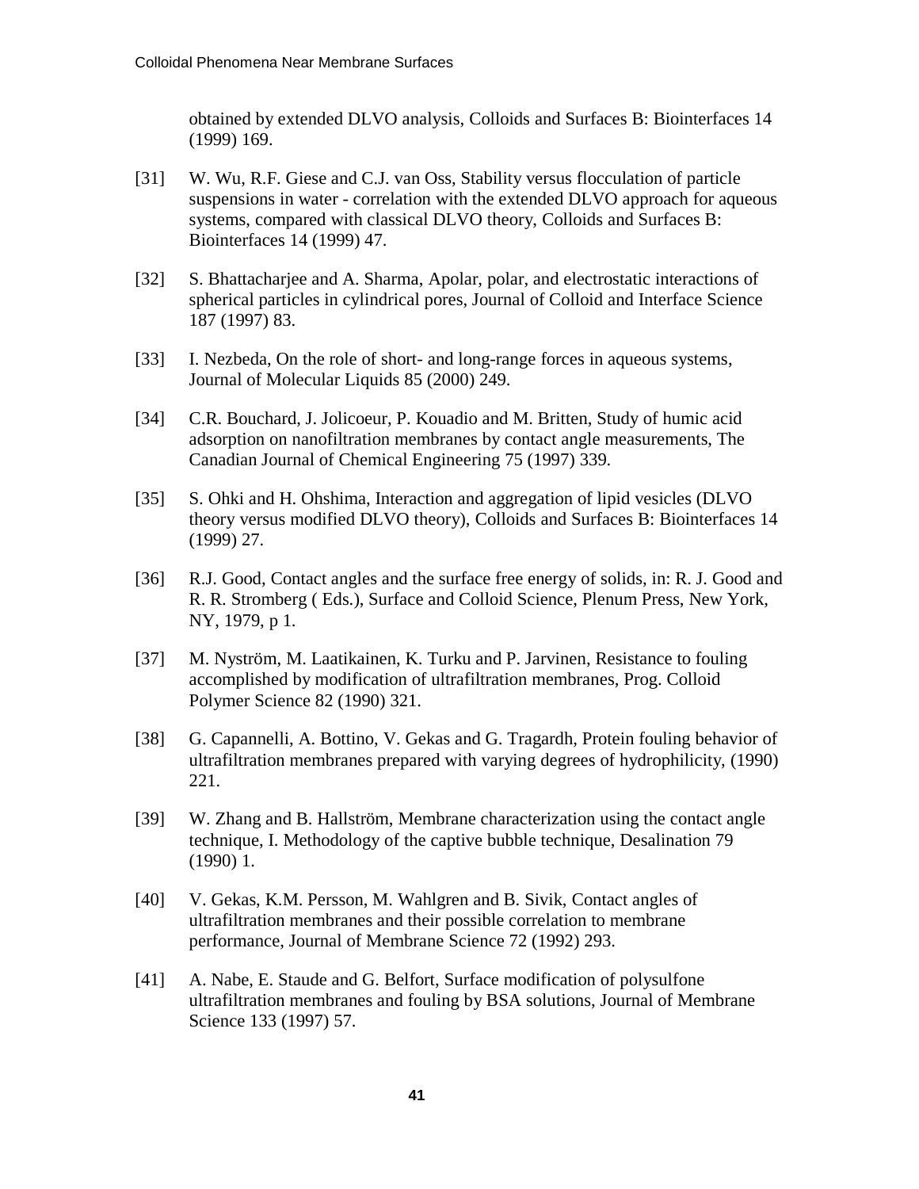obtained by extended DLVO analysis, Colloids and Surfaces B: Biointerfaces 14 (1999) 169.

[31] W. Wu, R.F. Giese and C.J. van Oss, Stability versus flocculation of particle suspensions in water - correlation with the extended DLVO approach for aqueous systems, compared with classical DLVO theory, Colloids and Surfaces B: Biointerfaces 14 (1999) 47.

[32] S. Bhattacharjee and A. Sharma, Apolar, polar, and electrostatic interactions of spherical particles in cylindrical pores, Journal of Colloid and Interface Science 187 (1997) 83.

[33] I. Nezbeda, On the role of short- and long-range forces in aqueous systems, Journal of Molecular Liquids 85 (2000) 249.

[34] C.R. Bouchard, J. Jolicoeur, P. Kouadio and M. Britten, Study of humic acid adsorption on nanofiltration membranes by contact angle measurements, The Canadian Journal of Chemical Engineering 75 (1997) 339.

[35] S. Ohki and H. Ohshima, Interaction and aggregation of lipid vesicles (DLVO theory versus modified DLVO theory), Colloids and Surfaces B: Biointerfaces 14 (1999) 27.

[36] R.J. Good, Contact angles and the surface free energy of solids, in: R. J. Good and R. R. Stromberg ( Eds.), Surface and Colloid Science, Plenum Press, New York, NY, 1979, p 1.

[37] M. Nyström, M. Laatikainen, K. Turku and P. Jarvinen, Resistance to fouling accomplished by modification of ultrafiltration membranes, Prog. Colloid Polymer Science 82 (1990) 321.

[38] G. Capannelli, A. Bottino, V. Gekas and G. Tragardh, Protein fouling behavior of ultrafiltration membranes prepared with varying degrees of hydrophilicity, (1990) 221.

[39] W. Zhang and B. Hallström, Membrane characterization using the contact angle technique, I. Methodology of the captive bubble technique, Desalination 79 (1990) 1.

[40] V. Gekas, K.M. Persson, M. Wahlgren and B. Sivik, Contact angles of ultrafiltration membranes and their possible correlation to membrane performance, Journal of Membrane Science 72 (1992) 293.

[41] A. Nabe, E. Staude and G. Belfort, Surface modification of polysulfone ultrafiltration membranes and fouling by BSA solutions, Journal of Membrane Science 133 (1997) 57.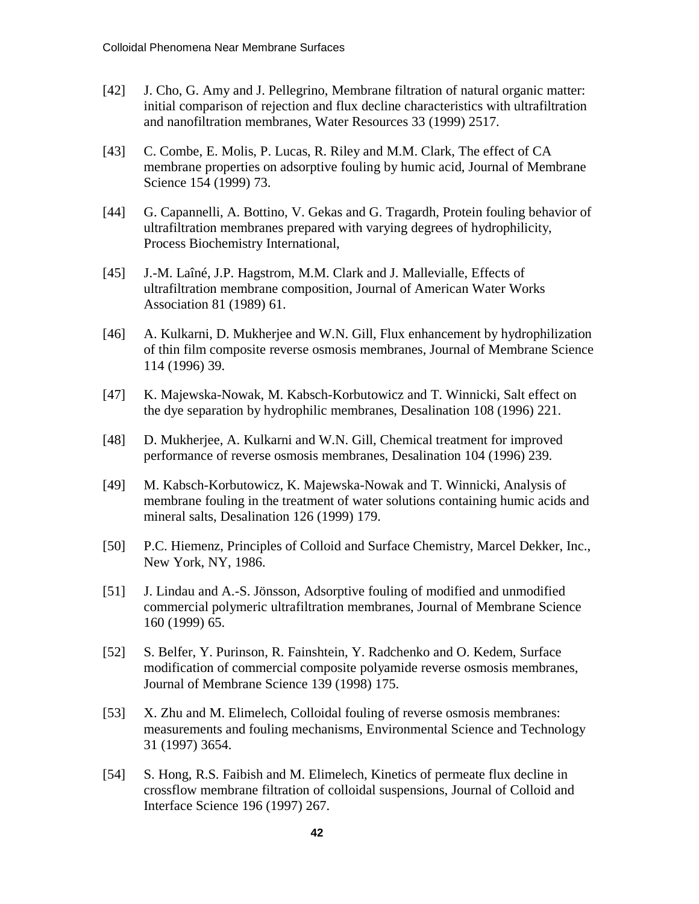[42] J. Cho, G. Amy and J. Pellegrino, Membrane filtration of natural organic matter: initial comparison of rejection and flux decline characteristics with ultrafiltration and nanofiltration membranes, Water Resources 33 (1999) 2517.

[43] C. Combe, E. Molis, P. Lucas, R. Riley and M.M. Clark, The effect of CA membrane properties on adsorptive fouling by humic acid, Journal of Membrane Science 154 (1999) 73.

[44] G. Capannelli, A. Bottino, V. Gekas and G. Tragardh, Protein fouling behavior of ultrafiltration membranes prepared with varying degrees of hydrophilicity, Process Biochemistry International,

[45] J.-M. Laîné, J.P. Hagstrom, M.M. Clark and J. Mallevialle, Effects of ultrafiltration membrane composition, Journal of American Water Works Association 81 (1989) 61.

[46] A. Kulkarni, D. Mukherjee and W.N. Gill, Flux enhancement by hydrophilization of thin film composite reverse osmosis membranes, Journal of Membrane Science 114 (1996) 39.

[47] K. Majewska-Nowak, M. Kabsch-Korbutowicz and T. Winnicki, Salt effect on the dye separation by hydrophilic membranes, Desalination 108 (1996) 221.

[48] D. Mukherjee, A. Kulkarni and W.N. Gill, Chemical treatment for improved performance of reverse osmosis membranes, Desalination 104 (1996) 239.

[49] M. Kabsch-Korbutowicz, K. Majewska-Nowak and T. Winnicki, Analysis of membrane fouling in the treatment of water solutions containing humic acids and mineral salts, Desalination 126 (1999) 179.

[50] P.C. Hiemenz, Principles of Colloid and Surface Chemistry, Marcel Dekker, Inc., New York, NY, 1986.

[51] J. Lindau and A.-S. Jönsson, Adsorptive fouling of modified and unmodified commercial polymeric ultrafiltration membranes, Journal of Membrane Science 160 (1999) 65.

[52] S. Belfer, Y. Purinson, R. Fainshtein, Y. Radchenko and O. Kedem, Surface modification of commercial composite polyamide reverse osmosis membranes, Journal of Membrane Science 139 (1998) 175.

[53] X. Zhu and M. Elimelech, Colloidal fouling of reverse osmosis membranes: measurements and fouling mechanisms, Environmental Science and Technology 31 (1997) 3654.

[54] S. Hong, R.S. Faibish and M. Elimelech, Kinetics of permeate flux decline in crossflow membrane filtration of colloidal suspensions, Journal of Colloid and Interface Science 196 (1997) 267.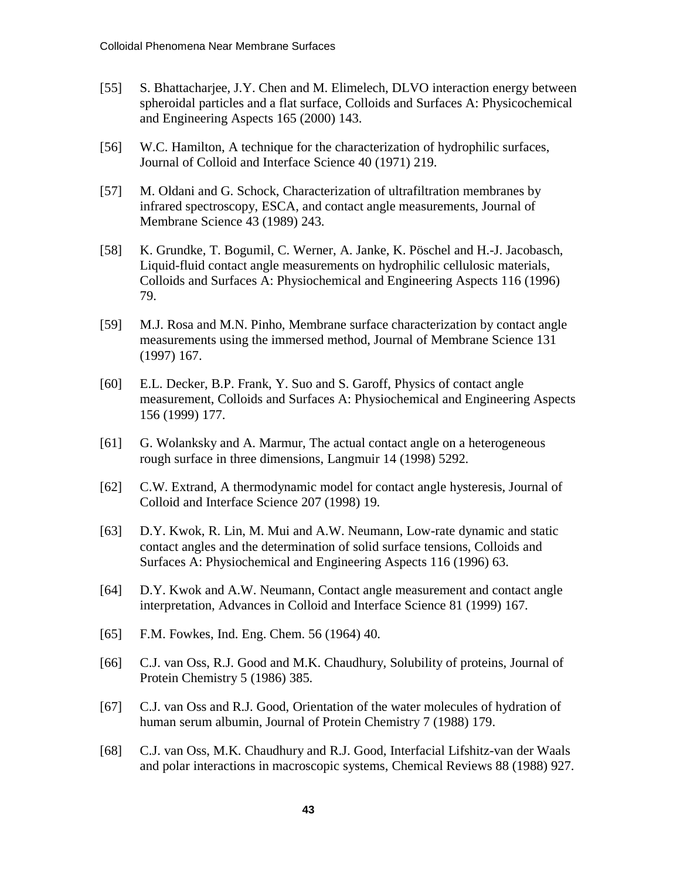[55] S. Bhattacharjee, J.Y. Chen and M. Elimelech, DLVO interaction energy between spheroidal particles and a flat surface, Colloids and Surfaces A: Physicochemical and Engineering Aspects 165 (2000) 143.

[56] W.C. Hamilton, A technique for the characterization of hydrophilic surfaces, Journal of Colloid and Interface Science 40 (1971) 219.

[57] M. Oldani and G. Schock, Characterization of ultrafiltration membranes by infrared spectroscopy, ESCA, and contact angle measurements, Journal of Membrane Science 43 (1989) 243.

[58] K. Grundke, T. Bogumil, C. Werner, A. Janke, K. Pöschel and H.-J. Jacobasch, Liquid-fluid contact angle measurements on hydrophilic cellulosic materials, Colloids and Surfaces A: Physiochemical and Engineering Aspects 116 (1996) 79.

[59] M.J. Rosa and M.N. Pinho, Membrane surface characterization by contact angle measurements using the immersed method, Journal of Membrane Science 131 (1997) 167.

[60] E.L. Decker, B.P. Frank, Y. Suo and S. Garoff, Physics of contact angle measurement, Colloids and Surfaces A: Physiochemical and Engineering Aspects 156 (1999) 177.

[61] G. Wolanksky and A. Marmur, The actual contact angle on a heterogeneous rough surface in three dimensions, Langmuir 14 (1998) 5292.

[62] C.W. Extrand, A thermodynamic model for contact angle hysteresis, Journal of Colloid and Interface Science 207 (1998) 19.

[63] D.Y. Kwok, R. Lin, M. Mui and A.W. Neumann, Low-rate dynamic and static contact angles and the determination of solid surface tensions, Colloids and Surfaces A: Physiochemical and Engineering Aspects 116 (1996) 63.

[64] D.Y. Kwok and A.W. Neumann, Contact angle measurement and contact angle interpretation, Advances in Colloid and Interface Science 81 (1999) 167.

[65] F.M. Fowkes, Ind. Eng. Chem. 56 (1964) 40.

[66] C.J. van Oss, R.J. Good and M.K. Chaudhury, Solubility of proteins, Journal of Protein Chemistry 5 (1986) 385.

[67] C.J. van Oss and R.J. Good, Orientation of the water molecules of hydration of human serum albumin, Journal of Protein Chemistry 7 (1988) 179.

[68] C.J. van Oss, M.K. Chaudhury and R.J. Good, Interfacial Lifshitz-van der Waals and polar interactions in macroscopic systems, Chemical Reviews 88 (1988) 927.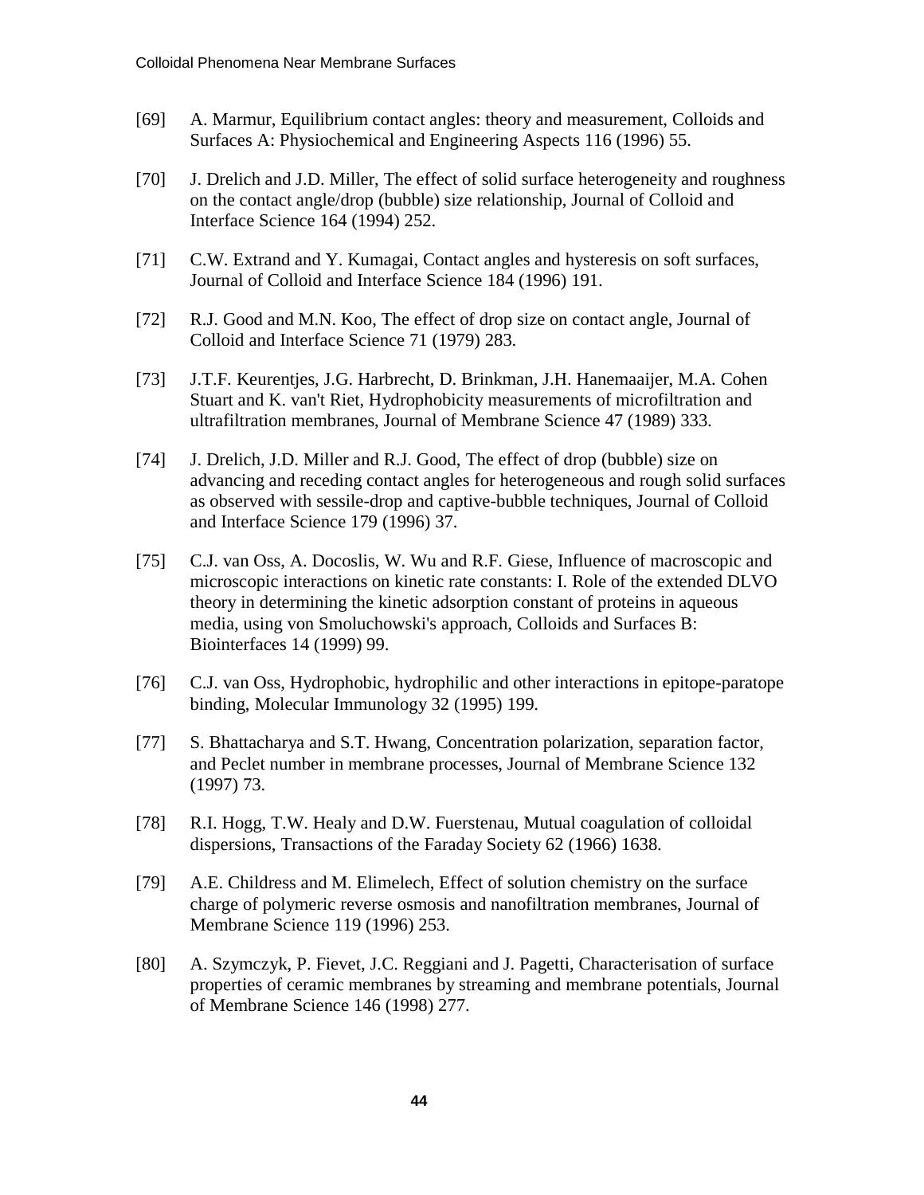[69] A. Marmur, Equilibrium contact angles: theory and measurement, Colloids and Surfaces A: Physiochemical and Engineering Aspects 116 (1996) 55.

[70] J. Drelich and J.D. Miller, The effect of solid surface heterogeneity and roughness on the contact angle/drop (bubble) size relationship, Journal of Colloid and Interface Science 164 (1994) 252.

[71] C.W. Extrand and Y. Kumagai, Contact angles and hysteresis on soft surfaces, Journal of Colloid and Interface Science 184 (1996) 191.

[72] R.J. Good and M.N. Koo, The effect of drop size on contact angle, Journal of Colloid and Interface Science 71 (1979) 283.

[73] J.T.F. Keurentjes, J.G. Harbrecht, D. Brinkman, J.H. Hanemaaijer, M.A. Cohen Stuart and K. van't Riet, Hydrophobicity measurements of microfiltration and ultrafiltration membranes, Journal of Membrane Science 47 (1989) 333.

[74] J. Drelich, J.D. Miller and R.J. Good, The effect of drop (bubble) size on advancing and receding contact angles for heterogeneous and rough solid surfaces as observed with sessile-drop and captive-bubble techniques, Journal of Colloid and Interface Science 179 (1996) 37.

[75] C.J. van Oss, A. Docoslis, W. Wu and R.F. Giese, Influence of macroscopic and microscopic interactions on kinetic rate constants: I. Role of the extended DLVO theory in determining the kinetic adsorption constant of proteins in aqueous media, using von Smoluchowski's approach, Colloids and Surfaces B: Biointerfaces 14 (1999) 99.

[76] C.J. van Oss, Hydrophobic, hydrophilic and other interactions in epitope-paratope binding, Molecular Immunology 32 (1995) 199.

[77] S. Bhattacharya and S.T. Hwang, Concentration polarization, separation factor, and Peclet number in membrane processes, Journal of Membrane Science 132 (1997) 73.

[78] R.I. Hogg, T.W. Healy and D.W. Fuerstenau, Mutual coagulation of colloidal dispersions, Transactions of the Faraday Society 62 (1966) 1638.

[79] A.E. Childress and M. Elimelech, Effect of solution chemistry on the surface charge of polymeric reverse osmosis and nanofiltration membranes, Journal of Membrane Science 119 (1996) 253.

[80] A. Szymczyk, P. Fievet, J.C. Reggiani and J. Pagetti, Characterisation of surface properties of ceramic membranes by streaming and membrane potentials, Journal of Membrane Science 146 (1998) 277.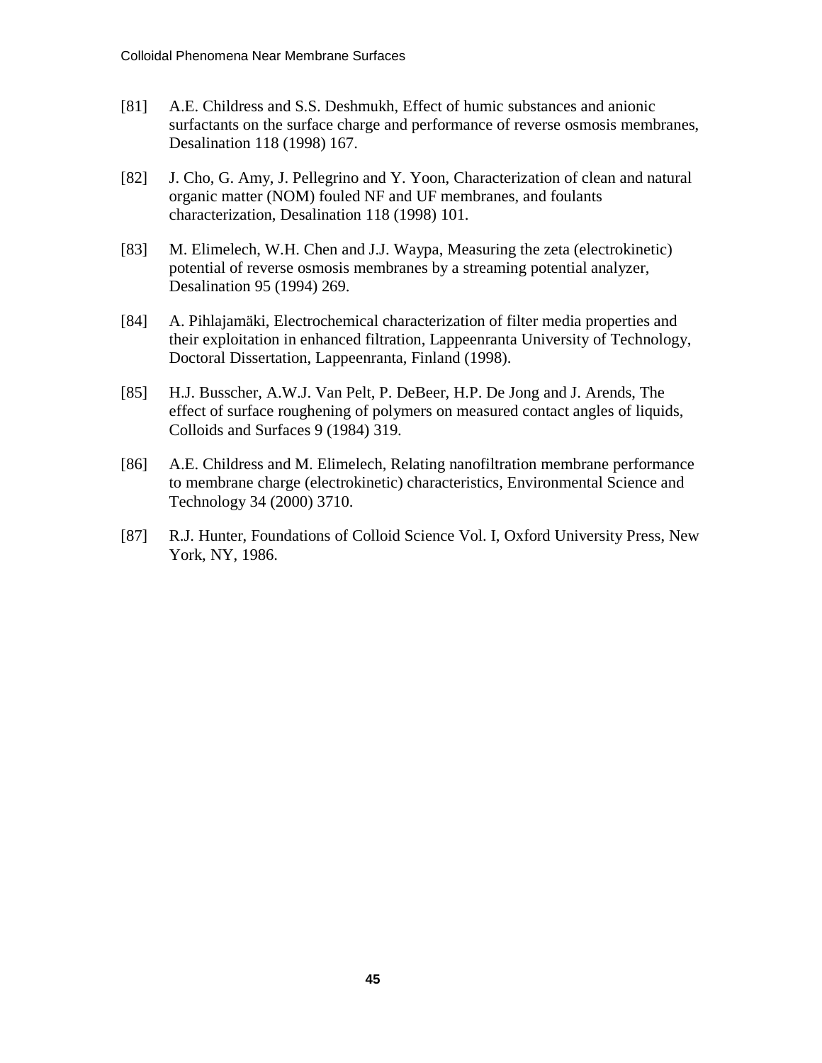[81] A.E. Childress and S.S. Deshmukh, Effect of humic substances and anionic surfactants on the surface charge and performance of reverse osmosis membranes, Desalination 118 (1998) 167.

[82] J. Cho, G. Amy, J. Pellegrino and Y. Yoon, Characterization of clean and natural organic matter (NOM) fouled NF and UF membranes, and foulants characterization, Desalination 118 (1998) 101.

[83] M. Elimelech, W.H. Chen and J.J. Waypa, Measuring the zeta (electrokinetic) potential of reverse osmosis membranes by a streaming potential analyzer, Desalination 95 (1994) 269.

[84] A. Pihlajamäki, Electrochemical characterization of filter media properties and their exploitation in enhanced filtration, Lappeenranta University of Technology, Doctoral Dissertation, Lappeenranta, Finland (1998).

[85] H.J. Busscher, A.W.J. Van Pelt, P. DeBeer, H.P. De Jong and J. Arends, The effect of surface roughening of polymers on measured contact angles of liquids, Colloids and Surfaces 9 (1984) 319.

[86] A.E. Childress and M. Elimelech, Relating nanofiltration membrane performance to membrane charge (electrokinetic) characteristics, Environmental Science and Technology 34 (2000) 3710.

[87] R.J. Hunter, Foundations of Colloid Science Vol. I, Oxford University Press, New York, NY, 1986.